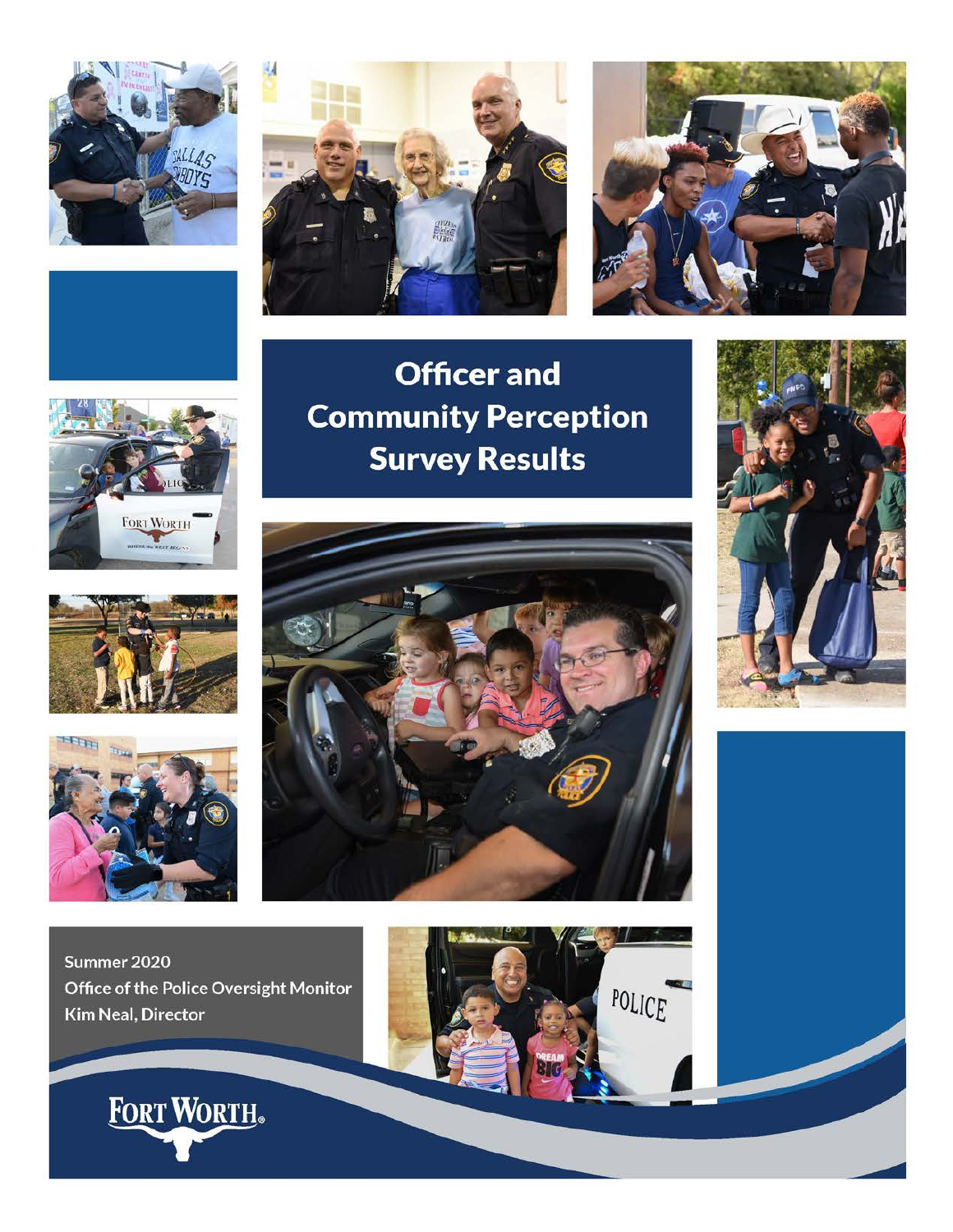# Officer and Community Perception Survey Results

Summer 2020

Office of the Police Oversight Monitor

Kim Neal, Director

FORT WORTH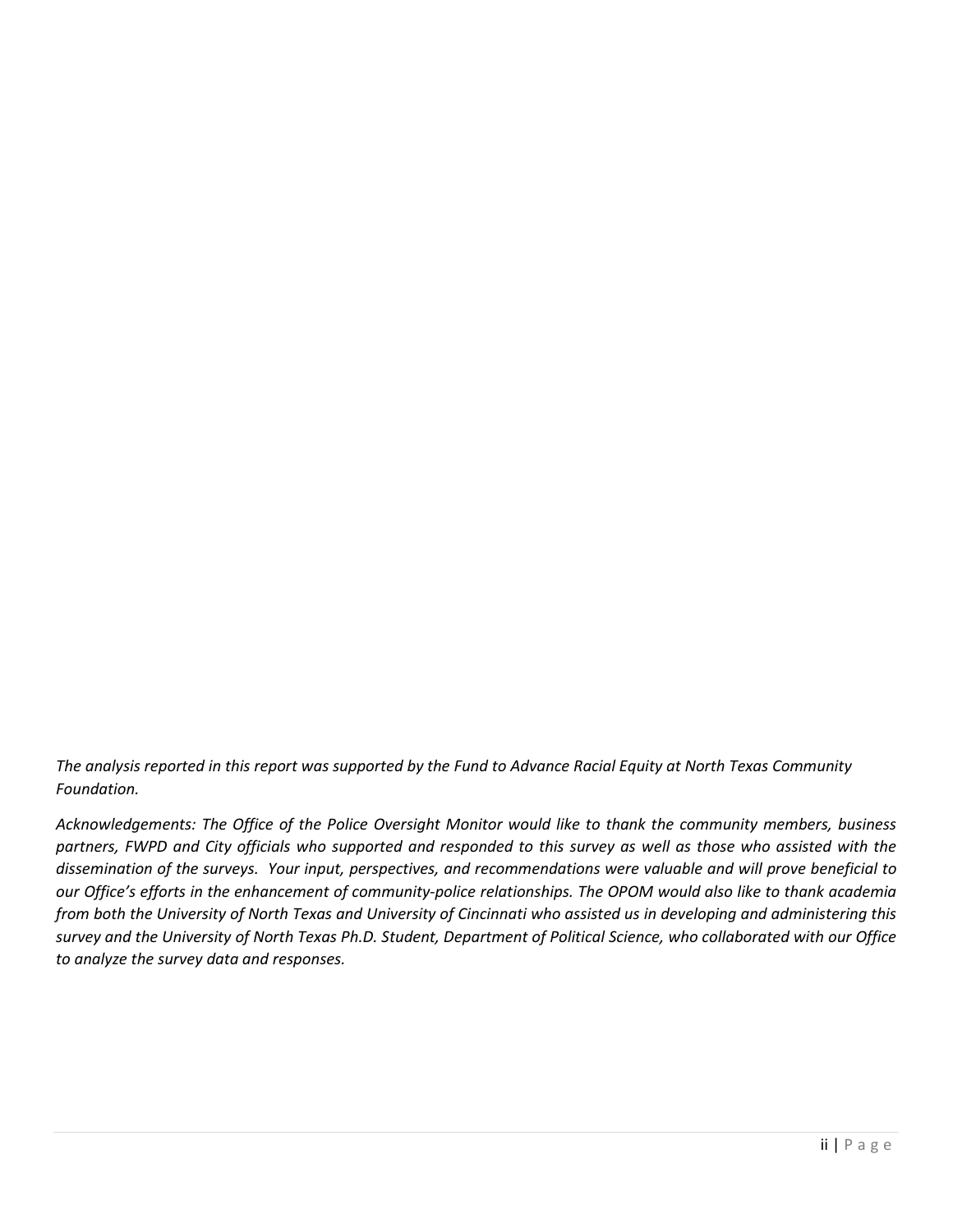*The analysis reported in this report was supported by the Fund to Advance Racial Equity at North Texas Community Foundation.*

*Acknowledgements: The Office of the Police Oversight Monitor would like to thank the community members, business partners, FWPD and City officials who supported and responded to this survey as well as those who assisted with the dissemination of the surveys. Your input, perspectives, and recommendations were valuable and will prove beneficial to our Office's efforts in the enhancement of community-police relationships. The OPOM would also like to thank academia from both the University of North Texas and University of Cincinnati who assisted us in developing and administering this survey and the University of North Texas Ph.D. Student, Department of Political Science, who collaborated with our Office to analyze the survey data and responses.*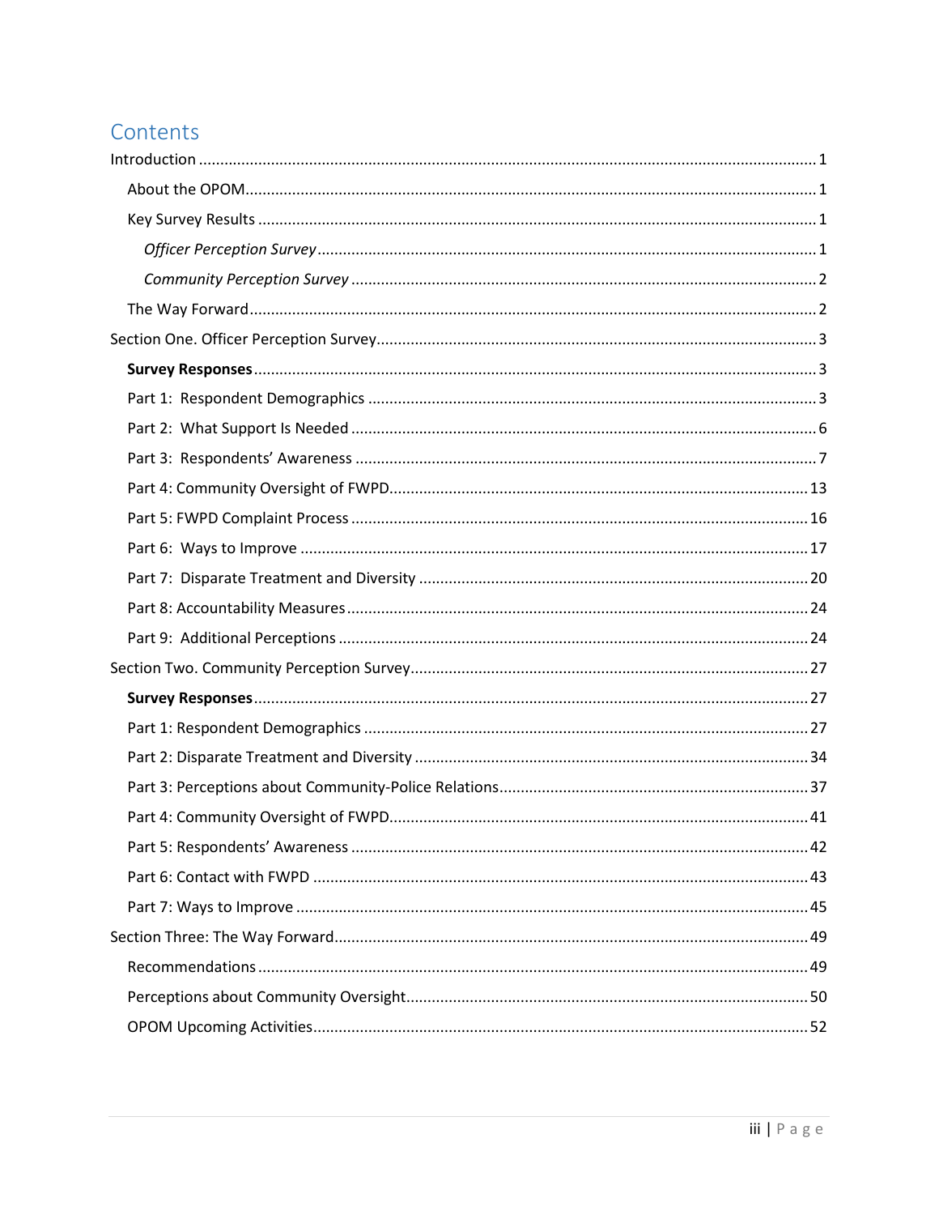# Contents

Introduction ............................................................................................................................. 1

- About the OPOM........................................................................................................... 1
- Key Survey Results ....................................................................................................... 1
  - *Officer Perception Survey* .................................................................................. 1
  - *Community Perception Survey* ........................................................................... 2
- The Way Forward.......................................................................................................... 2

Section One. Officer Perception Survey.................................................................................... 3

- **Survey Responses**...................................................................................................... 3
- Part 1: Respondent Demographics ................................................................................ 3
- Part 2: What Support Is Needed ................................................................................... 6
- Part 3: Respondents' Awareness ................................................................................... 7
- Part 4: Community Oversight of FWPD......................................................................... 13
- Part 5: FWPD Complaint Process ................................................................................. 16
- Part 6: Ways to Improve ............................................................................................. 17
- Part 7: Disparate Treatment and Diversity .................................................................... 20
- Part 8: Accountability Measures................................................................................... 24
- Part 9: Additional Perceptions ..................................................................................... 24

Section Two. Community Perception Survey............................................................................ 27

- **Survey Responses**...................................................................................................... 27
- Part 1: Respondent Demographics ................................................................................ 27
- Part 2: Disparate Treatment and Diversity .................................................................... 34
- Part 3: Perceptions about Community-Police Relations.................................................. 37
- Part 4: Community Oversight of FWPD......................................................................... 41
- Part 5: Respondents' Awareness ................................................................................... 42
- Part 6: Contact with FWPD ......................................................................................... 43
- Part 7: Ways to Improve ............................................................................................. 45

Section Three: The Way Forward............................................................................................. 49

- Recommendations........................................................................................................ 49
- Perceptions about Community Oversight....................................................................... 50
- OPOM Upcoming Activities........................................................................................... 52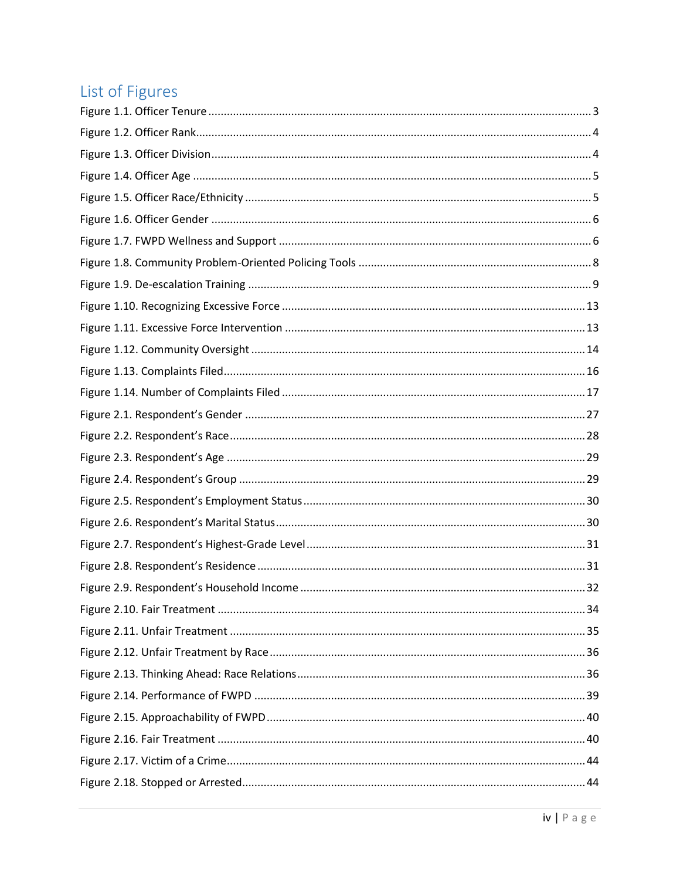## List of Figures

Figure 1.1. Officer Tenure ............ 3
Figure 1.2. Officer Rank............ 4
Figure 1.3. Officer Division............ 4
Figure 1.4. Officer Age ............ 5
Figure 1.5. Officer Race/Ethnicity ............ 5
Figure 1.6. Officer Gender ............ 6
Figure 1.7. FWPD Wellness and Support ............ 6
Figure 1.8. Community Problem-Oriented Policing Tools ............ 8
Figure 1.9. De-escalation Training ............ 9
Figure 1.10. Recognizing Excessive Force ............ 13
Figure 1.11. Excessive Force Intervention ............ 13
Figure 1.12. Community Oversight ............ 14
Figure 1.13. Complaints Filed............ 16
Figure 1.14. Number of Complaints Filed ............ 17
Figure 2.1. Respondent's Gender ............ 27
Figure 2.2. Respondent's Race............ 28
Figure 2.3. Respondent's Age ............ 29
Figure 2.4. Respondent's Group ............ 29
Figure 2.5. Respondent's Employment Status............ 30
Figure 2.6. Respondent's Marital Status............ 30
Figure 2.7. Respondent's Highest-Grade Level............ 31
Figure 2.8. Respondent's Residence ............ 31
Figure 2.9. Respondent's Household Income ............ 32
Figure 2.10. Fair Treatment ............ 34
Figure 2.11. Unfair Treatment ............ 35
Figure 2.12. Unfair Treatment by Race............ 36
Figure 2.13. Thinking Ahead: Race Relations............ 36
Figure 2.14. Performance of FWPD ............ 39
Figure 2.15. Approachability of FWPD............ 40
Figure 2.16. Fair Treatment ............ 40
Figure 2.17. Victim of a Crime............ 44
Figure 2.18. Stopped or Arrested............ 44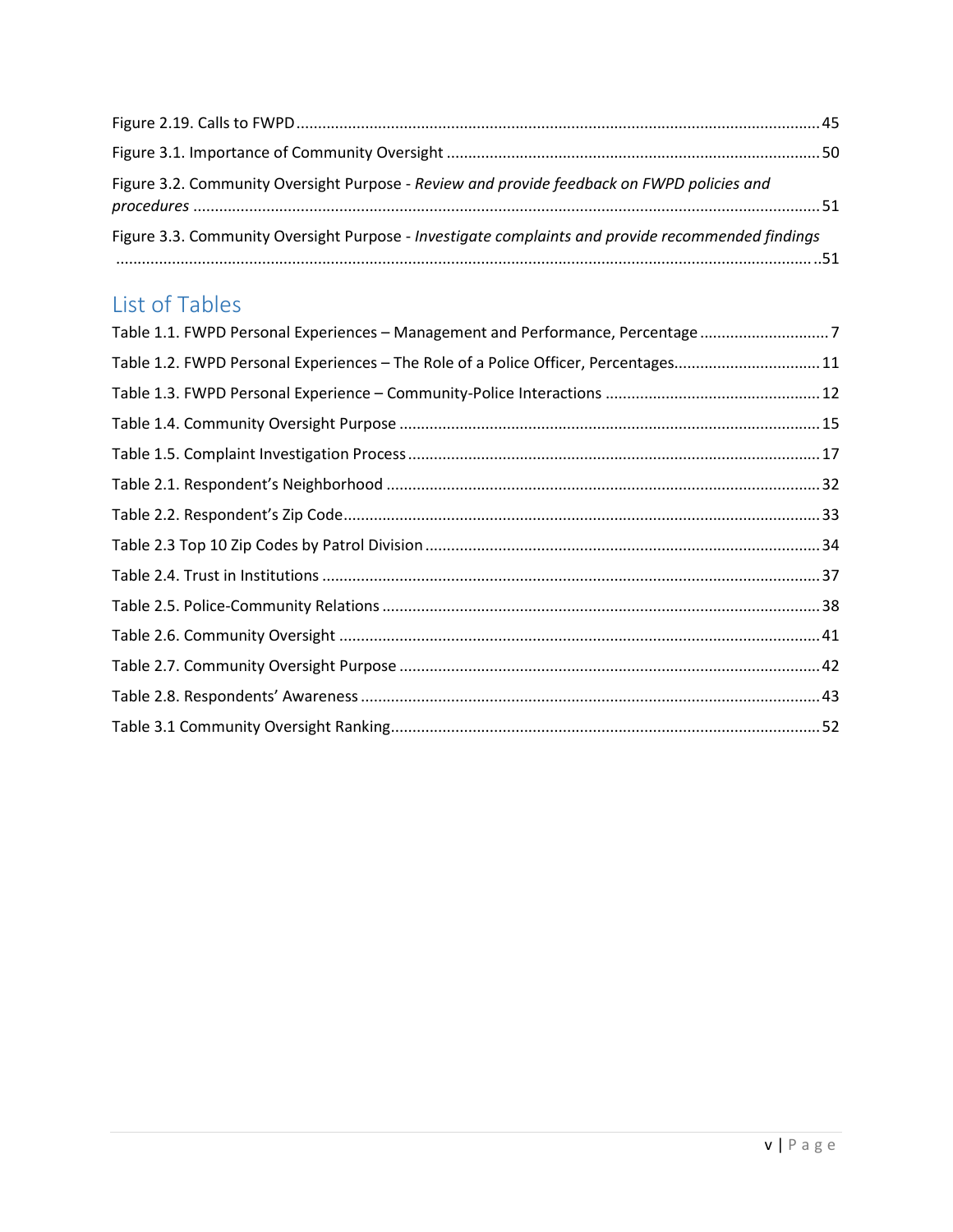Figure 2.19. Calls to FWPD ........................................................................................................................ 45

Figure 3.1. Importance of Community Oversight ...................................................................................... 50

Figure 3.2. Community Oversight Purpose - *Review and provide feedback on FWPD policies and procedures* ................................................................................................................................................ 51

Figure 3.3. Community Oversight Purpose - *Investigate complaints and provide recommended findings* ................................................................................................................................................................ 51

## List of Tables

Table 1.1. FWPD Personal Experiences – Management and Performance, Percentage ............................. 7

Table 1.2. FWPD Personal Experiences – The Role of a Police Officer, Percentages................................. 11

Table 1.3. FWPD Personal Experience – Community-Police Interactions ................................................. 12

Table 1.4. Community Oversight Purpose ................................................................................................ 15

Table 1.5. Complaint Investigation Process ............................................................................................... 17

Table 2.1. Respondent's Neighborhood ................................................................................................... 32

Table 2.2. Respondent's Zip Code............................................................................................................. 33

Table 2.3 Top 10 Zip Codes by Patrol Division .......................................................................................... 34

Table 2.4. Trust in Institutions .................................................................................................................. 37

Table 2.5. Police-Community Relations ..................................................................................................... 38

Table 2.6. Community Oversight ............................................................................................................... 41

Table 2.7. Community Oversight Purpose ................................................................................................ 42

Table 2.8. Respondents' Awareness .......................................................................................................... 43

Table 3.1 Community Oversight Ranking................................................................................................... 52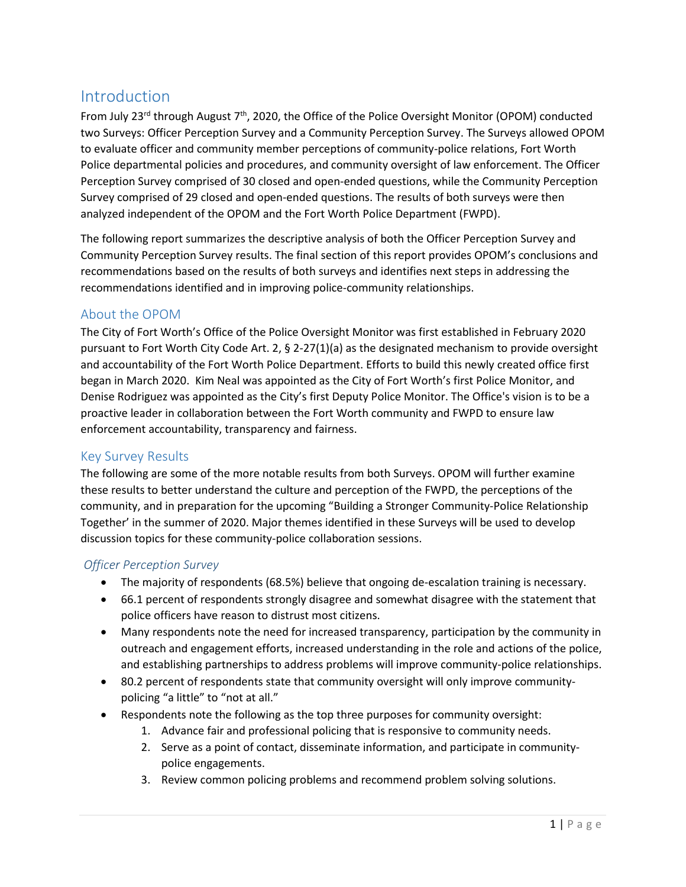# Introduction

From July 23rd through August 7th, 2020, the Office of the Police Oversight Monitor (OPOM) conducted two Surveys: Officer Perception Survey and a Community Perception Survey. The Surveys allowed OPOM to evaluate officer and community member perceptions of community-police relations, Fort Worth Police departmental policies and procedures, and community oversight of law enforcement. The Officer Perception Survey comprised of 30 closed and open-ended questions, while the Community Perception Survey comprised of 29 closed and open-ended questions. The results of both surveys were then analyzed independent of the OPOM and the Fort Worth Police Department (FWPD).

The following report summarizes the descriptive analysis of both the Officer Perception Survey and Community Perception Survey results. The final section of this report provides OPOM's conclusions and recommendations based on the results of both surveys and identifies next steps in addressing the recommendations identified and in improving police-community relationships.

## About the OPOM

The City of Fort Worth's Office of the Police Oversight Monitor was first established in February 2020 pursuant to Fort Worth City Code Art. 2, § 2-27(1)(a) as the designated mechanism to provide oversight and accountability of the Fort Worth Police Department. Efforts to build this newly created office first began in March 2020. Kim Neal was appointed as the City of Fort Worth's first Police Monitor, and Denise Rodriguez was appointed as the City's first Deputy Police Monitor. The Office's vision is to be a proactive leader in collaboration between the Fort Worth community and FWPD to ensure law enforcement accountability, transparency and fairness.

## Key Survey Results

The following are some of the more notable results from both Surveys. OPOM will further examine these results to better understand the culture and perception of the FWPD, the perceptions of the community, and in preparation for the upcoming "Building a Stronger Community-Police Relationship Together' in the summer of 2020. Major themes identified in these Surveys will be used to develop discussion topics for these community-police collaboration sessions.

### *Officer Perception Survey*

- The majority of respondents (68.5%) believe that ongoing de-escalation training is necessary.
- 66.1 percent of respondents strongly disagree and somewhat disagree with the statement that police officers have reason to distrust most citizens.
- Many respondents note the need for increased transparency, participation by the community in outreach and engagement efforts, increased understanding in the role and actions of the police, and establishing partnerships to address problems will improve community-police relationships.
- 80.2 percent of respondents state that community oversight will only improve community-policing "a little" to "not at all."
- Respondents note the following as the top three purposes for community oversight:
    1. Advance fair and professional policing that is responsive to community needs.
    2. Serve as a point of contact, disseminate information, and participate in community-police engagements.
    3. Review common policing problems and recommend problem solving solutions.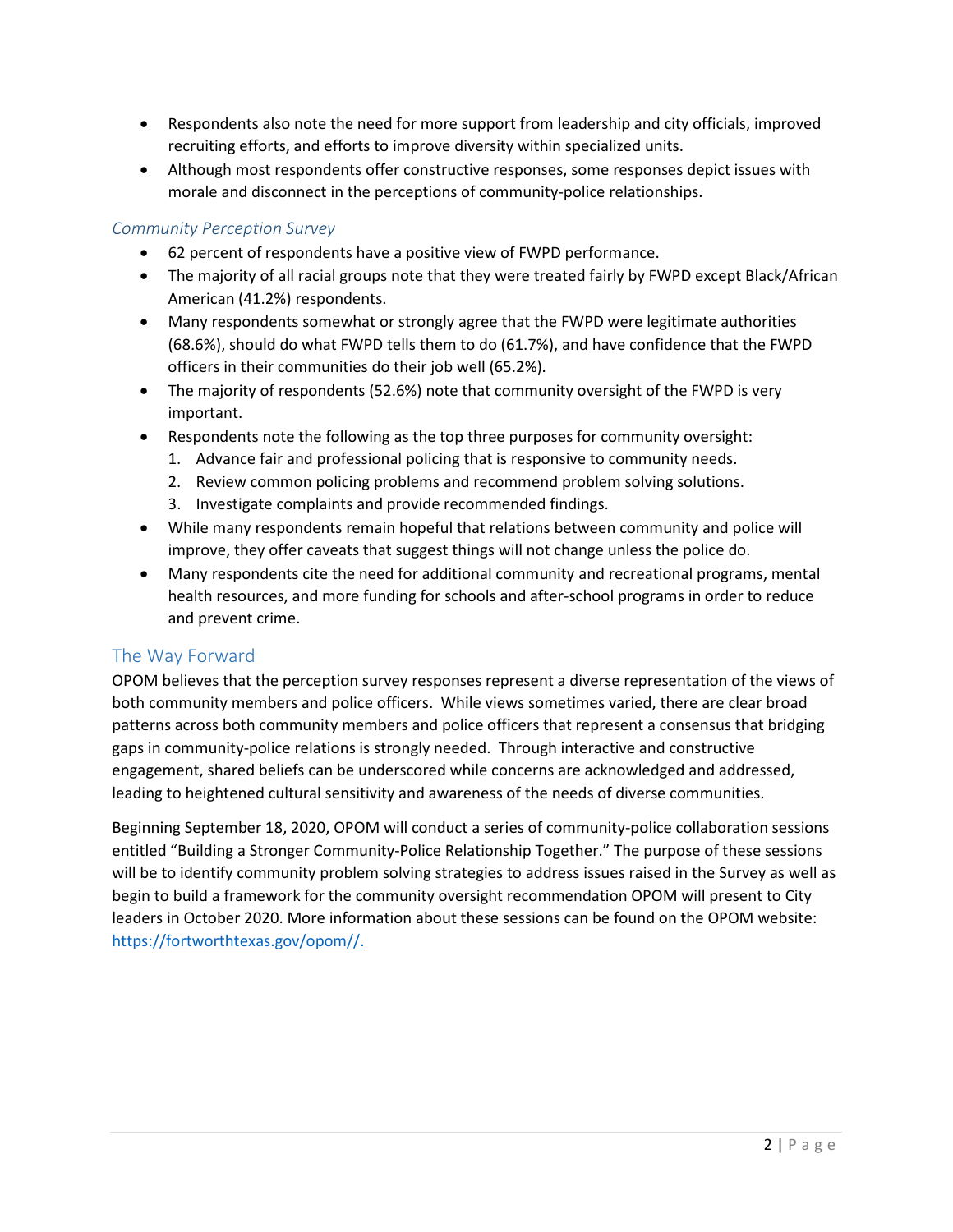- Respondents also note the need for more support from leadership and city officials, improved recruiting efforts, and efforts to improve diversity within specialized units.
- Although most respondents offer constructive responses, some responses depict issues with morale and disconnect in the perceptions of community-police relationships.

### *Community Perception Survey*

- 62 percent of respondents have a positive view of FWPD performance.
- The majority of all racial groups note that they were treated fairly by FWPD except Black/African American (41.2%) respondents.
- Many respondents somewhat or strongly agree that the FWPD were legitimate authorities (68.6%), should do what FWPD tells them to do (61.7%), and have confidence that the FWPD officers in their communities do their job well (65.2%).
- The majority of respondents (52.6%) note that community oversight of the FWPD is very important.
- Respondents note the following as the top three purposes for community oversight:
  1. Advance fair and professional policing that is responsive to community needs.
  2. Review common policing problems and recommend problem solving solutions.
  3. Investigate complaints and provide recommended findings.
- While many respondents remain hopeful that relations between community and police will improve, they offer caveats that suggest things will not change unless the police do.
- Many respondents cite the need for additional community and recreational programs, mental health resources, and more funding for schools and after-school programs in order to reduce and prevent crime.

## The Way Forward

OPOM believes that the perception survey responses represent a diverse representation of the views of both community members and police officers. While views sometimes varied, there are clear broad patterns across both community members and police officers that represent a consensus that bridging gaps in community-police relations is strongly needed. Through interactive and constructive engagement, shared beliefs can be underscored while concerns are acknowledged and addressed, leading to heightened cultural sensitivity and awareness of the needs of diverse communities.

Beginning September 18, 2020, OPOM will conduct a series of community-police collaboration sessions entitled "Building a Stronger Community-Police Relationship Together." The purpose of these sessions will be to identify community problem solving strategies to address issues raised in the Survey as well as begin to build a framework for the community oversight recommendation OPOM will present to City leaders in October 2020. More information about these sessions can be found on the OPOM website: [https://fortworthtexas.gov/opom//.](https://fortworthtexas.gov/opom//.)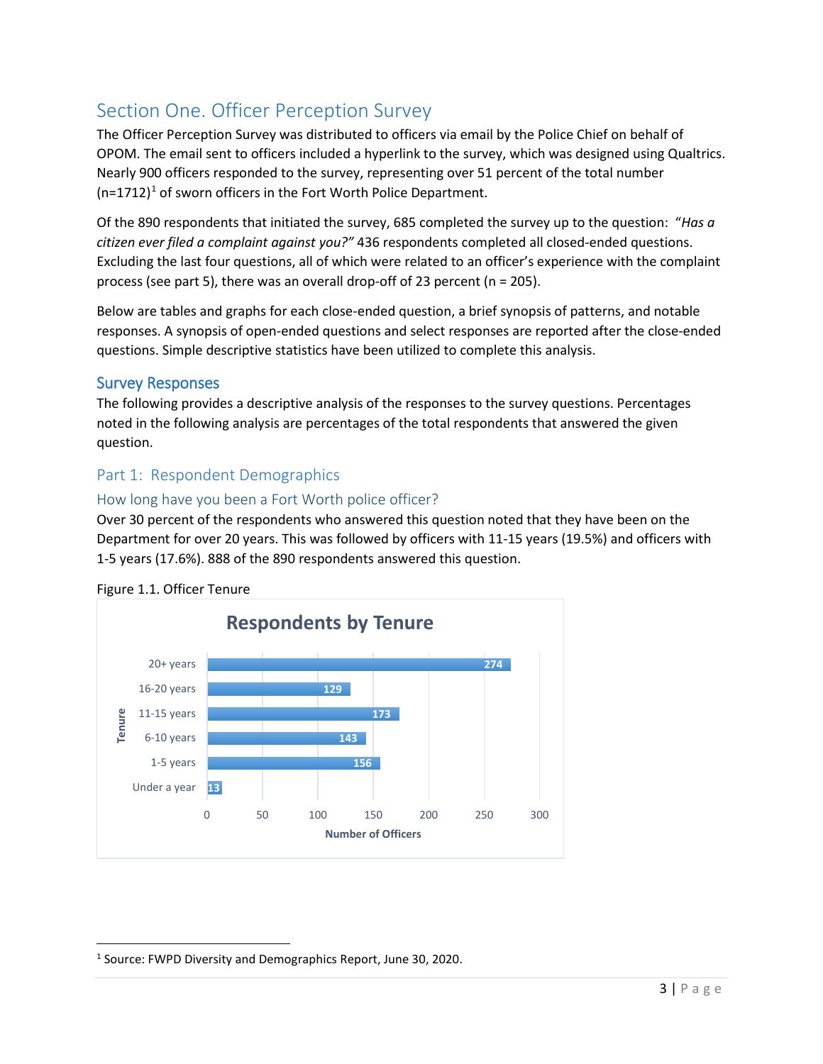## Section One. Officer Perception Survey

The Officer Perception Survey was distributed to officers via email by the Police Chief on behalf of OPOM. The email sent to officers included a hyperlink to the survey, which was designed using Qualtrics. Nearly 900 officers responded to the survey, representing over 51 percent of the total number (n=1712)[1] of sworn officers in the Fort Worth Police Department.

Of the 890 respondents that initiated the survey, 685 completed the survey up to the question: *"Has a citizen ever filed a complaint against you?"* 436 respondents completed all closed-ended questions. Excluding the last four questions, all of which were related to an officer's experience with the complaint process (see part 5), there was an overall drop-off of 23 percent (n = 205).

Below are tables and graphs for each close-ended question, a brief synopsis of patterns, and notable responses. A synopsis of open-ended questions and select responses are reported after the close-ended questions. Simple descriptive statistics have been utilized to complete this analysis.

### Survey Responses

The following provides a descriptive analysis of the responses to the survey questions. Percentages noted in the following analysis are percentages of the total respondents that answered the given question.

### Part 1: Respondent Demographics

#### How long have you been a Fort Worth police officer?

Over 30 percent of the respondents who answered this question noted that they have been on the Department for over 20 years. This was followed by officers with 11-15 years (19.5%) and officers with 1-5 years (17.6%). 888 of the 890 respondents answered this question.

Figure 1.1. Officer Tenure

**Respondents by Tenure**

| Tenure | Number of Officers |
|---|---|
| 20+ years | 274 |
| 16-20 years | 129 |
| 11-15 years | 173 |
| 6-10 years | 143 |
| 1-5 years | 156 |
| Under a year | 13 |

[1] Source: FWPD Diversity and Demographics Report, June 30, 2020.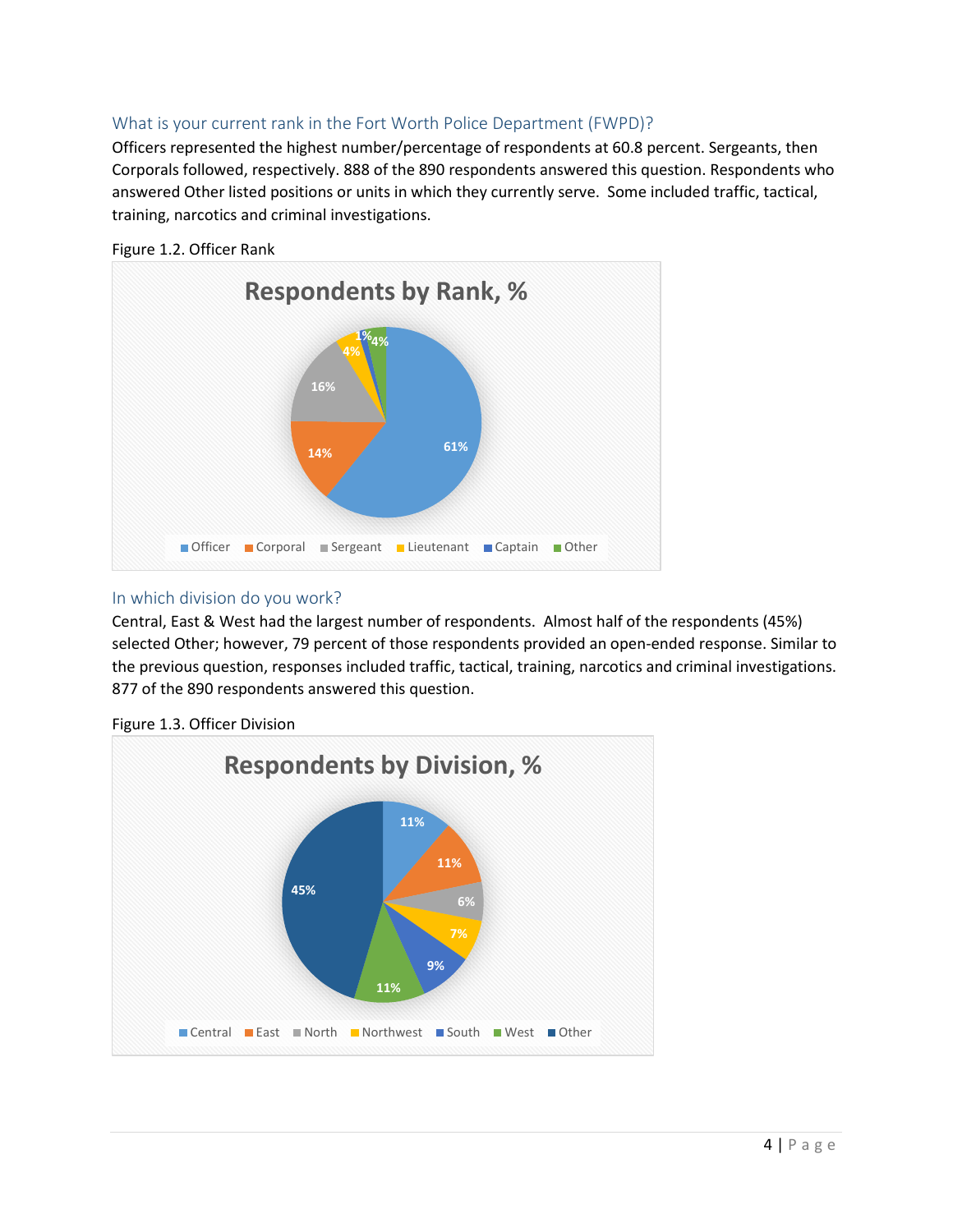## What is your current rank in the Fort Worth Police Department (FWPD)?

Officers represented the highest number/percentage of respondents at 60.8 percent. Sergeants, then Corporals followed, respectively. 888 of the 890 respondents answered this question. Respondents who answered Other listed positions or units in which they currently serve. Some included traffic, tactical, training, narcotics and criminal investigations.

Figure 1.2. Officer Rank

## In which division do you work?

Central, East & West had the largest number of respondents. Almost half of the respondents (45%) selected Other; however, 79 percent of those respondents provided an open-ended response. Similar to the previous question, responses included traffic, tactical, training, narcotics and criminal investigations. 877 of the 890 respondents answered this question.

Figure 1.3. Officer Division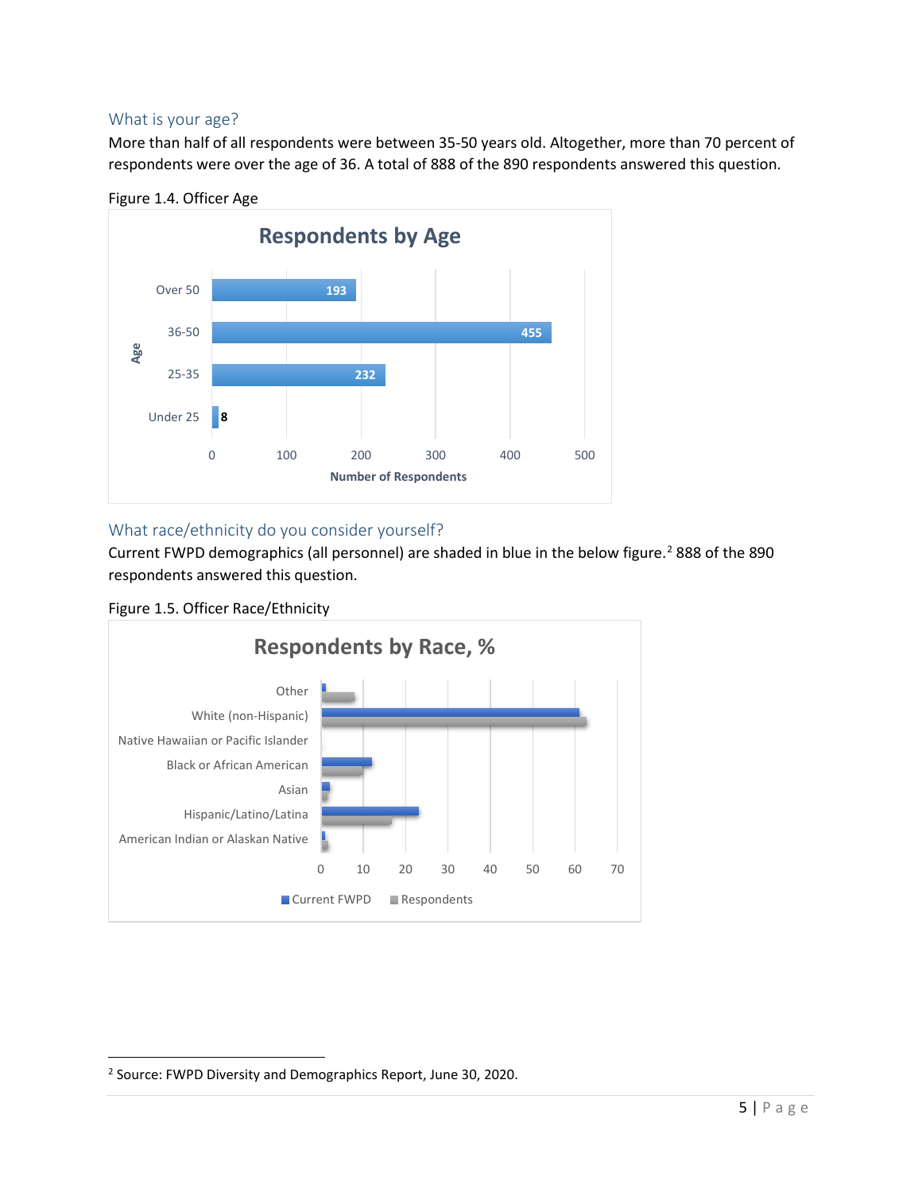## What is your age?

More than half of all respondents were between 35-50 years old. Altogether, more than 70 percent of respondents were over the age of 36. A total of 888 of the 890 respondents answered this question.

Figure 1.4. Officer Age

**Respondents by Age**

| Age | Number of Respondents |
|---|---|
| Over 50 | 193 |
| 36-50 | 455 |
| 25-35 | 232 |
| Under 25 | 8 |

## What race/ethnicity do you consider yourself?

Current FWPD demographics (all personnel) are shaded in blue in the below figure.[2] 888 of the 890 respondents answered this question.

Figure 1.5. Officer Race/Ethnicity

**Respondents by Race, %**

Categories: Other; White (non-Hispanic); Native Hawaiian or Pacific Islander; Black or African American; Asian; Hispanic/Latino/Latina; American Indian or Alaskan Native

Legend: Current FWPD; Respondents

---

[2] Source: FWPD Diversity and Demographics Report, June 30, 2020.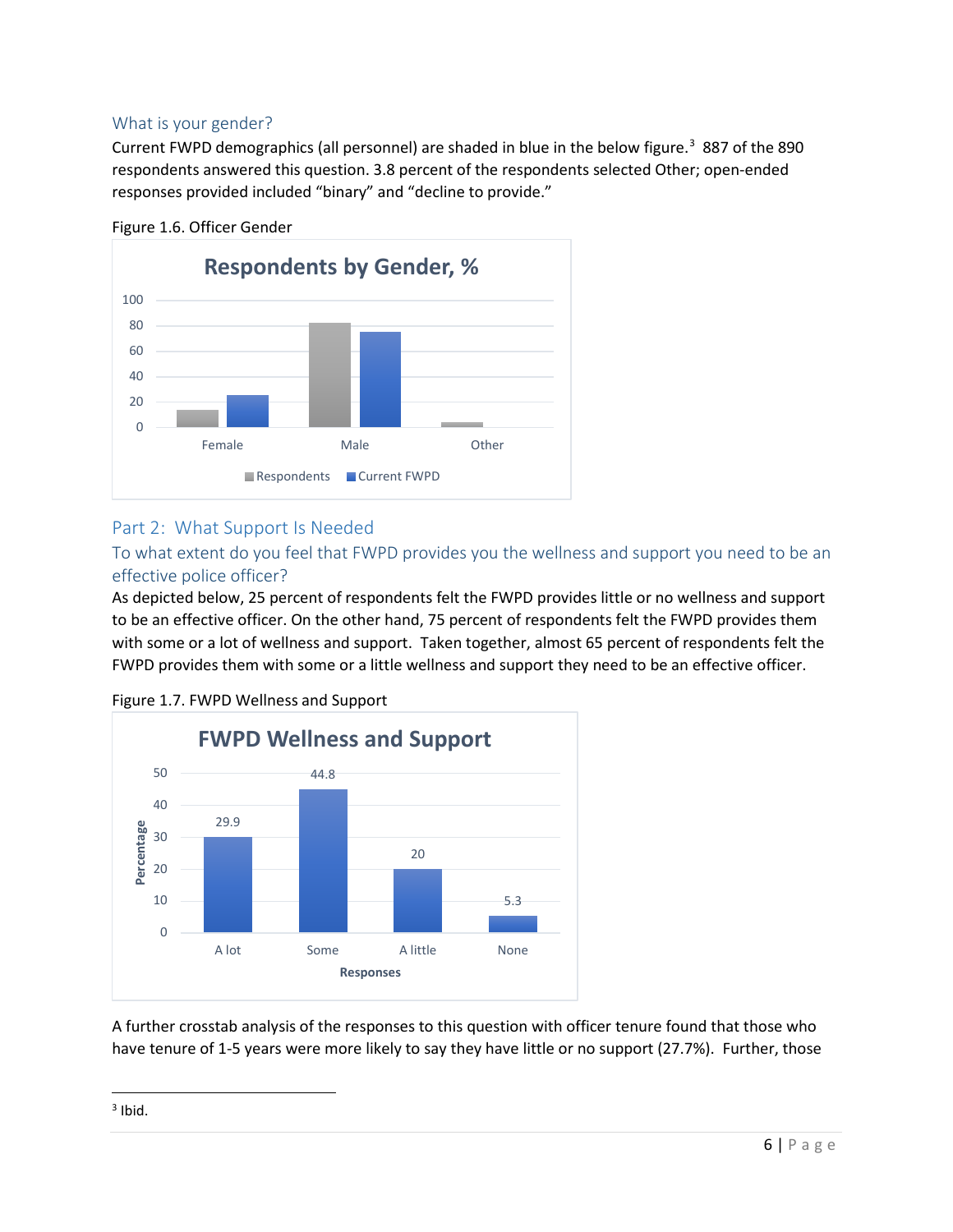### What is your gender?

Current FWPD demographics (all personnel) are shaded in blue in the below figure.[3] 887 of the 890 respondents answered this question. 3.8 percent of the respondents selected Other; open-ended responses provided included "binary" and "decline to provide."

Figure 1.6. Officer Gender

## Part 2: What Support Is Needed

### To what extent do you feel that FWPD provides you the wellness and support you need to be an effective police officer?

As depicted below, 25 percent of respondents felt the FWPD provides little or no wellness and support to be an effective officer. On the other hand, 75 percent of respondents felt the FWPD provides them with some or a lot of wellness and support. Taken together, almost 65 percent of respondents felt the FWPD provides them with some or a little wellness and support they need to be an effective officer.

Figure 1.7. FWPD Wellness and Support

A further crosstab analysis of the responses to this question with officer tenure found that those who have tenure of 1-5 years were more likely to say they have little or no support (27.7%). Further, those

[3] Ibid.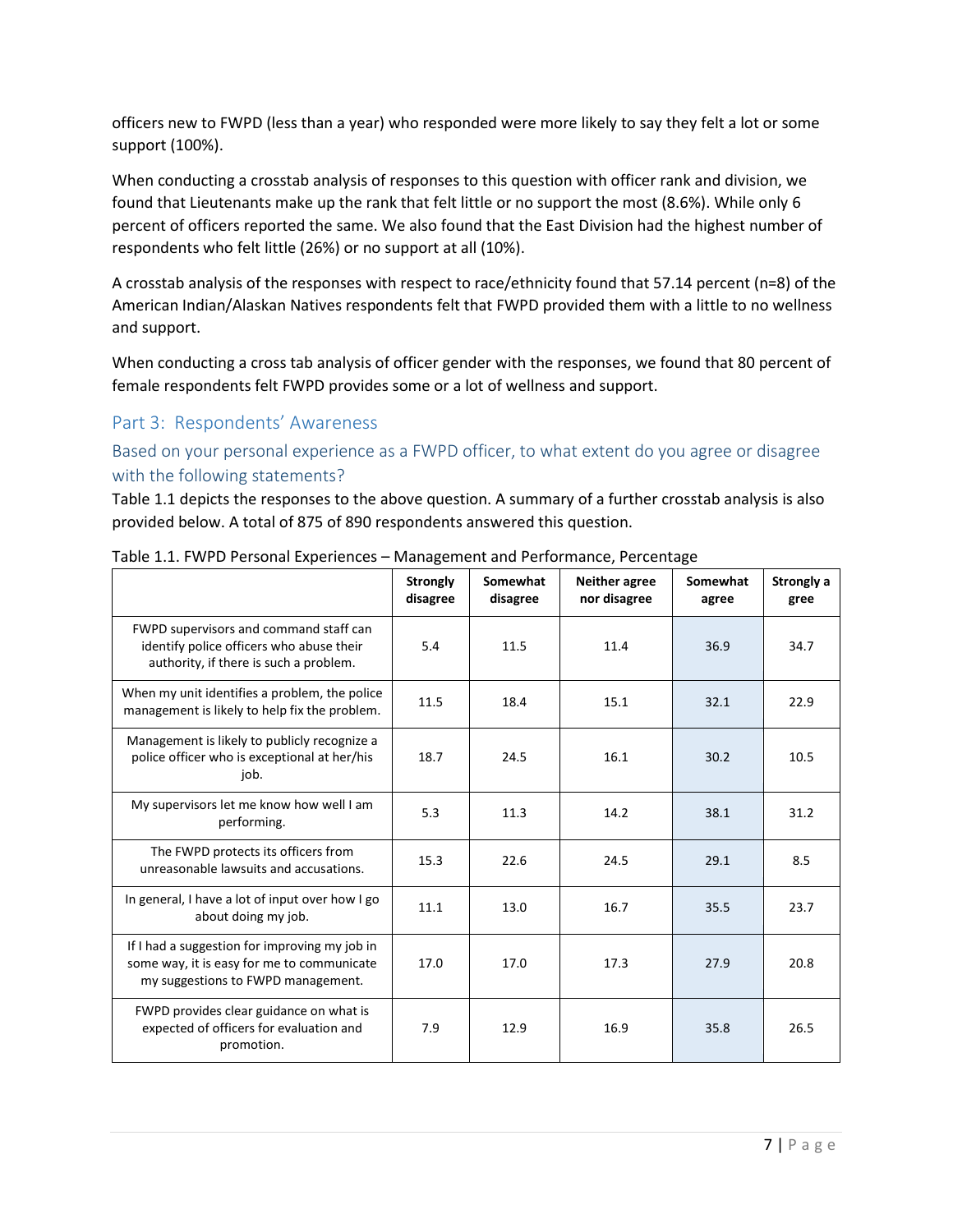officers new to FWPD (less than a year) who responded were more likely to say they felt a lot or some support (100%).

When conducting a crosstab analysis of responses to this question with officer rank and division, we found that Lieutenants make up the rank that felt little or no support the most (8.6%). While only 6 percent of officers reported the same. We also found that the East Division had the highest number of respondents who felt little (26%) or no support at all (10%).

A crosstab analysis of the responses with respect to race/ethnicity found that 57.14 percent (n=8) of the American Indian/Alaskan Natives respondents felt that FWPD provided them with a little to no wellness and support.

When conducting a cross tab analysis of officer gender with the responses, we found that 80 percent of female respondents felt FWPD provides some or a lot of wellness and support.

## Part 3: Respondents' Awareness

### Based on your personal experience as a FWPD officer, to what extent do you agree or disagree with the following statements?

Table 1.1 depicts the responses to the above question. A summary of a further crosstab analysis is also provided below. A total of 875 of 890 respondents answered this question.

Table 1.1. FWPD Personal Experiences – Management and Performance, Percentage

| | Strongly disagree | Somewhat disagree | Neither agree nor disagree | Somewhat agree | Strongly a gree |
|---|---|---|---|---|---|
| FWPD supervisors and command staff can identify police officers who abuse their authority, if there is such a problem. | 5.4 | 11.5 | 11.4 | 36.9 | 34.7 |
| When my unit identifies a problem, the police management is likely to help fix the problem. | 11.5 | 18.4 | 15.1 | 32.1 | 22.9 |
| Management is likely to publicly recognize a police officer who is exceptional at her/his job. | 18.7 | 24.5 | 16.1 | 30.2 | 10.5 |
| My supervisors let me know how well I am performing. | 5.3 | 11.3 | 14.2 | 38.1 | 31.2 |
| The FWPD protects its officers from unreasonable lawsuits and accusations. | 15.3 | 22.6 | 24.5 | 29.1 | 8.5 |
| In general, I have a lot of input over how I go about doing my job. | 11.1 | 13.0 | 16.7 | 35.5 | 23.7 |
| If I had a suggestion for improving my job in some way, it is easy for me to communicate my suggestions to FWPD management. | 17.0 | 17.0 | 17.3 | 27.9 | 20.8 |
| FWPD provides clear guidance on what is expected of officers for evaluation and promotion. | 7.9 | 12.9 | 16.9 | 35.8 | 26.5 |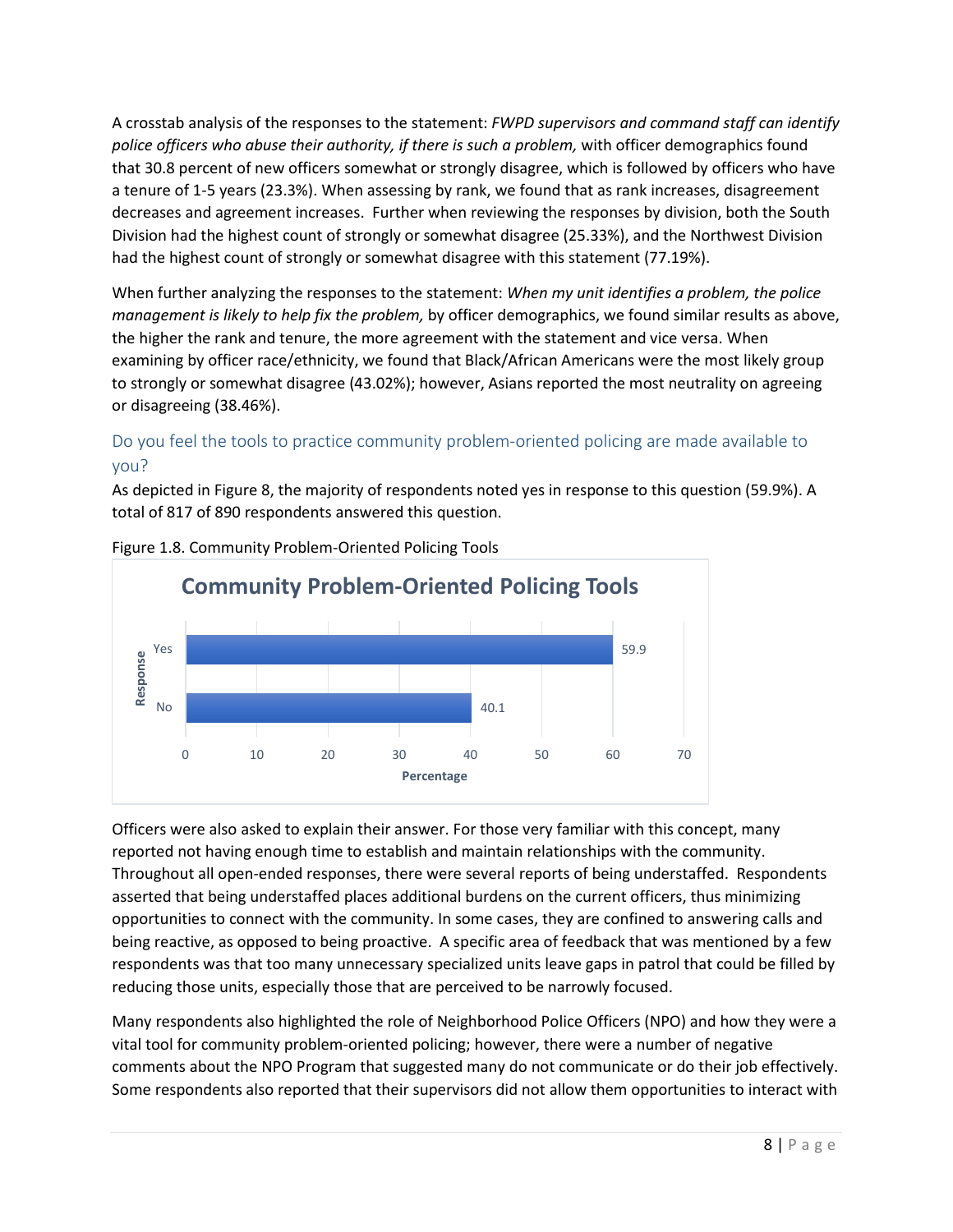A crosstab analysis of the responses to the statement: *FWPD supervisors and command staff can identify police officers who abuse their authority, if there is such a problem,* with officer demographics found that 30.8 percent of new officers somewhat or strongly disagree, which is followed by officers who have a tenure of 1-5 years (23.3%). When assessing by rank, we found that as rank increases, disagreement decreases and agreement increases. Further when reviewing the responses by division, both the South Division had the highest count of strongly or somewhat disagree (25.33%), and the Northwest Division had the highest count of strongly or somewhat disagree with this statement (77.19%).

When further analyzing the responses to the statement: *When my unit identifies a problem, the police management is likely to help fix the problem,* by officer demographics, we found similar results as above, the higher the rank and tenure, the more agreement with the statement and vice versa. When examining by officer race/ethnicity, we found that Black/African Americans were the most likely group to strongly or somewhat disagree (43.02%); however, Asians reported the most neutrality on agreeing or disagreeing (38.46%).

### Do you feel the tools to practice community problem-oriented policing are made available to you?

As depicted in Figure 8, the majority of respondents noted yes in response to this question (59.9%). A total of 817 of 890 respondents answered this question.

Figure 1.8. Community Problem-Oriented Policing Tools

**Community Problem-Oriented Policing Tools**

| Response | Percentage |
|---|---|
| Yes | 59.9 |
| No | 40.1 |

Officers were also asked to explain their answer. For those very familiar with this concept, many reported not having enough time to establish and maintain relationships with the community. Throughout all open-ended responses, there were several reports of being understaffed. Respondents asserted that being understaffed places additional burdens on the current officers, thus minimizing opportunities to connect with the community. In some cases, they are confined to answering calls and being reactive, as opposed to being proactive. A specific area of feedback that was mentioned by a few respondents was that too many unnecessary specialized units leave gaps in patrol that could be filled by reducing those units, especially those that are perceived to be narrowly focused.

Many respondents also highlighted the role of Neighborhood Police Officers (NPO) and how they were a vital tool for community problem-oriented policing; however, there were a number of negative comments about the NPO Program that suggested many do not communicate or do their job effectively. Some respondents also reported that their supervisors did not allow them opportunities to interact with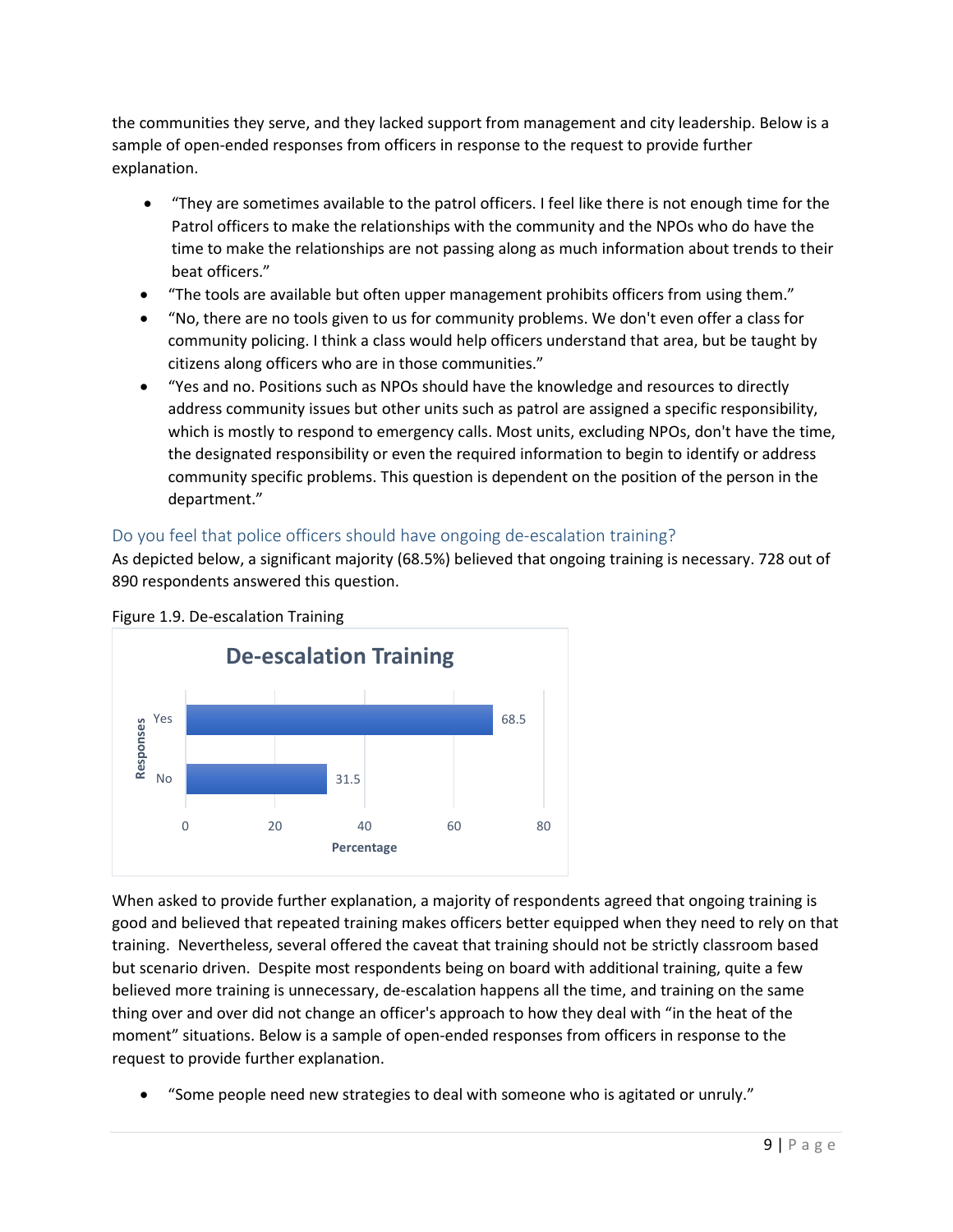the communities they serve, and they lacked support from management and city leadership. Below is a sample of open-ended responses from officers in response to the request to provide further explanation.

- "They are sometimes available to the patrol officers. I feel like there is not enough time for the Patrol officers to make the relationships with the community and the NPOs who do have the time to make the relationships are not passing along as much information about trends to their beat officers."
- "The tools are available but often upper management prohibits officers from using them."
- "No, there are no tools given to us for community problems. We don't even offer a class for community policing. I think a class would help officers understand that area, but be taught by citizens along officers who are in those communities."
- "Yes and no. Positions such as NPOs should have the knowledge and resources to directly address community issues but other units such as patrol are assigned a specific responsibility, which is mostly to respond to emergency calls. Most units, excluding NPOs, don't have the time, the designated responsibility or even the required information to begin to identify or address community specific problems. This question is dependent on the position of the person in the department."

### Do you feel that police officers should have ongoing de-escalation training?

As depicted below, a significant majority (68.5%) believed that ongoing training is necessary. 728 out of 890 respondents answered this question.

Figure 1.9. De-escalation Training

**De-escalation Training**

| Responses | Percentage |
|---|---|
| Yes | 68.5 |
| No | 31.5 |

When asked to provide further explanation, a majority of respondents agreed that ongoing training is good and believed that repeated training makes officers better equipped when they need to rely on that training. Nevertheless, several offered the caveat that training should not be strictly classroom based but scenario driven. Despite most respondents being on board with additional training, quite a few believed more training is unnecessary, de-escalation happens all the time, and training on the same thing over and over did not change an officer's approach to how they deal with "in the heat of the moment" situations. Below is a sample of open-ended responses from officers in response to the request to provide further explanation.

- "Some people need new strategies to deal with someone who is agitated or unruly."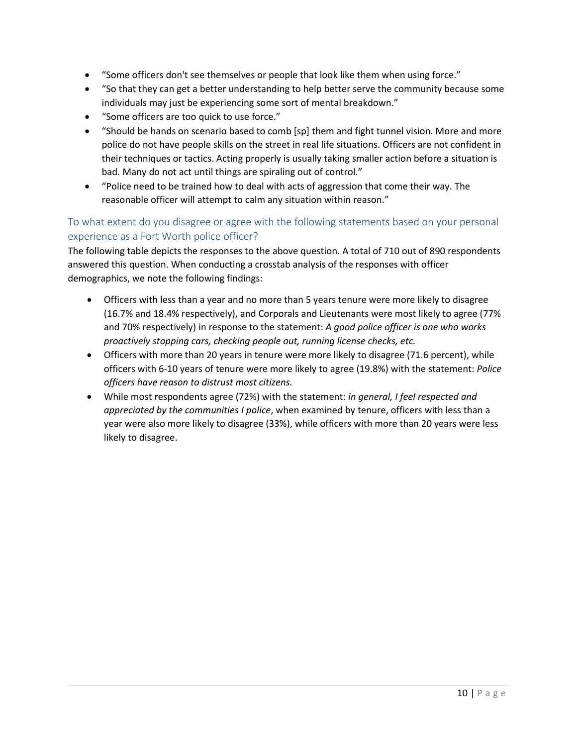- “Some officers don't see themselves or people that look like them when using force.”
- “So that they can get a better understanding to help better serve the community because some individuals may just be experiencing some sort of mental breakdown.”
- “Some officers are too quick to use force.”
- “Should be hands on scenario based to comb [sp] them and fight tunnel vision. More and more police do not have people skills on the street in real life situations. Officers are not confident in their techniques or tactics. Acting properly is usually taking smaller action before a situation is bad. Many do not act until things are spiraling out of control.”
- “Police need to be trained how to deal with acts of aggression that come their way. The reasonable officer will attempt to calm any situation within reason.”

## To what extent do you disagree or agree with the following statements based on your personal experience as a Fort Worth police officer?

The following table depicts the responses to the above question. A total of 710 out of 890 respondents answered this question. When conducting a crosstab analysis of the responses with officer demographics, we note the following findings:

- Officers with less than a year and no more than 5 years tenure were more likely to disagree (16.7% and 18.4% respectively), and Corporals and Lieutenants were most likely to agree (77% and 70% respectively) in response to the statement: *A good police officer is one who works proactively stopping cars, checking people out, running license checks, etc.*
- Officers with more than 20 years in tenure were more likely to disagree (71.6 percent), while officers with 6-10 years of tenure were more likely to agree (19.8%) with the statement: *Police officers have reason to distrust most citizens.*
- While most respondents agree (72%) with the statement: *in general, I feel respected and appreciated by the communities I police*, when examined by tenure, officers with less than a year were also more likely to disagree (33%), while officers with more than 20 years were less likely to disagree.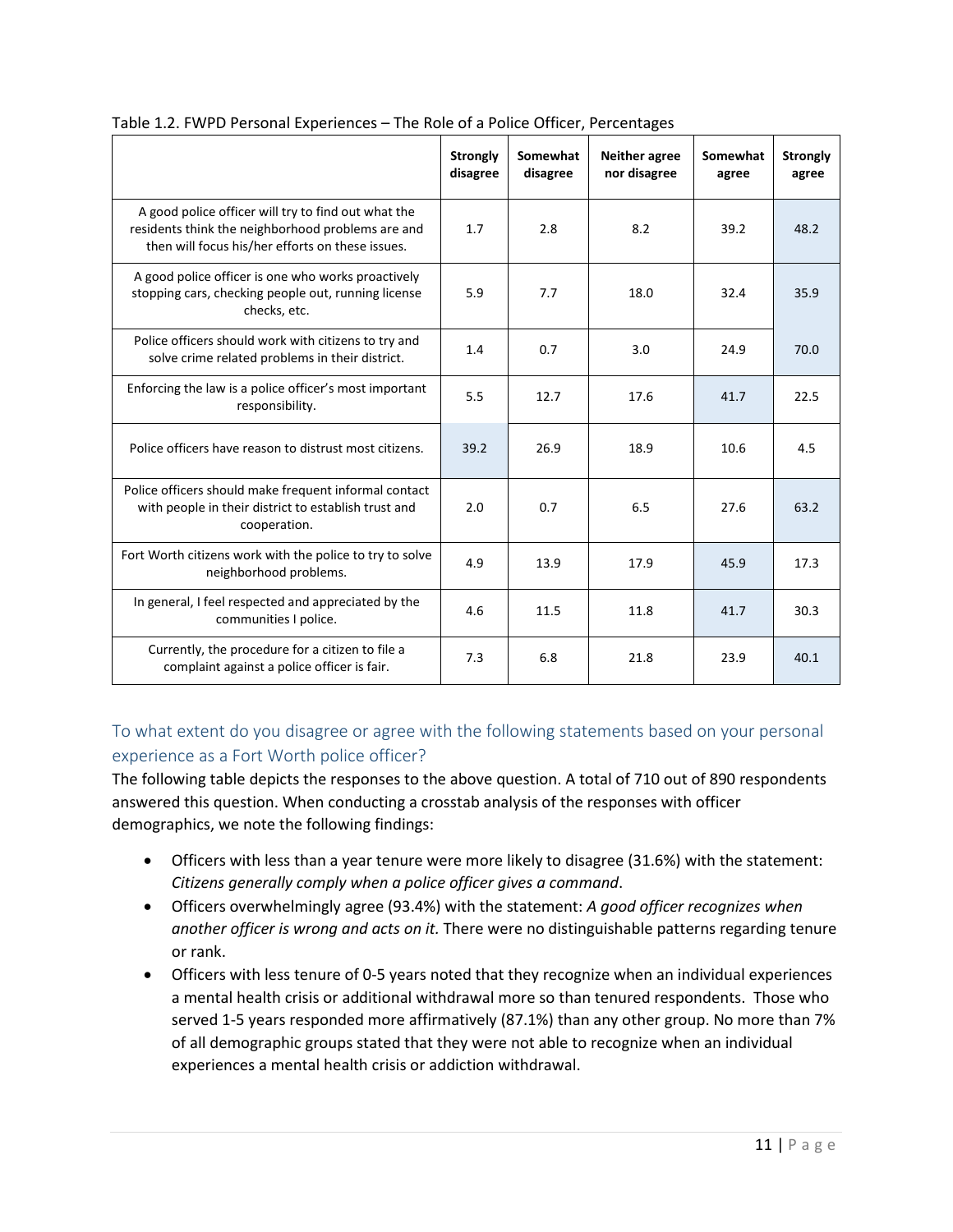Table 1.2. FWPD Personal Experiences – The Role of a Police Officer, Percentages

| | Strongly disagree | Somewhat disagree | Neither agree nor disagree | Somewhat agree | Strongly agree |
|---|---|---|---|---|---|
| A good police officer will try to find out what the residents think the neighborhood problems are and then will focus his/her efforts on these issues. | 1.7 | 2.8 | 8.2 | 39.2 | 48.2 |
| A good police officer is one who works proactively stopping cars, checking people out, running license checks, etc. | 5.9 | 7.7 | 18.0 | 32.4 | 35.9 |
| Police officers should work with citizens to try and solve crime related problems in their district. | 1.4 | 0.7 | 3.0 | 24.9 | 70.0 |
| Enforcing the law is a police officer's most important responsibility. | 5.5 | 12.7 | 17.6 | 41.7 | 22.5 |
| Police officers have reason to distrust most citizens. | 39.2 | 26.9 | 18.9 | 10.6 | 4.5 |
| Police officers should make frequent informal contact with people in their district to establish trust and cooperation. | 2.0 | 0.7 | 6.5 | 27.6 | 63.2 |
| Fort Worth citizens work with the police to try to solve neighborhood problems. | 4.9 | 13.9 | 17.9 | 45.9 | 17.3 |
| In general, I feel respected and appreciated by the communities I police. | 4.6 | 11.5 | 11.8 | 41.7 | 30.3 |
| Currently, the procedure for a citizen to file a complaint against a police officer is fair. | 7.3 | 6.8 | 21.8 | 23.9 | 40.1 |

## To what extent do you disagree or agree with the following statements based on your personal experience as a Fort Worth police officer?

The following table depicts the responses to the above question. A total of 710 out of 890 respondents answered this question. When conducting a crosstab analysis of the responses with officer demographics, we note the following findings:

- Officers with less than a year tenure were more likely to disagree (31.6%) with the statement: *Citizens generally comply when a police officer gives a command*.
- Officers overwhelmingly agree (93.4%) with the statement: *A good officer recognizes when another officer is wrong and acts on it.* There were no distinguishable patterns regarding tenure or rank.
- Officers with less tenure of 0-5 years noted that they recognize when an individual experiences a mental health crisis or additional withdrawal more so than tenured respondents. Those who served 1-5 years responded more affirmatively (87.1%) than any other group. No more than 7% of all demographic groups stated that they were not able to recognize when an individual experiences a mental health crisis or addiction withdrawal.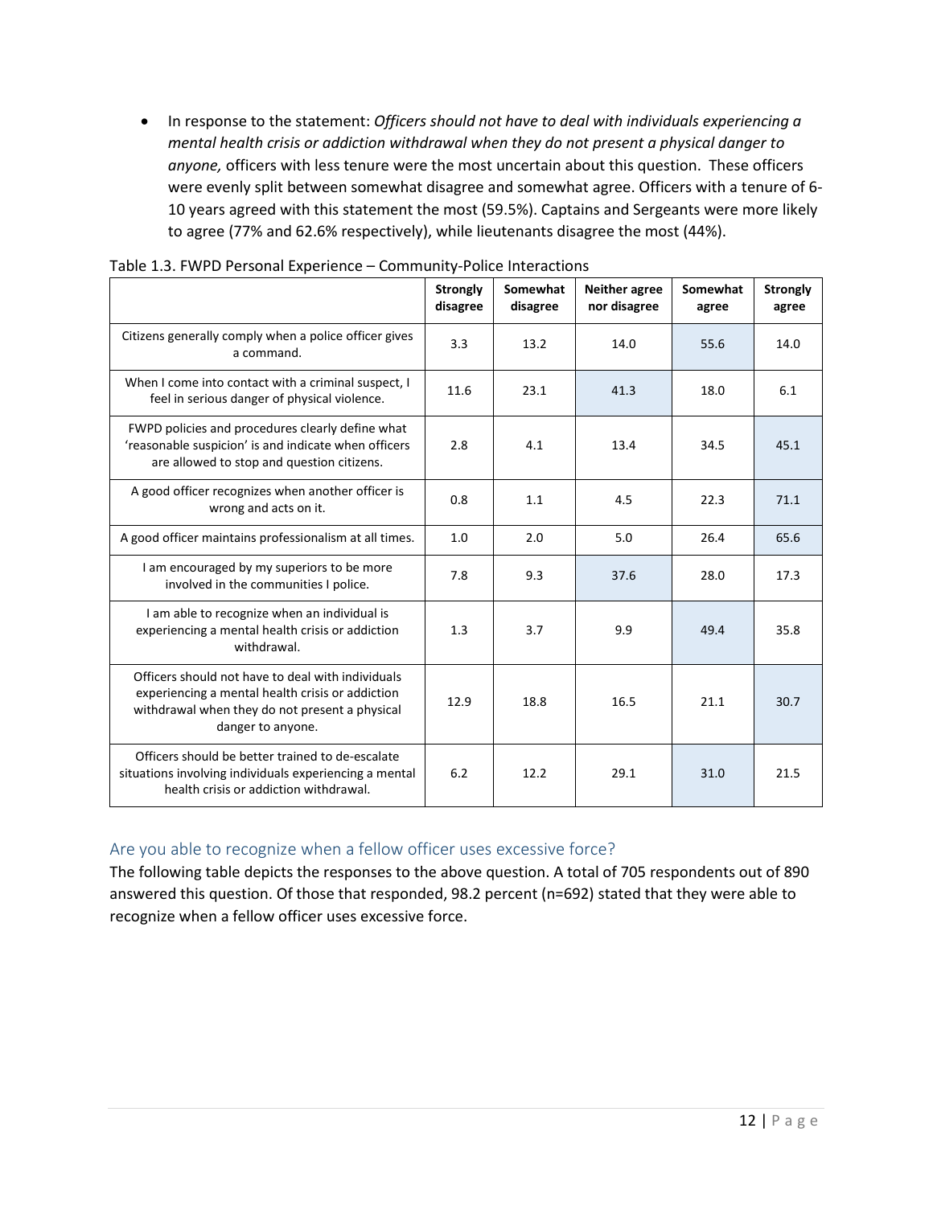- In response to the statement: *Officers should not have to deal with individuals experiencing a mental health crisis or addiction withdrawal when they do not present a physical danger to anyone,* officers with less tenure were the most uncertain about this question. These officers were evenly split between somewhat disagree and somewhat agree. Officers with a tenure of 6-10 years agreed with this statement the most (59.5%). Captains and Sergeants were more likely to agree (77% and 62.6% respectively), while lieutenants disagree the most (44%).

Table 1.3. FWPD Personal Experience – Community-Police Interactions

| | Strongly disagree | Somewhat disagree | Neither agree nor disagree | Somewhat agree | Strongly agree |
|---|---|---|---|---|---|
| Citizens generally comply when a police officer gives a command. | 3.3 | 13.2 | 14.0 | 55.6 | 14.0 |
| When I come into contact with a criminal suspect, I feel in serious danger of physical violence. | 11.6 | 23.1 | 41.3 | 18.0 | 6.1 |
| FWPD policies and procedures clearly define what 'reasonable suspicion' is and indicate when officers are allowed to stop and question citizens. | 2.8 | 4.1 | 13.4 | 34.5 | 45.1 |
| A good officer recognizes when another officer is wrong and acts on it. | 0.8 | 1.1 | 4.5 | 22.3 | 71.1 |
| A good officer maintains professionalism at all times. | 1.0 | 2.0 | 5.0 | 26.4 | 65.6 |
| I am encouraged by my superiors to be more involved in the communities I police. | 7.8 | 9.3 | 37.6 | 28.0 | 17.3 |
| I am able to recognize when an individual is experiencing a mental health crisis or addiction withdrawal. | 1.3 | 3.7 | 9.9 | 49.4 | 35.8 |
| Officers should not have to deal with individuals experiencing a mental health crisis or addiction withdrawal when they do not present a physical danger to anyone. | 12.9 | 18.8 | 16.5 | 21.1 | 30.7 |
| Officers should be better trained to de-escalate situations involving individuals experiencing a mental health crisis or addiction withdrawal. | 6.2 | 12.2 | 29.1 | 31.0 | 21.5 |

### Are you able to recognize when a fellow officer uses excessive force?

The following table depicts the responses to the above question. A total of 705 respondents out of 890 answered this question. Of those that responded, 98.2 percent (n=692) stated that they were able to recognize when a fellow officer uses excessive force.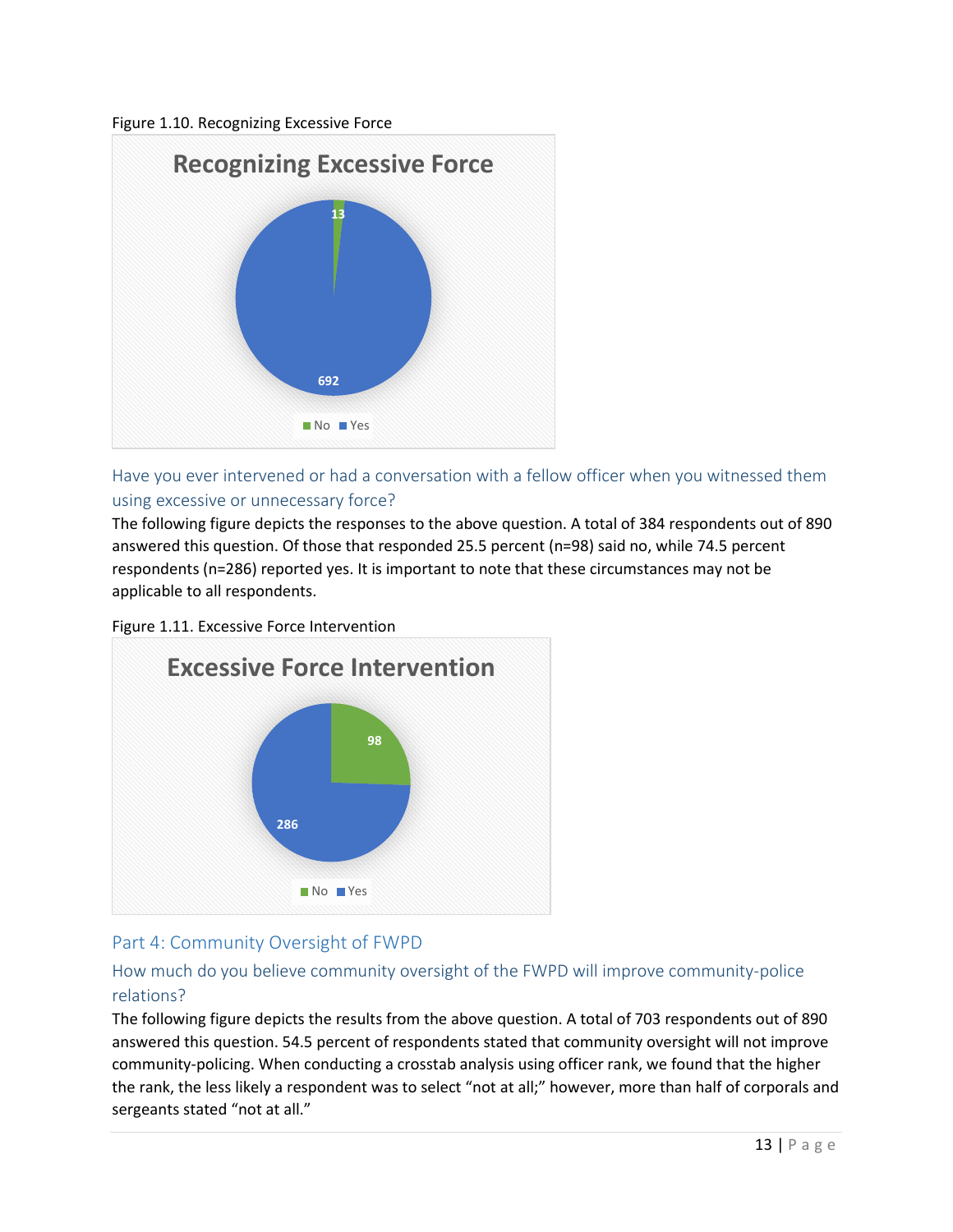Figure 1.10. Recognizing Excessive Force

Have you ever intervened or had a conversation with a fellow officer when you witnessed them using excessive or unnecessary force?

The following figure depicts the responses to the above question. A total of 384 respondents out of 890 answered this question. Of those that responded 25.5 percent (n=98) said no, while 74.5 percent respondents (n=286) reported yes. It is important to note that these circumstances may not be applicable to all respondents.

Figure 1.11. Excessive Force Intervention

## Part 4: Community Oversight of FWPD

### How much do you believe community oversight of the FWPD will improve community-police relations?

The following figure depicts the results from the above question. A total of 703 respondents out of 890 answered this question. 54.5 percent of respondents stated that community oversight will not improve community-policing. When conducting a crosstab analysis using officer rank, we found that the higher the rank, the less likely a respondent was to select "not at all;" however, more than half of corporals and sergeants stated "not at all."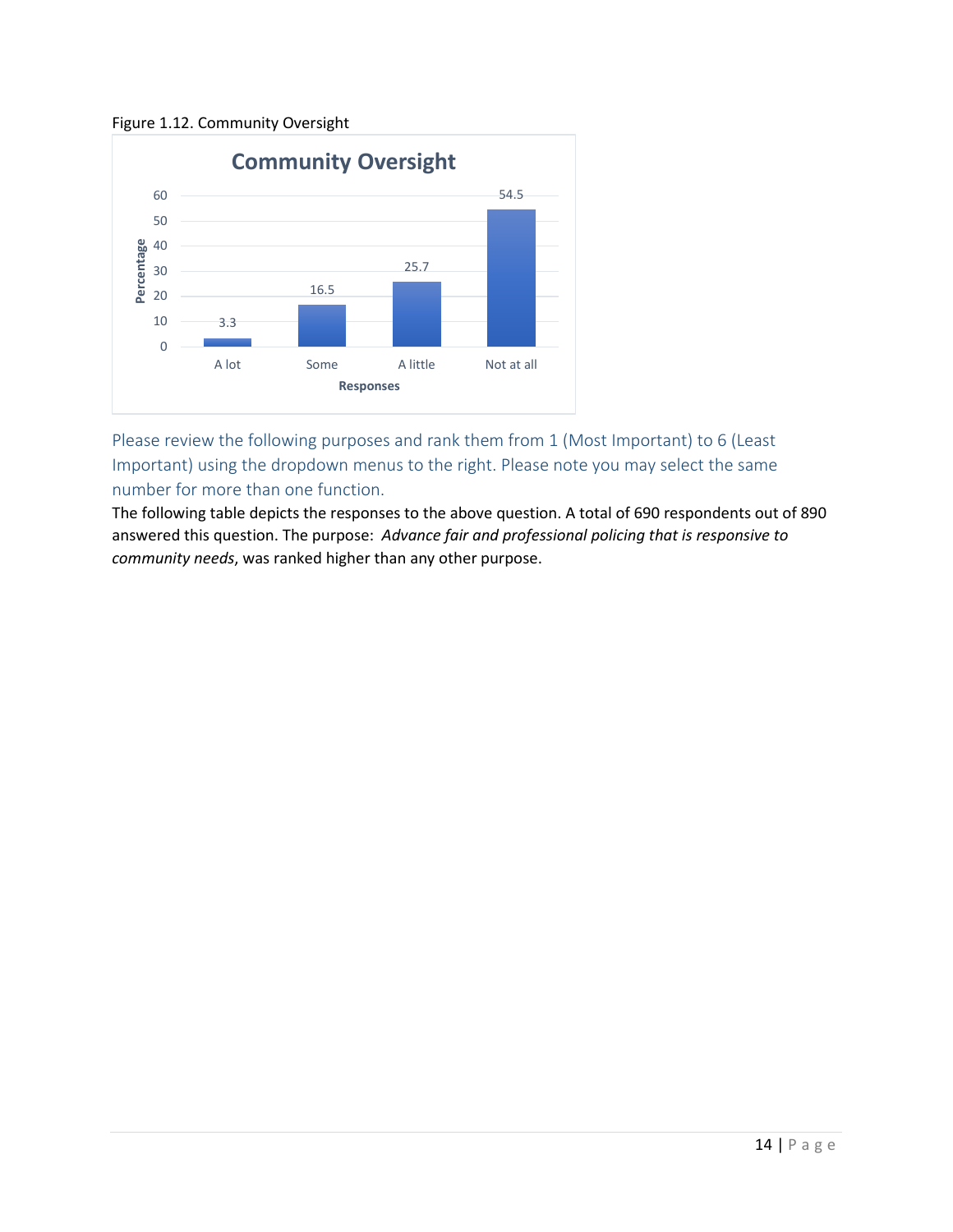Figure 1.12. Community Oversight

| Responses | Percentage |
|---|---|
| A lot | 3.3 |
| Some | 16.5 |
| A little | 25.7 |
| Not at all | 54.5 |

Please review the following purposes and rank them from 1 (Most Important) to 6 (Least Important) using the dropdown menus to the right. Please note you may select the same number for more than one function.

The following table depicts the responses to the above question. A total of 690 respondents out of 890 answered this question. The purpose: *Advance fair and professional policing that is responsive to community needs*, was ranked higher than any other purpose.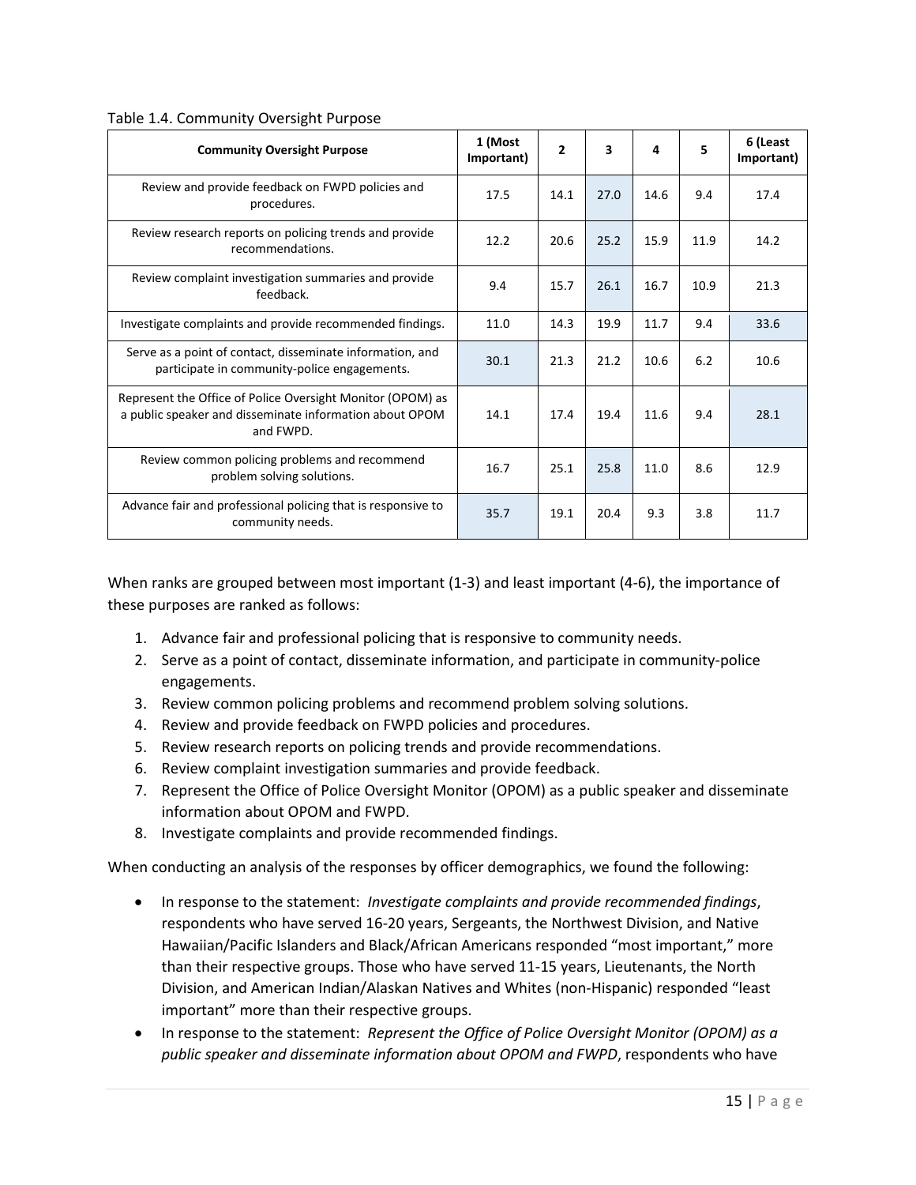Table 1.4. Community Oversight Purpose

| Community Oversight Purpose | 1 (Most Important) | 2 | 3 | 4 | 5 | 6 (Least Important) |
|---|---|---|---|---|---|---|
| Review and provide feedback on FWPD policies and procedures. | 17.5 | 14.1 | 27.0 | 14.6 | 9.4 | 17.4 |
| Review research reports on policing trends and provide recommendations. | 12.2 | 20.6 | 25.2 | 15.9 | 11.9 | 14.2 |
| Review complaint investigation summaries and provide feedback. | 9.4 | 15.7 | 26.1 | 16.7 | 10.9 | 21.3 |
| Investigate complaints and provide recommended findings. | 11.0 | 14.3 | 19.9 | 11.7 | 9.4 | 33.6 |
| Serve as a point of contact, disseminate information, and participate in community-police engagements. | 30.1 | 21.3 | 21.2 | 10.6 | 6.2 | 10.6 |
| Represent the Office of Police Oversight Monitor (OPOM) as a public speaker and disseminate information about OPOM and FWPD. | 14.1 | 17.4 | 19.4 | 11.6 | 9.4 | 28.1 |
| Review common policing problems and recommend problem solving solutions. | 16.7 | 25.1 | 25.8 | 11.0 | 8.6 | 12.9 |
| Advance fair and professional policing that is responsive to community needs. | 35.7 | 19.1 | 20.4 | 9.3 | 3.8 | 11.7 |

When ranks are grouped between most important (1-3) and least important (4-6), the importance of these purposes are ranked as follows:

1. Advance fair and professional policing that is responsive to community needs.
2. Serve as a point of contact, disseminate information, and participate in community-police engagements.
3. Review common policing problems and recommend problem solving solutions.
4. Review and provide feedback on FWPD policies and procedures.
5. Review research reports on policing trends and provide recommendations.
6. Review complaint investigation summaries and provide feedback.
7. Represent the Office of Police Oversight Monitor (OPOM) as a public speaker and disseminate information about OPOM and FWPD.
8. Investigate complaints and provide recommended findings.

When conducting an analysis of the responses by officer demographics, we found the following:

- In response to the statement: *Investigate complaints and provide recommended findings*, respondents who have served 16-20 years, Sergeants, the Northwest Division, and Native Hawaiian/Pacific Islanders and Black/African Americans responded "most important," more than their respective groups. Those who have served 11-15 years, Lieutenants, the North Division, and American Indian/Alaskan Natives and Whites (non-Hispanic) responded "least important" more than their respective groups.
- In response to the statement: *Represent the Office of Police Oversight Monitor (OPOM) as a public speaker and disseminate information about OPOM and FWPD*, respondents who have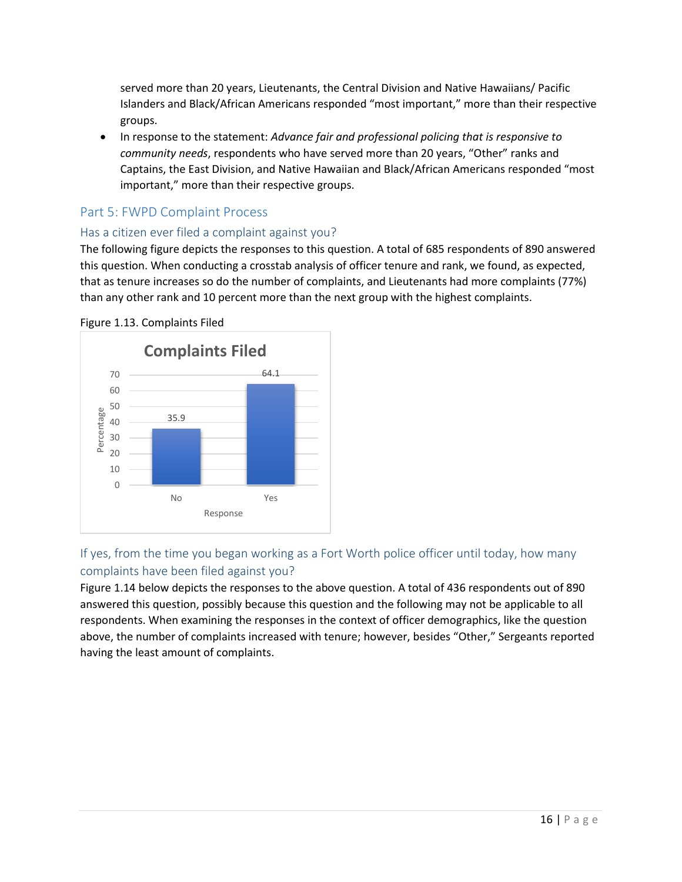served more than 20 years, Lieutenants, the Central Division and Native Hawaiians/ Pacific Islanders and Black/African Americans responded "most important," more than their respective groups.

- In response to the statement: *Advance fair and professional policing that is responsive to community needs*, respondents who have served more than 20 years, "Other" ranks and Captains, the East Division, and Native Hawaiian and Black/African Americans responded "most important," more than their respective groups.

## Part 5: FWPD Complaint Process

### Has a citizen ever filed a complaint against you?

The following figure depicts the responses to this question. A total of 685 respondents of 890 answered this question. When conducting a crosstab analysis of officer tenure and rank, we found, as expected, that as tenure increases so do the number of complaints, and Lieutenants had more complaints (77%) than any other rank and 10 percent more than the next group with the highest complaints.

Figure 1.13. Complaints Filed

**Complaints Filed**

| Response | Percentage |
|---|---|
| No | 35.9 |
| Yes | 64.1 |

### If yes, from the time you began working as a Fort Worth police officer until today, how many complaints have been filed against you?

Figure 1.14 below depicts the responses to the above question. A total of 436 respondents out of 890 answered this question, possibly because this question and the following may not be applicable to all respondents. When examining the responses in the context of officer demographics, like the question above, the number of complaints increased with tenure; however, besides "Other," Sergeants reported having the least amount of complaints.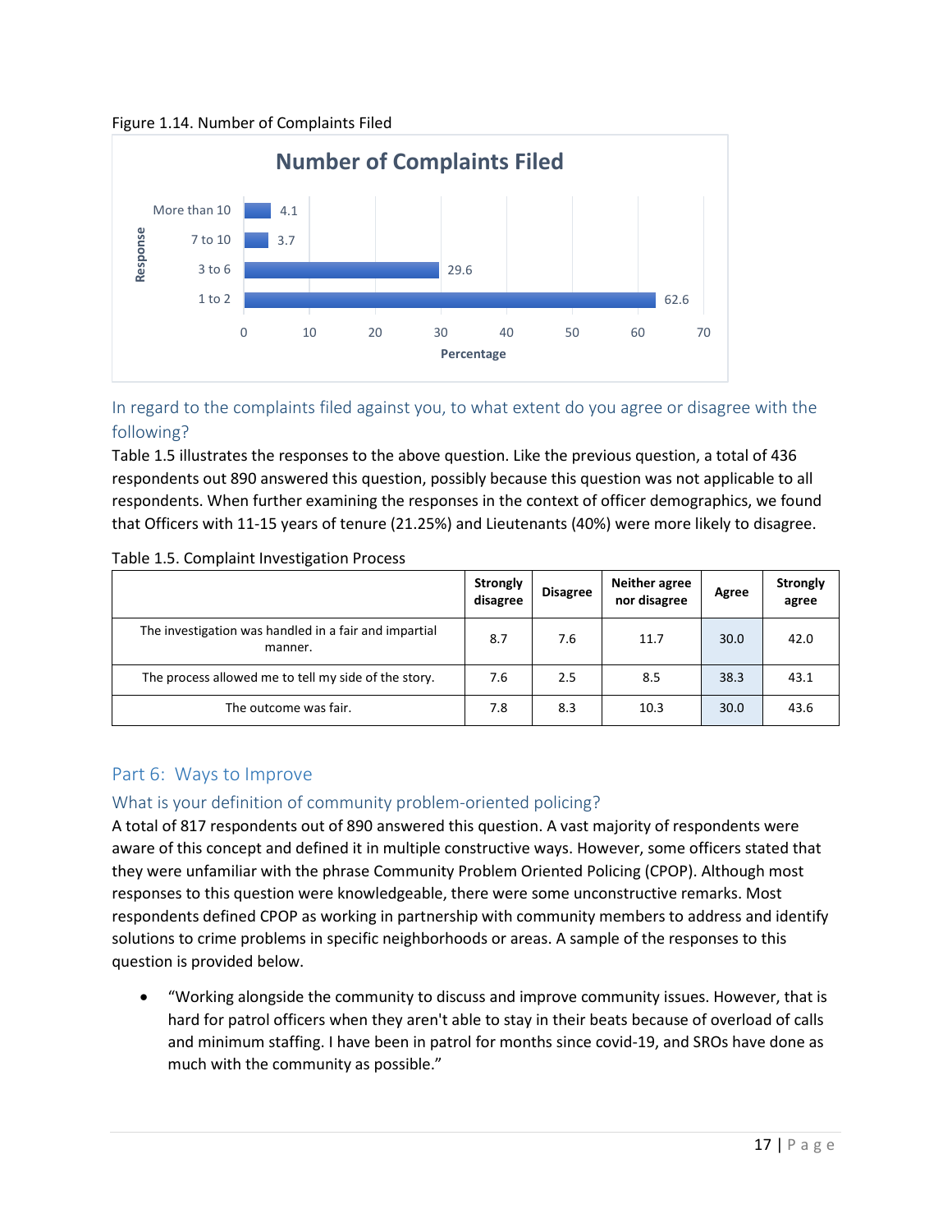Figure 1.14. Number of Complaints Filed

| Response | Percentage |
|---|---|
| More than 10 | 4.1 |
| 7 to 10 | 3.7 |
| 3 to 6 | 29.6 |
| 1 to 2 | 62.6 |

### In regard to the complaints filed against you, to what extent do you agree or disagree with the following?

Table 1.5 illustrates the responses to the above question. Like the previous question, a total of 436 respondents out 890 answered this question, possibly because this question was not applicable to all respondents. When further examining the responses in the context of officer demographics, we found that Officers with 11-15 years of tenure (21.25%) and Lieutenants (40%) were more likely to disagree.

Table 1.5. Complaint Investigation Process

| | Strongly disagree | Disagree | Neither agree nor disagree | Agree | Strongly agree |
|---|---|---|---|---|---|
| The investigation was handled in a fair and impartial manner. | 8.7 | 7.6 | 11.7 | 30.0 | 42.0 |
| The process allowed me to tell my side of the story. | 7.6 | 2.5 | 8.5 | 38.3 | 43.1 |
| The outcome was fair. | 7.8 | 8.3 | 10.3 | 30.0 | 43.6 |

## Part 6: Ways to Improve

### What is your definition of community problem-oriented policing?

A total of 817 respondents out of 890 answered this question. A vast majority of respondents were aware of this concept and defined it in multiple constructive ways. However, some officers stated that they were unfamiliar with the phrase Community Problem Oriented Policing (CPOP). Although most responses to this question were knowledgeable, there were some unconstructive remarks. Most respondents defined CPOP as working in partnership with community members to address and identify solutions to crime problems in specific neighborhoods or areas. A sample of the responses to this question is provided below.

- "Working alongside the community to discuss and improve community issues. However, that is hard for patrol officers when they aren't able to stay in their beats because of overload of calls and minimum staffing. I have been in patrol for months since covid-19, and SROs have done as much with the community as possible."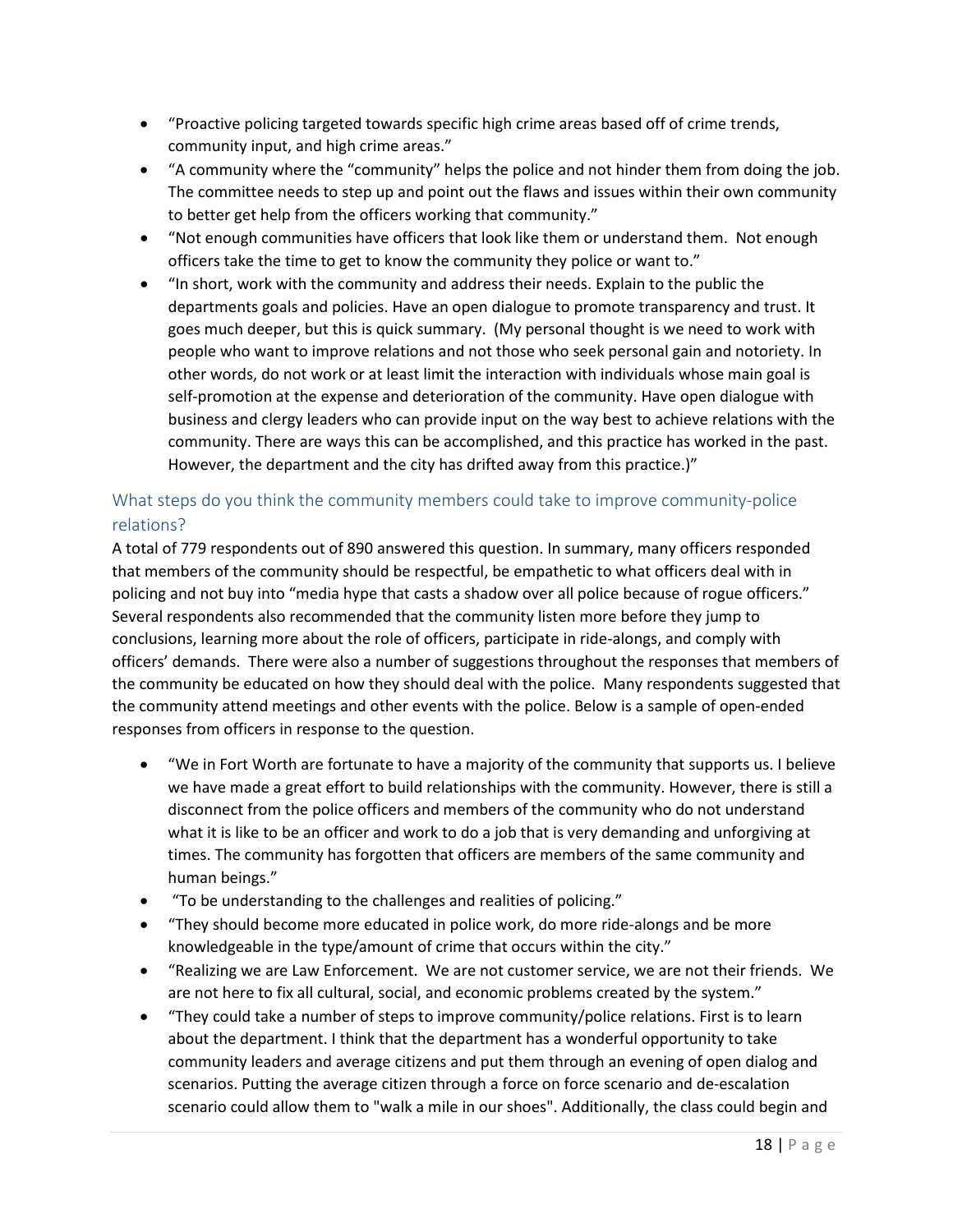- "Proactive policing targeted towards specific high crime areas based off of crime trends, community input, and high crime areas."
- "A community where the "community" helps the police and not hinder them from doing the job. The committee needs to step up and point out the flaws and issues within their own community to better get help from the officers working that community."
- "Not enough communities have officers that look like them or understand them. Not enough officers take the time to get to know the community they police or want to."
- "In short, work with the community and address their needs. Explain to the public the departments goals and policies. Have an open dialogue to promote transparency and trust. It goes much deeper, but this is quick summary. (My personal thought is we need to work with people who want to improve relations and not those who seek personal gain and notoriety. In other words, do not work or at least limit the interaction with individuals whose main goal is self-promotion at the expense and deterioration of the community. Have open dialogue with business and clergy leaders who can provide input on the way best to achieve relations with the community. There are ways this can be accomplished, and this practice has worked in the past. However, the department and the city has drifted away from this practice.)"

### What steps do you think the community members could take to improve community-police relations?

A total of 779 respondents out of 890 answered this question. In summary, many officers responded that members of the community should be respectful, be empathetic to what officers deal with in policing and not buy into "media hype that casts a shadow over all police because of rogue officers." Several respondents also recommended that the community listen more before they jump to conclusions, learning more about the role of officers, participate in ride-alongs, and comply with officers' demands. There were also a number of suggestions throughout the responses that members of the community be educated on how they should deal with the police. Many respondents suggested that the community attend meetings and other events with the police. Below is a sample of open-ended responses from officers in response to the question.

- "We in Fort Worth are fortunate to have a majority of the community that supports us. I believe we have made a great effort to build relationships with the community. However, there is still a disconnect from the police officers and members of the community who do not understand what it is like to be an officer and work to do a job that is very demanding and unforgiving at times. The community has forgotten that officers are members of the same community and human beings."
- "To be understanding to the challenges and realities of policing."
- "They should become more educated in police work, do more ride-alongs and be more knowledgeable in the type/amount of crime that occurs within the city."
- "Realizing we are Law Enforcement. We are not customer service, we are not their friends. We are not here to fix all cultural, social, and economic problems created by the system."
- "They could take a number of steps to improve community/police relations. First is to learn about the department. I think that the department has a wonderful opportunity to take community leaders and average citizens and put them through an evening of open dialog and scenarios. Putting the average citizen through a force on force scenario and de-escalation scenario could allow them to "walk a mile in our shoes". Additionally, the class could begin and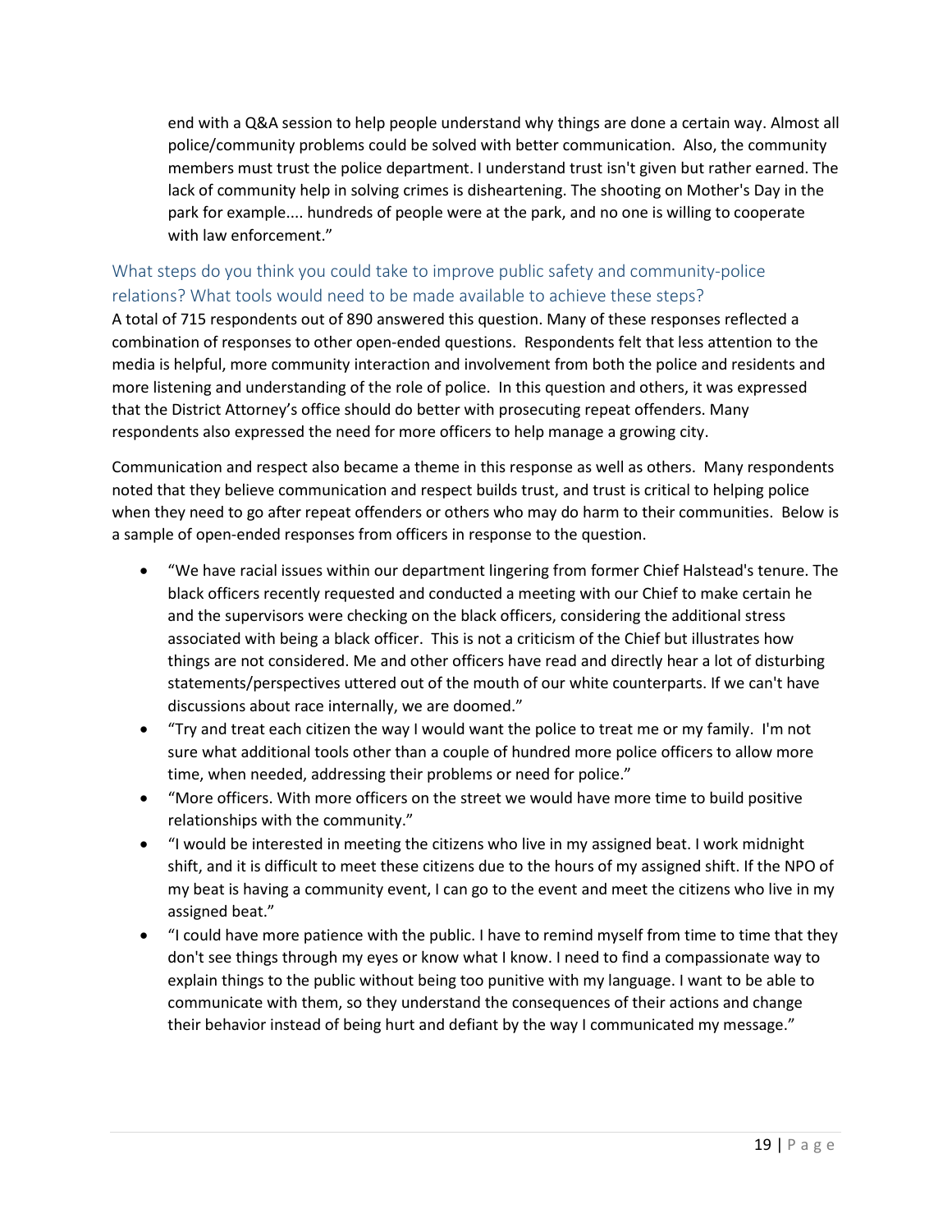end with a Q&A session to help people understand why things are done a certain way. Almost all police/community problems could be solved with better communication. Also, the community members must trust the police department. I understand trust isn't given but rather earned. The lack of community help in solving crimes is disheartening. The shooting on Mother's Day in the park for example.... hundreds of people were at the park, and no one is willing to cooperate with law enforcement."

### What steps do you think you could take to improve public safety and community-police relations? What tools would need to be made available to achieve these steps?

A total of 715 respondents out of 890 answered this question. Many of these responses reflected a combination of responses to other open-ended questions. Respondents felt that less attention to the media is helpful, more community interaction and involvement from both the police and residents and more listening and understanding of the role of police. In this question and others, it was expressed that the District Attorney's office should do better with prosecuting repeat offenders. Many respondents also expressed the need for more officers to help manage a growing city.

Communication and respect also became a theme in this response as well as others. Many respondents noted that they believe communication and respect builds trust, and trust is critical to helping police when they need to go after repeat offenders or others who may do harm to their communities. Below is a sample of open-ended responses from officers in response to the question.

- "We have racial issues within our department lingering from former Chief Halstead's tenure. The black officers recently requested and conducted a meeting with our Chief to make certain he and the supervisors were checking on the black officers, considering the additional stress associated with being a black officer. This is not a criticism of the Chief but illustrates how things are not considered. Me and other officers have read and directly hear a lot of disturbing statements/perspectives uttered out of the mouth of our white counterparts. If we can't have discussions about race internally, we are doomed."
- "Try and treat each citizen the way I would want the police to treat me or my family. I'm not sure what additional tools other than a couple of hundred more police officers to allow more time, when needed, addressing their problems or need for police."
- "More officers. With more officers on the street we would have more time to build positive relationships with the community."
- "I would be interested in meeting the citizens who live in my assigned beat. I work midnight shift, and it is difficult to meet these citizens due to the hours of my assigned shift. If the NPO of my beat is having a community event, I can go to the event and meet the citizens who live in my assigned beat."
- "I could have more patience with the public. I have to remind myself from time to time that they don't see things through my eyes or know what I know. I need to find a compassionate way to explain things to the public without being too punitive with my language. I want to be able to communicate with them, so they understand the consequences of their actions and change their behavior instead of being hurt and defiant by the way I communicated my message."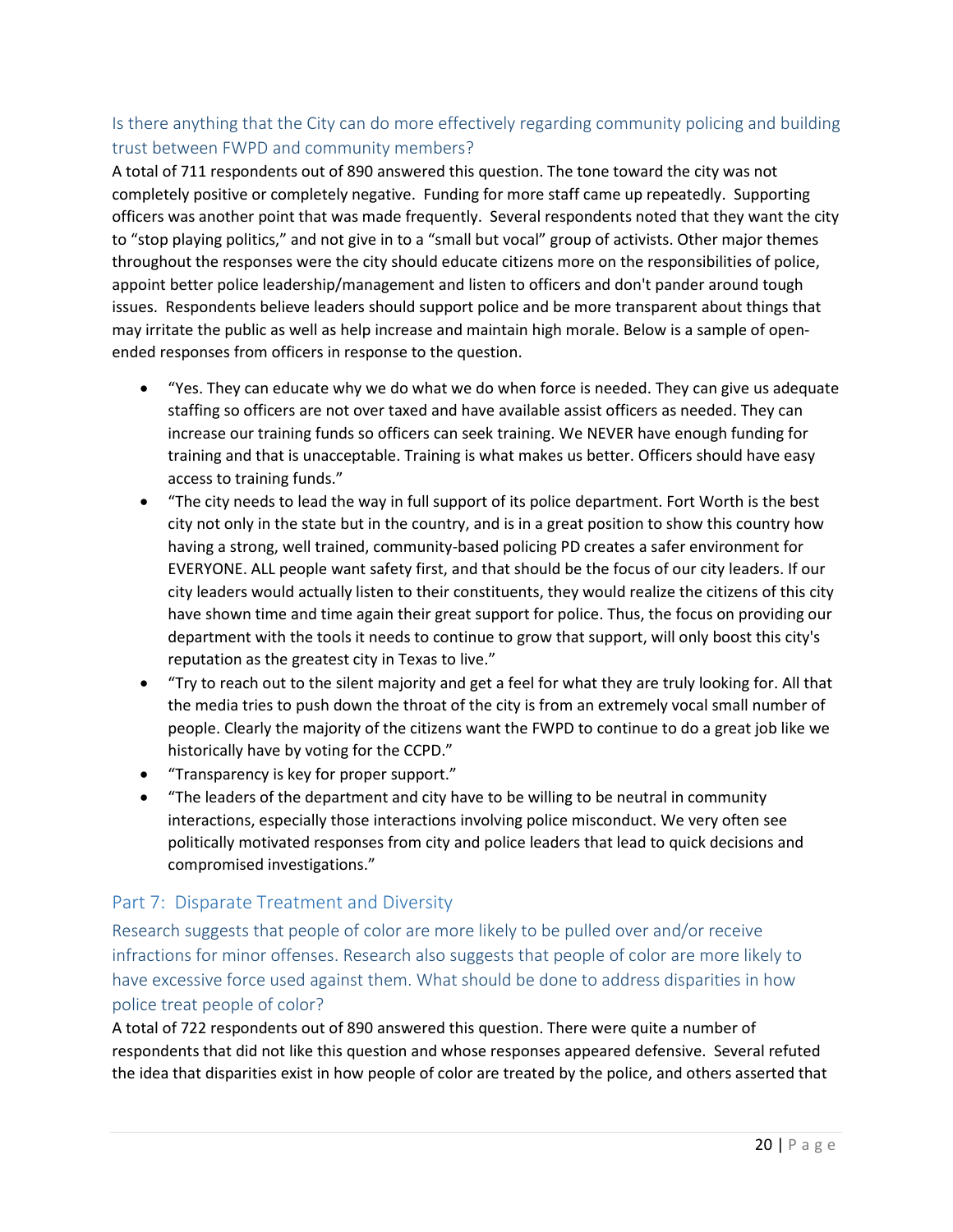### Is there anything that the City can do more effectively regarding community policing and building trust between FWPD and community members?

A total of 711 respondents out of 890 answered this question. The tone toward the city was not completely positive or completely negative. Funding for more staff came up repeatedly. Supporting officers was another point that was made frequently. Several respondents noted that they want the city to "stop playing politics," and not give in to a "small but vocal" group of activists. Other major themes throughout the responses were the city should educate citizens more on the responsibilities of police, appoint better police leadership/management and listen to officers and don't pander around tough issues. Respondents believe leaders should support police and be more transparent about things that may irritate the public as well as help increase and maintain high morale. Below is a sample of open-ended responses from officers in response to the question.

- "Yes. They can educate why we do what we do when force is needed. They can give us adequate staffing so officers are not over taxed and have available assist officers as needed. They can increase our training funds so officers can seek training. We NEVER have enough funding for training and that is unacceptable. Training is what makes us better. Officers should have easy access to training funds."
- "The city needs to lead the way in full support of its police department. Fort Worth is the best city not only in the state but in the country, and is in a great position to show this country how having a strong, well trained, community-based policing PD creates a safer environment for EVERYONE. ALL people want safety first, and that should be the focus of our city leaders. If our city leaders would actually listen to their constituents, they would realize the citizens of this city have shown time and time again their great support for police. Thus, the focus on providing our department with the tools it needs to continue to grow that support, will only boost this city's reputation as the greatest city in Texas to live."
- "Try to reach out to the silent majority and get a feel for what they are truly looking for. All that the media tries to push down the throat of the city is from an extremely vocal small number of people. Clearly the majority of the citizens want the FWPD to continue to do a great job like we historically have by voting for the CCPD."
- "Transparency is key for proper support."
- "The leaders of the department and city have to be willing to be neutral in community interactions, especially those interactions involving police misconduct. We very often see politically motivated responses from city and police leaders that lead to quick decisions and compromised investigations."

## Part 7: Disparate Treatment and Diversity

### Research suggests that people of color are more likely to be pulled over and/or receive infractions for minor offenses. Research also suggests that people of color are more likely to have excessive force used against them. What should be done to address disparities in how police treat people of color?

A total of 722 respondents out of 890 answered this question. There were quite a number of respondents that did not like this question and whose responses appeared defensive. Several refuted the idea that disparities exist in how people of color are treated by the police, and others asserted that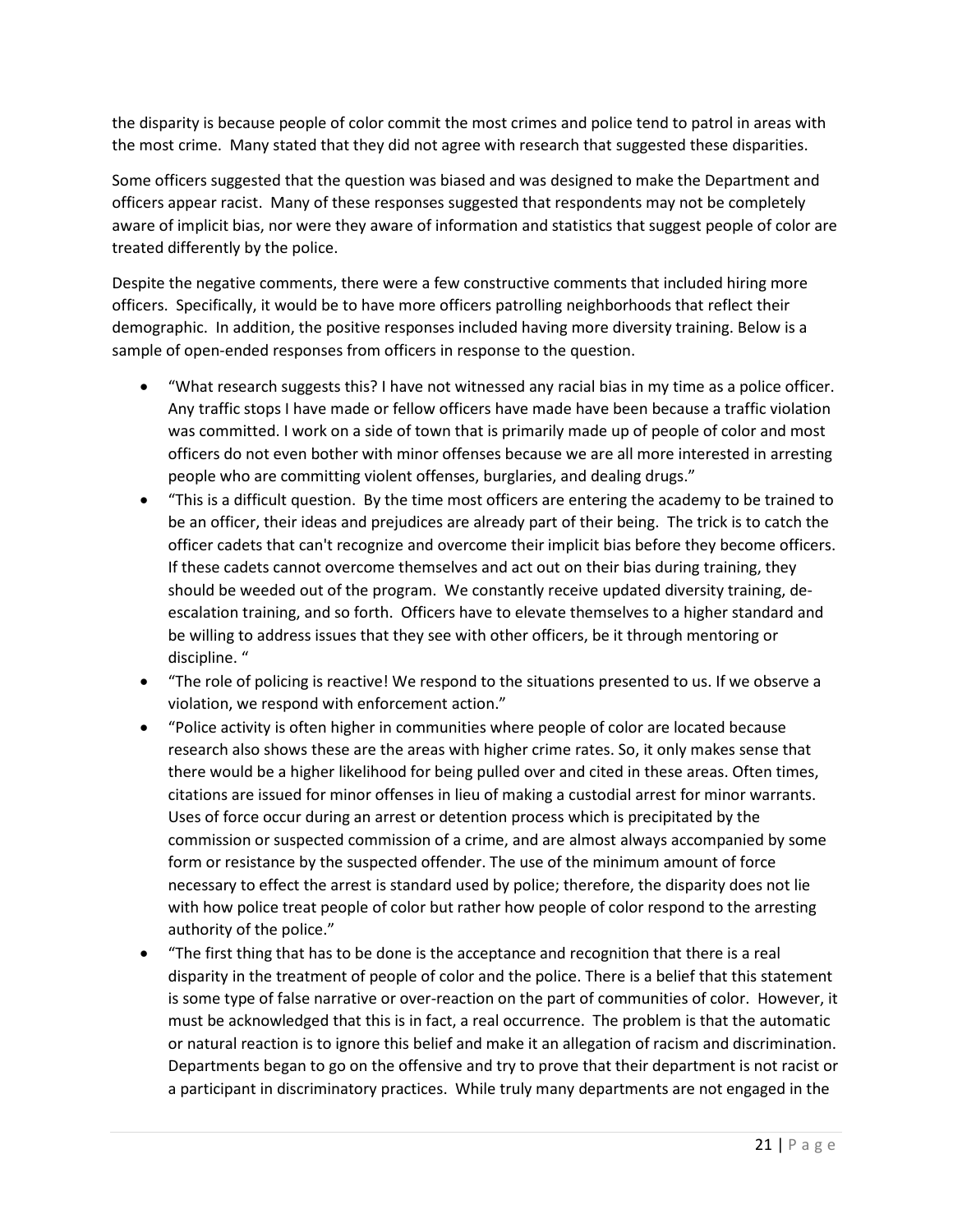the disparity is because people of color commit the most crimes and police tend to patrol in areas with the most crime. Many stated that they did not agree with research that suggested these disparities.

Some officers suggested that the question was biased and was designed to make the Department and officers appear racist. Many of these responses suggested that respondents may not be completely aware of implicit bias, nor were they aware of information and statistics that suggest people of color are treated differently by the police.

Despite the negative comments, there were a few constructive comments that included hiring more officers. Specifically, it would be to have more officers patrolling neighborhoods that reflect their demographic. In addition, the positive responses included having more diversity training. Below is a sample of open-ended responses from officers in response to the question.

- "What research suggests this? I have not witnessed any racial bias in my time as a police officer. Any traffic stops I have made or fellow officers have made have been because a traffic violation was committed. I work on a side of town that is primarily made up of people of color and most officers do not even bother with minor offenses because we are all more interested in arresting people who are committing violent offenses, burglaries, and dealing drugs."
- "This is a difficult question. By the time most officers are entering the academy to be trained to be an officer, their ideas and prejudices are already part of their being. The trick is to catch the officer cadets that can't recognize and overcome their implicit bias before they become officers. If these cadets cannot overcome themselves and act out on their bias during training, they should be weeded out of the program. We constantly receive updated diversity training, de-escalation training, and so forth. Officers have to elevate themselves to a higher standard and be willing to address issues that they see with other officers, be it through mentoring or discipline. "
- "The role of policing is reactive! We respond to the situations presented to us. If we observe a violation, we respond with enforcement action."
- "Police activity is often higher in communities where people of color are located because research also shows these are the areas with higher crime rates. So, it only makes sense that there would be a higher likelihood for being pulled over and cited in these areas. Often times, citations are issued for minor offenses in lieu of making a custodial arrest for minor warrants. Uses of force occur during an arrest or detention process which is precipitated by the commission or suspected commission of a crime, and are almost always accompanied by some form or resistance by the suspected offender. The use of the minimum amount of force necessary to effect the arrest is standard used by police; therefore, the disparity does not lie with how police treat people of color but rather how people of color respond to the arresting authority of the police."
- "The first thing that has to be done is the acceptance and recognition that there is a real disparity in the treatment of people of color and the police. There is a belief that this statement is some type of false narrative or over-reaction on the part of communities of color. However, it must be acknowledged that this is in fact, a real occurrence. The problem is that the automatic or natural reaction is to ignore this belief and make it an allegation of racism and discrimination. Departments began to go on the offensive and try to prove that their department is not racist or a participant in discriminatory practices. While truly many departments are not engaged in the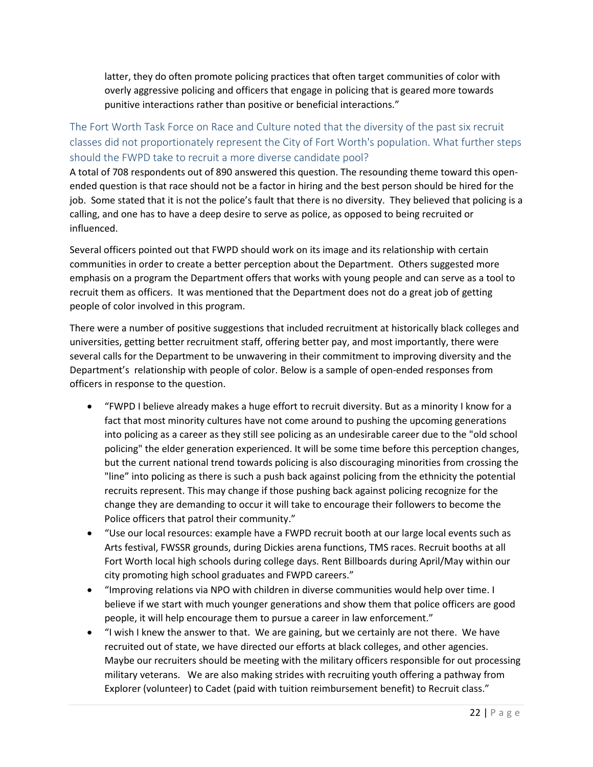latter, they do often promote policing practices that often target communities of color with overly aggressive policing and officers that engage in policing that is geared more towards punitive interactions rather than positive or beneficial interactions."

### The Fort Worth Task Force on Race and Culture noted that the diversity of the past six recruit classes did not proportionately represent the City of Fort Worth's population. What further steps should the FWPD take to recruit a more diverse candidate pool?

A total of 708 respondents out of 890 answered this question. The resounding theme toward this open-ended question is that race should not be a factor in hiring and the best person should be hired for the job. Some stated that it is not the police's fault that there is no diversity. They believed that policing is a calling, and one has to have a deep desire to serve as police, as opposed to being recruited or influenced.

Several officers pointed out that FWPD should work on its image and its relationship with certain communities in order to create a better perception about the Department. Others suggested more emphasis on a program the Department offers that works with young people and can serve as a tool to recruit them as officers. It was mentioned that the Department does not do a great job of getting people of color involved in this program.

There were a number of positive suggestions that included recruitment at historically black colleges and universities, getting better recruitment staff, offering better pay, and most importantly, there were several calls for the Department to be unwavering in their commitment to improving diversity and the Department's relationship with people of color. Below is a sample of open-ended responses from officers in response to the question.

- "FWPD I believe already makes a huge effort to recruit diversity. But as a minority I know for a fact that most minority cultures have not come around to pushing the upcoming generations into policing as a career as they still see policing as an undesirable career due to the "old school policing" the elder generation experienced. It will be some time before this perception changes, but the current national trend towards policing is also discouraging minorities from crossing the "line" into policing as there is such a push back against policing from the ethnicity the potential recruits represent. This may change if those pushing back against policing recognize for the change they are demanding to occur it will take to encourage their followers to become the Police officers that patrol their community."
- "Use our local resources: example have a FWPD recruit booth at our large local events such as Arts festival, FWSSR grounds, during Dickies arena functions, TMS races. Recruit booths at all Fort Worth local high schools during college days. Rent Billboards during April/May within our city promoting high school graduates and FWPD careers."
- "Improving relations via NPO with children in diverse communities would help over time. I believe if we start with much younger generations and show them that police officers are good people, it will help encourage them to pursue a career in law enforcement."
- "I wish I knew the answer to that. We are gaining, but we certainly are not there. We have recruited out of state, we have directed our efforts at black colleges, and other agencies. Maybe our recruiters should be meeting with the military officers responsible for out processing military veterans. We are also making strides with recruiting youth offering a pathway from Explorer (volunteer) to Cadet (paid with tuition reimbursement benefit) to Recruit class."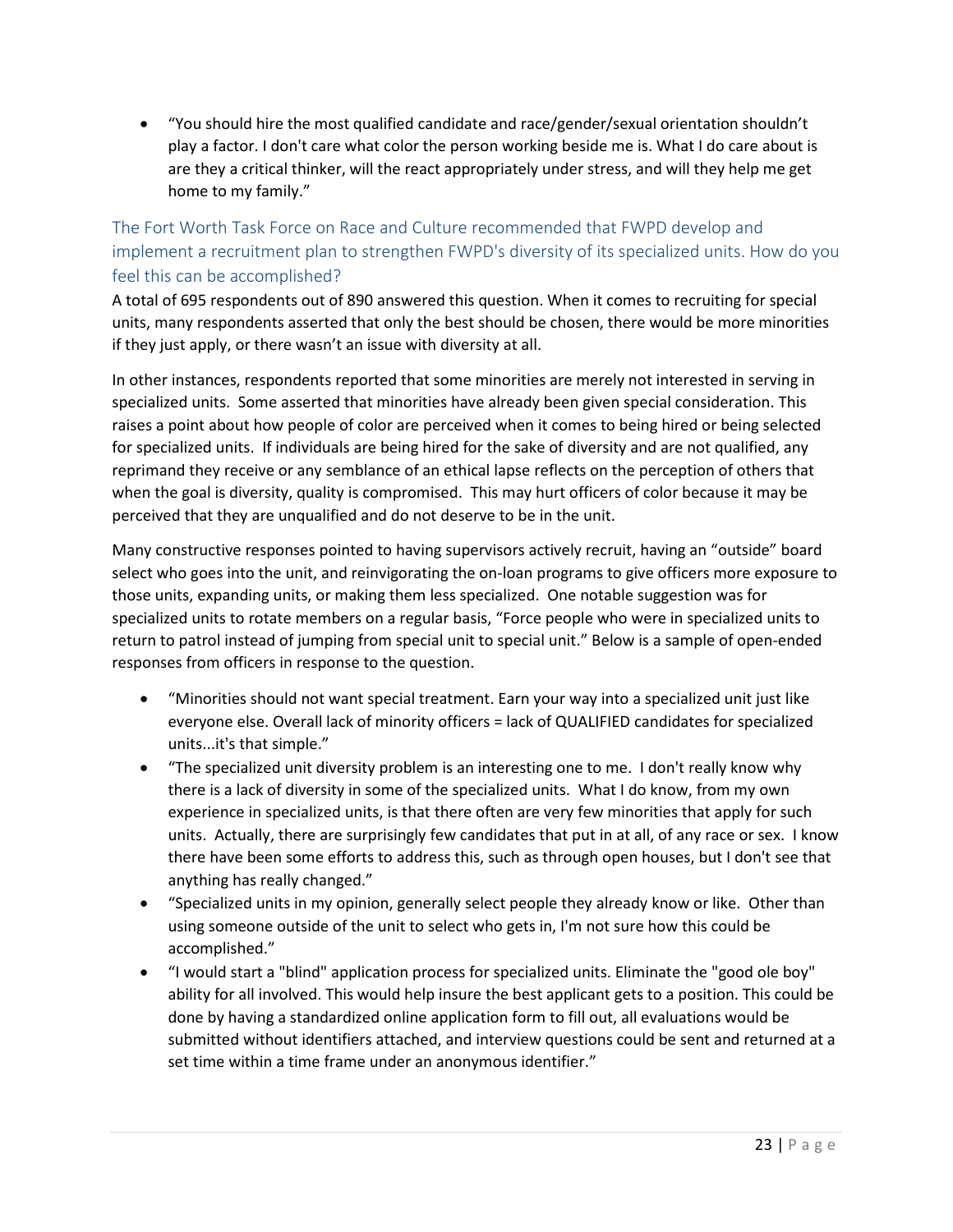- "You should hire the most qualified candidate and race/gender/sexual orientation shouldn't play a factor. I don't care what color the person working beside me is. What I do care about is are they a critical thinker, will the react appropriately under stress, and will they help me get home to my family."

### The Fort Worth Task Force on Race and Culture recommended that FWPD develop and implement a recruitment plan to strengthen FWPD's diversity of its specialized units. How do you feel this can be accomplished?

A total of 695 respondents out of 890 answered this question. When it comes to recruiting for special units, many respondents asserted that only the best should be chosen, there would be more minorities if they just apply, or there wasn't an issue with diversity at all.

In other instances, respondents reported that some minorities are merely not interested in serving in specialized units. Some asserted that minorities have already been given special consideration. This raises a point about how people of color are perceived when it comes to being hired or being selected for specialized units. If individuals are being hired for the sake of diversity and are not qualified, any reprimand they receive or any semblance of an ethical lapse reflects on the perception of others that when the goal is diversity, quality is compromised. This may hurt officers of color because it may be perceived that they are unqualified and do not deserve to be in the unit.

Many constructive responses pointed to having supervisors actively recruit, having an "outside" board select who goes into the unit, and reinvigorating the on-loan programs to give officers more exposure to those units, expanding units, or making them less specialized. One notable suggestion was for specialized units to rotate members on a regular basis, "Force people who were in specialized units to return to patrol instead of jumping from special unit to special unit." Below is a sample of open-ended responses from officers in response to the question.

- "Minorities should not want special treatment. Earn your way into a specialized unit just like everyone else. Overall lack of minority officers = lack of QUALIFIED candidates for specialized units...it's that simple."
- "The specialized unit diversity problem is an interesting one to me. I don't really know why there is a lack of diversity in some of the specialized units. What I do know, from my own experience in specialized units, is that there often are very few minorities that apply for such units. Actually, there are surprisingly few candidates that put in at all, of any race or sex. I know there have been some efforts to address this, such as through open houses, but I don't see that anything has really changed."
- "Specialized units in my opinion, generally select people they already know or like. Other than using someone outside of the unit to select who gets in, I'm not sure how this could be accomplished."
- "I would start a "blind" application process for specialized units. Eliminate the "good ole boy" ability for all involved. This would help insure the best applicant gets to a position. This could be done by having a standardized online application form to fill out, all evaluations would be submitted without identifiers attached, and interview questions could be sent and returned at a set time within a time frame under an anonymous identifier."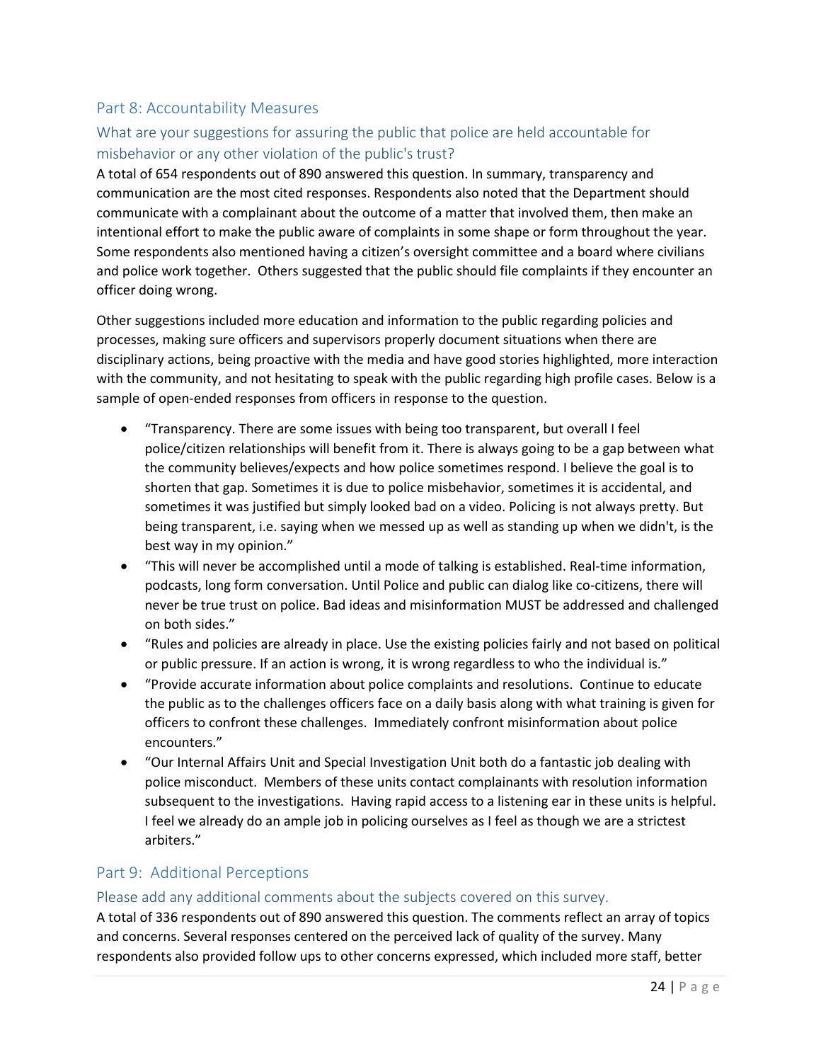## Part 8: Accountability Measures

### What are your suggestions for assuring the public that police are held accountable for misbehavior or any other violation of the public's trust?

A total of 654 respondents out of 890 answered this question. In summary, transparency and communication are the most cited responses. Respondents also noted that the Department should communicate with a complainant about the outcome of a matter that involved them, then make an intentional effort to make the public aware of complaints in some shape or form throughout the year. Some respondents also mentioned having a citizen's oversight committee and a board where civilians and police work together. Others suggested that the public should file complaints if they encounter an officer doing wrong.

Other suggestions included more education and information to the public regarding policies and processes, making sure officers and supervisors properly document situations when there are disciplinary actions, being proactive with the media and have good stories highlighted, more interaction with the community, and not hesitating to speak with the public regarding high profile cases. Below is a sample of open-ended responses from officers in response to the question.

- "Transparency. There are some issues with being too transparent, but overall I feel police/citizen relationships will benefit from it. There is always going to be a gap between what the community believes/expects and how police sometimes respond. I believe the goal is to shorten that gap. Sometimes it is due to police misbehavior, sometimes it is accidental, and sometimes it was justified but simply looked bad on a video. Policing is not always pretty. But being transparent, i.e. saying when we messed up as well as standing up when we didn't, is the best way in my opinion."
- "This will never be accomplished until a mode of talking is established. Real-time information, podcasts, long form conversation. Until Police and public can dialog like co-citizens, there will never be true trust on police. Bad ideas and misinformation MUST be addressed and challenged on both sides."
- "Rules and policies are already in place. Use the existing policies fairly and not based on political or public pressure. If an action is wrong, it is wrong regardless to who the individual is."
- "Provide accurate information about police complaints and resolutions. Continue to educate the public as to the challenges officers face on a daily basis along with what training is given for officers to confront these challenges. Immediately confront misinformation about police encounters."
- "Our Internal Affairs Unit and Special Investigation Unit both do a fantastic job dealing with police misconduct. Members of these units contact complainants with resolution information subsequent to the investigations. Having rapid access to a listening ear in these units is helpful. I feel we already do an ample job in policing ourselves as I feel as though we are a strictest arbiters."

## Part 9: Additional Perceptions

### Please add any additional comments about the subjects covered on this survey.

A total of 336 respondents out of 890 answered this question. The comments reflect an array of topics and concerns. Several responses centered on the perceived lack of quality of the survey. Many respondents also provided follow ups to other concerns expressed, which included more staff, better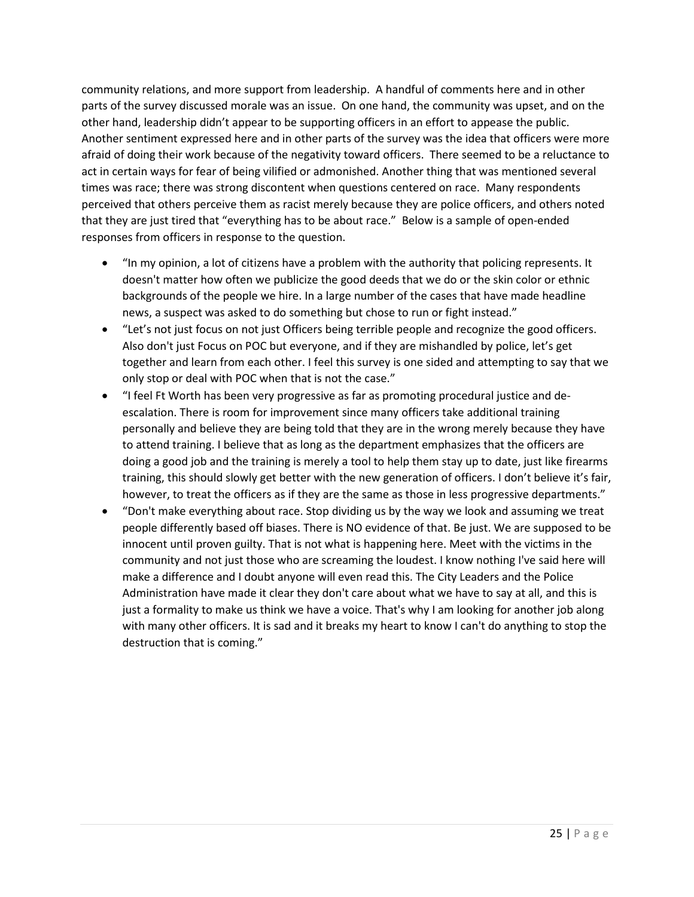community relations, and more support from leadership. A handful of comments here and in other parts of the survey discussed morale was an issue. On one hand, the community was upset, and on the other hand, leadership didn't appear to be supporting officers in an effort to appease the public. Another sentiment expressed here and in other parts of the survey was the idea that officers were more afraid of doing their work because of the negativity toward officers. There seemed to be a reluctance to act in certain ways for fear of being vilified or admonished. Another thing that was mentioned several times was race; there was strong discontent when questions centered on race. Many respondents perceived that others perceive them as racist merely because they are police officers, and others noted that they are just tired that "everything has to be about race." Below is a sample of open-ended responses from officers in response to the question.

- "In my opinion, a lot of citizens have a problem with the authority that policing represents. It doesn't matter how often we publicize the good deeds that we do or the skin color or ethnic backgrounds of the people we hire. In a large number of the cases that have made headline news, a suspect was asked to do something but chose to run or fight instead."
- "Let's not just focus on not just Officers being terrible people and recognize the good officers. Also don't just Focus on POC but everyone, and if they are mishandled by police, let's get together and learn from each other. I feel this survey is one sided and attempting to say that we only stop or deal with POC when that is not the case."
- "I feel Ft Worth has been very progressive as far as promoting procedural justice and de-escalation. There is room for improvement since many officers take additional training personally and believe they are being told that they are in the wrong merely because they have to attend training. I believe that as long as the department emphasizes that the officers are doing a good job and the training is merely a tool to help them stay up to date, just like firearms training, this should slowly get better with the new generation of officers. I don't believe it's fair, however, to treat the officers as if they are the same as those in less progressive departments."
- "Don't make everything about race. Stop dividing us by the way we look and assuming we treat people differently based off biases. There is NO evidence of that. Be just. We are supposed to be innocent until proven guilty. That is not what is happening here. Meet with the victims in the community and not just those who are screaming the loudest. I know nothing I've said here will make a difference and I doubt anyone will even read this. The City Leaders and the Police Administration have made it clear they don't care about what we have to say at all, and this is just a formality to make us think we have a voice. That's why I am looking for another job along with many other officers. It is sad and it breaks my heart to know I can't do anything to stop the destruction that is coming."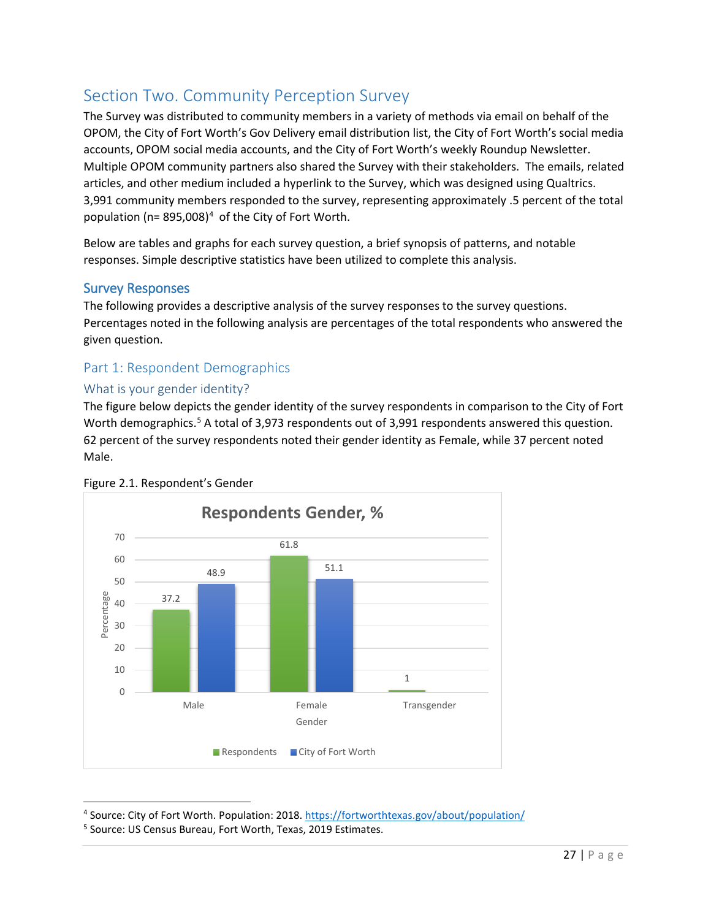## Section Two. Community Perception Survey

The Survey was distributed to community members in a variety of methods via email on behalf of the OPOM, the City of Fort Worth's Gov Delivery email distribution list, the City of Fort Worth's social media accounts, OPOM social media accounts, and the City of Fort Worth's weekly Roundup Newsletter. Multiple OPOM community partners also shared the Survey with their stakeholders. The emails, related articles, and other medium included a hyperlink to the Survey, which was designed using Qualtrics. 3,991 community members responded to the survey, representing approximately .5 percent of the total population (n= 895,008)[4] of the City of Fort Worth.

Below are tables and graphs for each survey question, a brief synopsis of patterns, and notable responses. Simple descriptive statistics have been utilized to complete this analysis.

### Survey Responses

The following provides a descriptive analysis of the survey responses to the survey questions. Percentages noted in the following analysis are percentages of the total respondents who answered the given question.

### Part 1: Respondent Demographics

#### What is your gender identity?

The figure below depicts the gender identity of the survey respondents in comparison to the City of Fort Worth demographics.[5] A total of 3,973 respondents out of 3,991 respondents answered this question. 62 percent of the survey respondents noted their gender identity as Female, while 37 percent noted Male.

Figure 2.1. Respondent's Gender

**Respondents Gender, %**

| Gender | Respondents | City of Fort Worth |
|---|---|---|
| Male | 37.2 | 48.9 |
| Female | 61.8 | 51.1 |
| Transgender | 1 | |

[4] Source: City of Fort Worth. Population: 2018. https://fortworthtexas.gov/about/population/

[5] Source: US Census Bureau, Fort Worth, Texas, 2019 Estimates.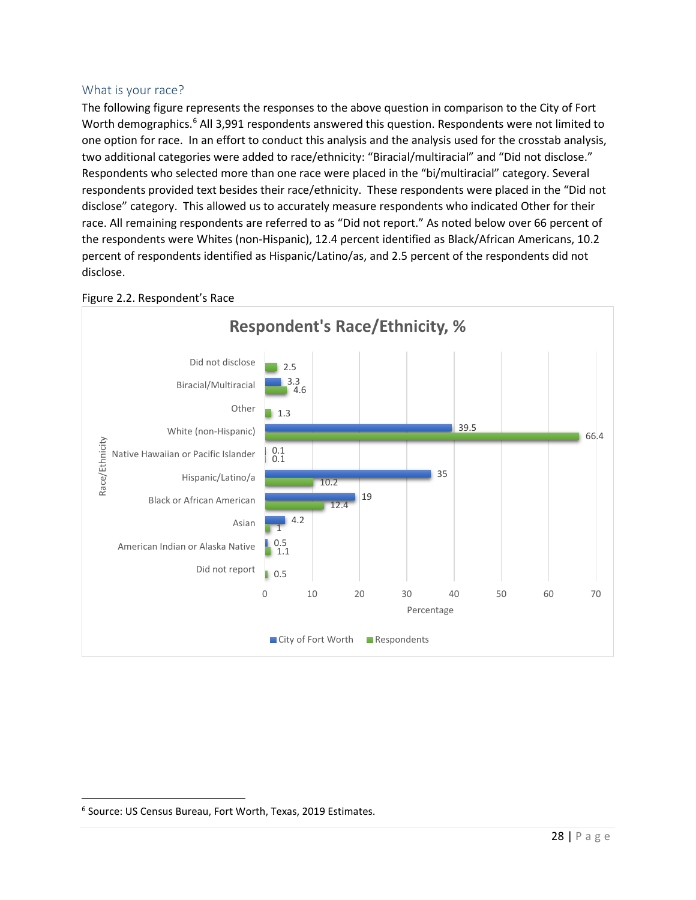### What is your race?

The following figure represents the responses to the above question in comparison to the City of Fort Worth demographics.[6] All 3,991 respondents answered this question. Respondents were not limited to one option for race. In an effort to conduct this analysis and the analysis used for the crosstab analysis, two additional categories were added to race/ethnicity: "Biracial/multiracial" and "Did not disclose." Respondents who selected more than one race were placed in the "bi/multiracial" category. Several respondents provided text besides their race/ethnicity. These respondents were placed in the "Did not disclose" category. This allowed us to accurately measure respondents who indicated Other for their race. All remaining respondents are referred to as "Did not report." As noted below over 66 percent of the respondents were Whites (non-Hispanic), 12.4 percent identified as Black/African Americans, 10.2 percent of respondents identified as Hispanic/Latino/as, and 2.5 percent of the respondents did not disclose.

Figure 2.2. Respondent's Race

**Respondent's Race/Ethnicity, %**

| Race/Ethnicity | City of Fort Worth | Respondents |
|---|---|---|
| Did not disclose | | 2.5 |
| Biracial/Multiracial | 3.3 | 4.6 |
| Other | | 1.3 |
| White (non-Hispanic) | 39.5 | 66.4 |
| Native Hawaiian or Pacific Islander | 0.1 | 0.1 |
| Hispanic/Latino/a | 35 | 10.2 |
| Black or African American | 19 | 12.4 |
| Asian | 4.2 | 1 |
| American Indian or Alaska Native | 0.5 | 1.1 |
| Did not report | | 0.5 |

[6] Source: US Census Bureau, Fort Worth, Texas, 2019 Estimates.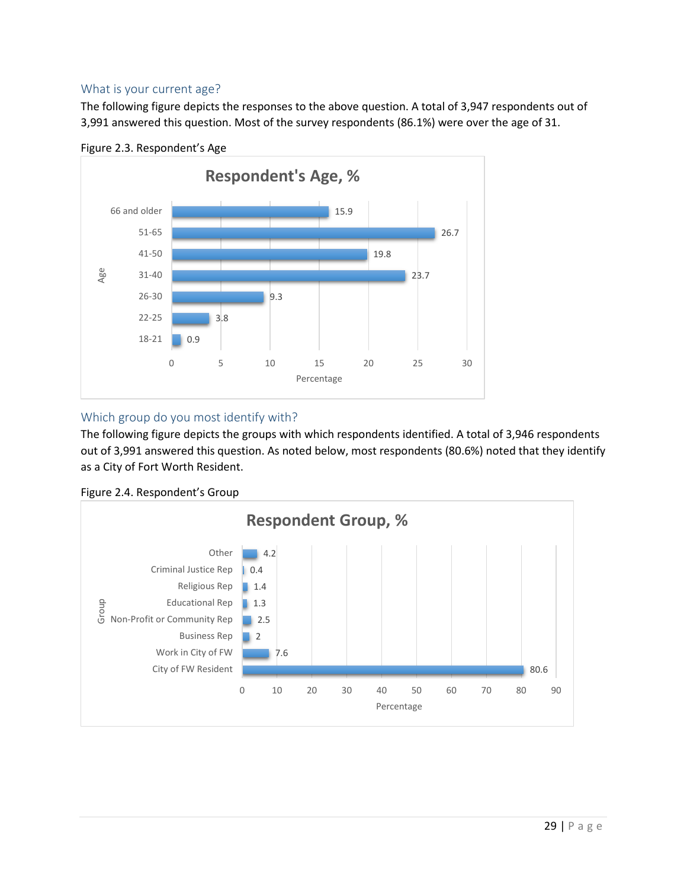### What is your current age?

The following figure depicts the responses to the above question. A total of 3,947 respondents out of 3,991 answered this question. Most of the survey respondents (86.1%) were over the age of 31.

Figure 2.3. Respondent's Age

**Respondent's Age, %**

| Age | Percentage |
|---|---|
| 66 and older | 15.9 |
| 51-65 | 26.7 |
| 41-50 | 19.8 |
| 31-40 | 23.7 |
| 26-30 | 9.3 |
| 22-25 | 3.8 |
| 18-21 | 0.9 |

### Which group do you most identify with?

The following figure depicts the groups with which respondents identified. A total of 3,946 respondents out of 3,991 answered this question. As noted below, most respondents (80.6%) noted that they identify as a City of Fort Worth Resident.

Figure 2.4. Respondent's Group

**Respondent Group, %**

| Group | Percentage |
|---|---|
| Other | 4.2 |
| Criminal Justice Rep | 0.4 |
| Religious Rep | 1.4 |
| Educational Rep | 1.3 |
| Non-Profit or Community Rep | 2.5 |
| Business Rep | 2 |
| Work in City of FW | 7.6 |
| City of FW Resident | 80.6 |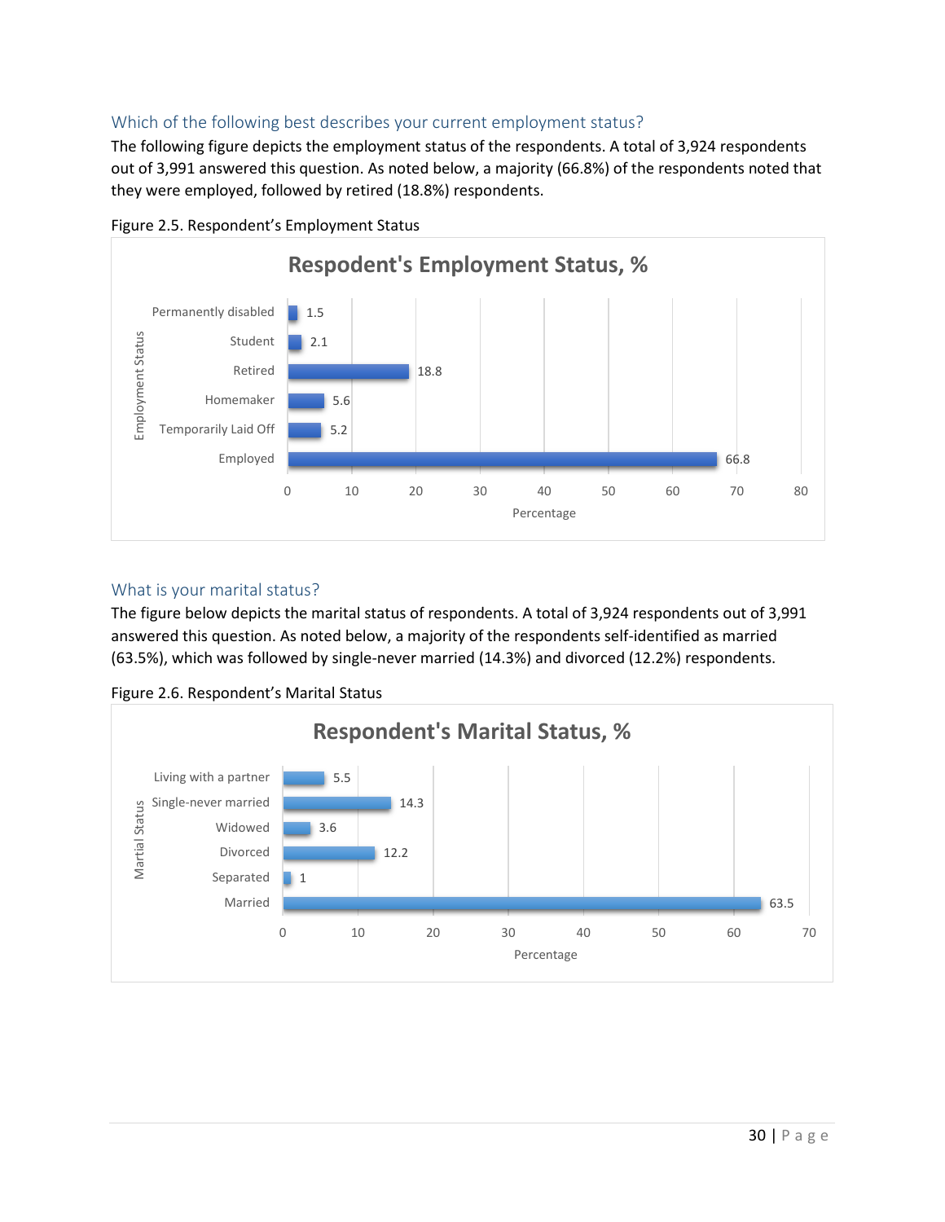### Which of the following best describes your current employment status?

The following figure depicts the employment status of the respondents. A total of 3,924 respondents out of 3,991 answered this question. As noted below, a majority (66.8%) of the respondents noted that they were employed, followed by retired (18.8%) respondents.

Figure 2.5. Respondent's Employment Status

| Employment Status | Percentage |
|---|---|
| Permanently disabled | 1.5 |
| Student | 2.1 |
| Retired | 18.8 |
| Homemaker | 5.6 |
| Temporarily Laid Off | 5.2 |
| Employed | 66.8 |

### What is your marital status?

The figure below depicts the marital status of respondents. A total of 3,924 respondents out of 3,991 answered this question. As noted below, a majority of the respondents self-identified as married (63.5%), which was followed by single-never married (14.3%) and divorced (12.2%) respondents.

Figure 2.6. Respondent's Marital Status

| Martial Status | Percentage |
|---|---|
| Living with a partner | 5.5 |
| Single-never married | 14.3 |
| Widowed | 3.6 |
| Divorced | 12.2 |
| Separated | 1 |
| Married | 63.5 |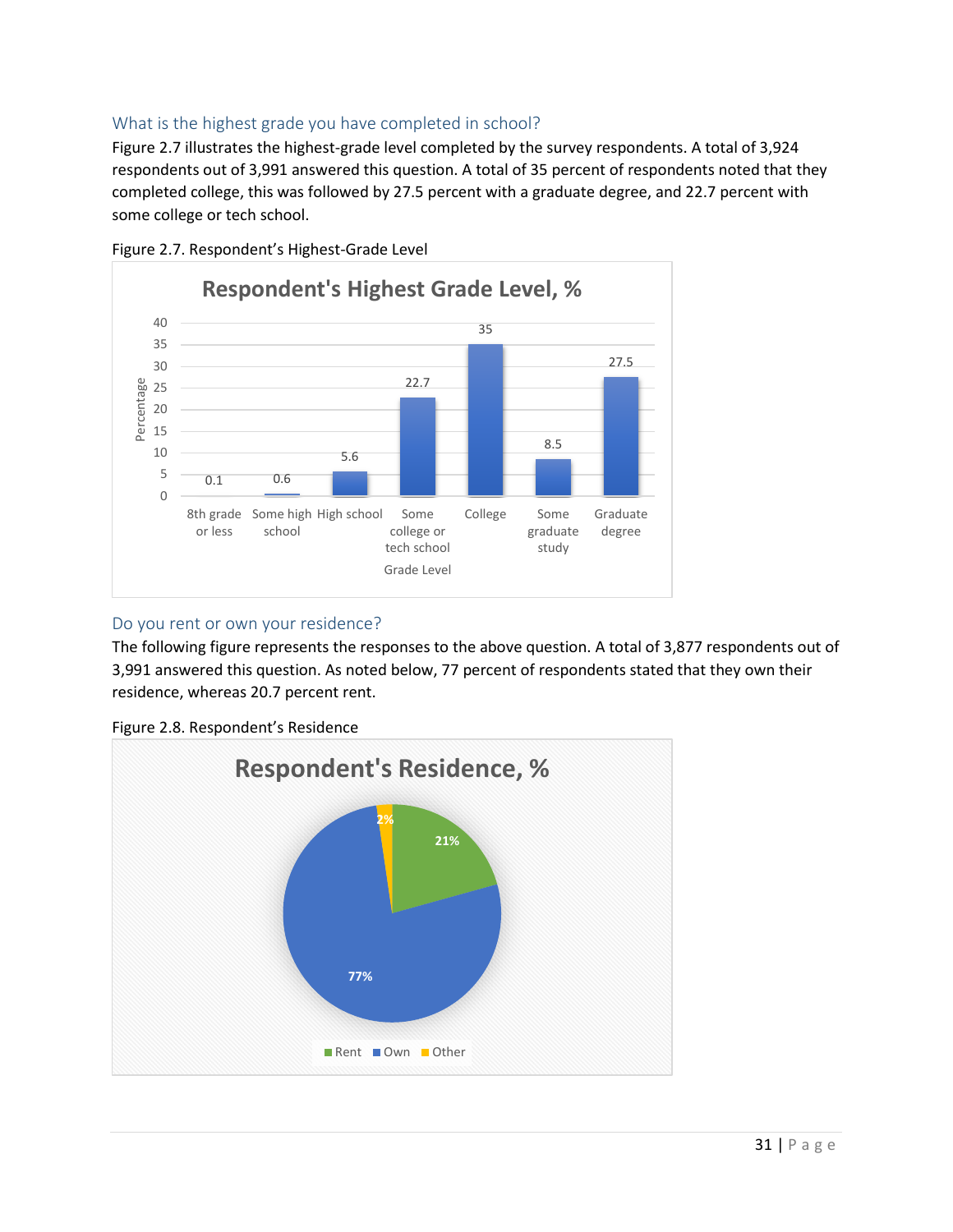### What is the highest grade you have completed in school?

Figure 2.7 illustrates the highest-grade level completed by the survey respondents. A total of 3,924 respondents out of 3,991 answered this question. A total of 35 percent of respondents noted that they completed college, this was followed by 27.5 percent with a graduate degree, and 22.7 percent with some college or tech school.

Figure 2.7. Respondent's Highest-Grade Level

### Do you rent or own your residence?

The following figure represents the responses to the above question. A total of 3,877 respondents out of 3,991 answered this question. As noted below, 77 percent of respondents stated that they own their residence, whereas 20.7 percent rent.

Figure 2.8. Respondent's Residence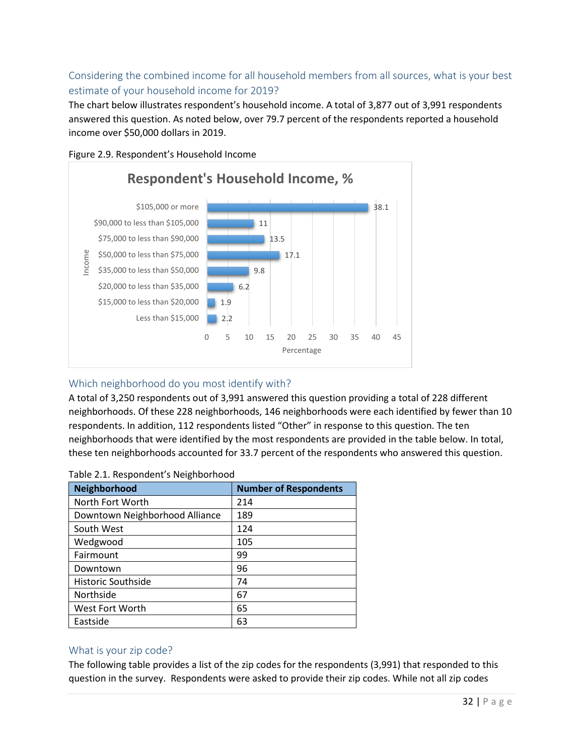### Considering the combined income for all household members from all sources, what is your best estimate of your household income for 2019?

The chart below illustrates respondent's household income. A total of 3,877 out of 3,991 respondents answered this question. As noted below, over 79.7 percent of the respondents reported a household income over $50,000 dollars in 2019.

Figure 2.9. Respondent's Household Income

**Respondent's Household Income, %**

| Income | Percentage |
|---|---|
| $105,000 or more | 38.1 |
| $90,000 to less than $105,000 | 11 |
| $75,000 to less than $90,000 | 13.5 |
| $50,000 to less than $75,000 | 17.1 |
| $35,000 to less than $50,000 | 9.8 |
| $20,000 to less than $35,000 | 6.2 |
| $15,000 to less than $20,000 | 1.9 |
| Less than $15,000 | 2.2 |

### Which neighborhood do you most identify with?

A total of 3,250 respondents out of 3,991 answered this question providing a total of 228 different neighborhoods. Of these 228 neighborhoods, 146 neighborhoods were each identified by fewer than 10 respondents. In addition, 112 respondents listed "Other" in response to this question. The ten neighborhoods that were identified by the most respondents are provided in the table below. In total, these ten neighborhoods accounted for 33.7 percent of the respondents who answered this question.

Table 2.1. Respondent's Neighborhood

| Neighborhood | Number of Respondents |
|---|---|
| North Fort Worth | 214 |
| Downtown Neighborhood Alliance | 189 |
| South West | 124 |
| Wedgwood | 105 |
| Fairmount | 99 |
| Downtown | 96 |
| Historic Southside | 74 |
| Northside | 67 |
| West Fort Worth | 65 |
| Eastside | 63 |

### What is your zip code?

The following table provides a list of the zip codes for the respondents (3,991) that responded to this question in the survey. Respondents were asked to provide their zip codes. While not all zip codes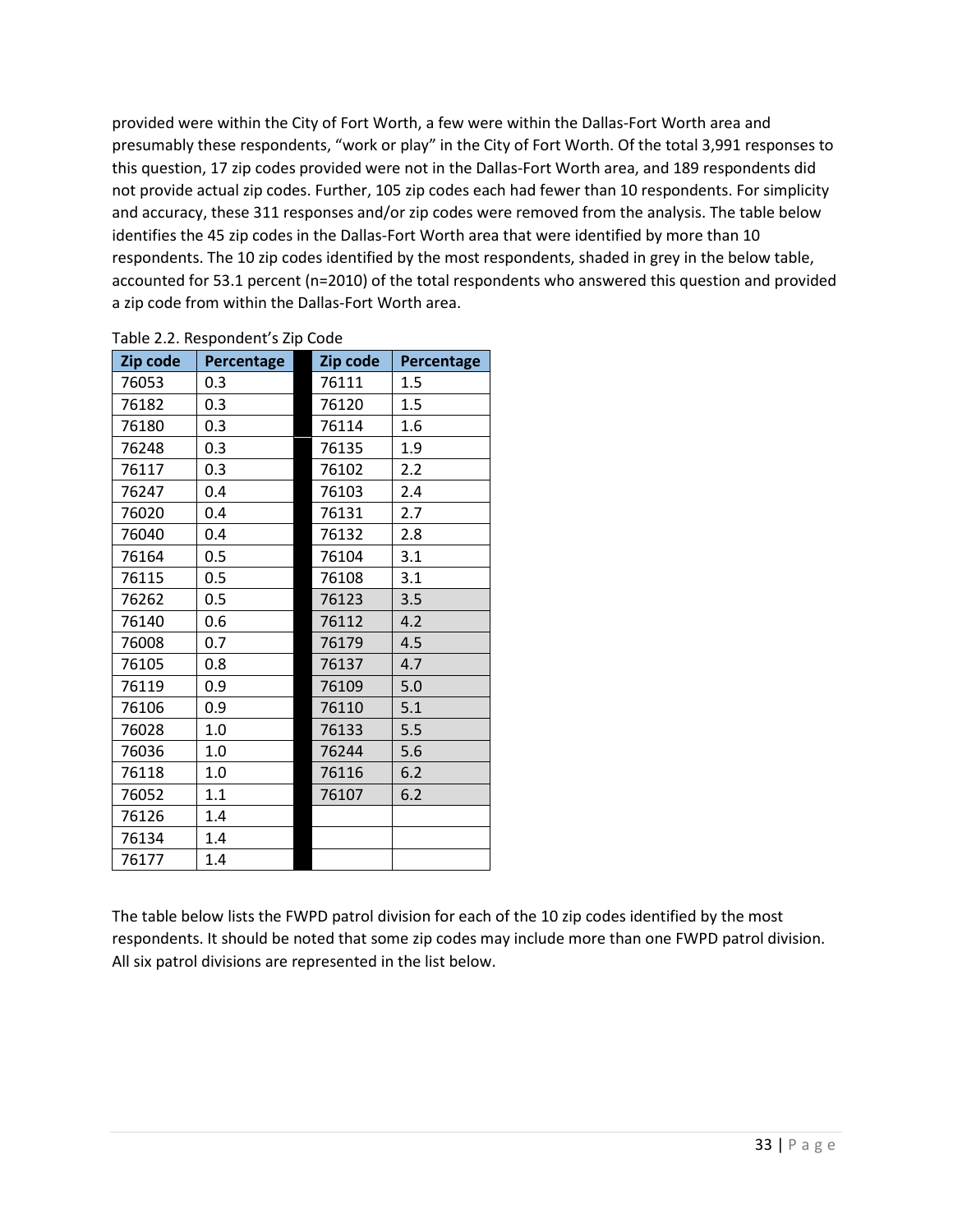provided were within the City of Fort Worth, a few were within the Dallas-Fort Worth area and presumably these respondents, "work or play" in the City of Fort Worth. Of the total 3,991 responses to this question, 17 zip codes provided were not in the Dallas-Fort Worth area, and 189 respondents did not provide actual zip codes. Further, 105 zip codes each had fewer than 10 respondents. For simplicity and accuracy, these 311 responses and/or zip codes were removed from the analysis. The table below identifies the 45 zip codes in the Dallas-Fort Worth area that were identified by more than 10 respondents. The 10 zip codes identified by the most respondents, shaded in grey in the below table, accounted for 53.1 percent (n=2010) of the total respondents who answered this question and provided a zip code from within the Dallas-Fort Worth area.

Table 2.2. Respondent's Zip Code

| Zip code | Percentage | | Zip code | Percentage |
|---|---|---|---|---|
| 76053 | 0.3 | | 76111 | 1.5 |
| 76182 | 0.3 | | 76120 | 1.5 |
| 76180 | 0.3 | | 76114 | 1.6 |
| 76248 | 0.3 | | 76135 | 1.9 |
| 76117 | 0.3 | | 76102 | 2.2 |
| 76247 | 0.4 | | 76103 | 2.4 |
| 76020 | 0.4 | | 76131 | 2.7 |
| 76040 | 0.4 | | 76132 | 2.8 |
| 76164 | 0.5 | | 76104 | 3.1 |
| 76115 | 0.5 | | 76108 | 3.1 |
| 76262 | 0.5 | | 76123 | 3.5 |
| 76140 | 0.6 | | 76112 | 4.2 |
| 76008 | 0.7 | | 76179 | 4.5 |
| 76105 | 0.8 | | 76137 | 4.7 |
| 76119 | 0.9 | | 76109 | 5.0 |
| 76106 | 0.9 | | 76110 | 5.1 |
| 76028 | 1.0 | | 76133 | 5.5 |
| 76036 | 1.0 | | 76244 | 5.6 |
| 76118 | 1.0 | | 76116 | 6.2 |
| 76052 | 1.1 | | 76107 | 6.2 |
| 76126 | 1.4 | | | |
| 76134 | 1.4 | | | |
| 76177 | 1.4 | | | |

The table below lists the FWPD patrol division for each of the 10 zip codes identified by the most respondents. It should be noted that some zip codes may include more than one FWPD patrol division. All six patrol divisions are represented in the list below.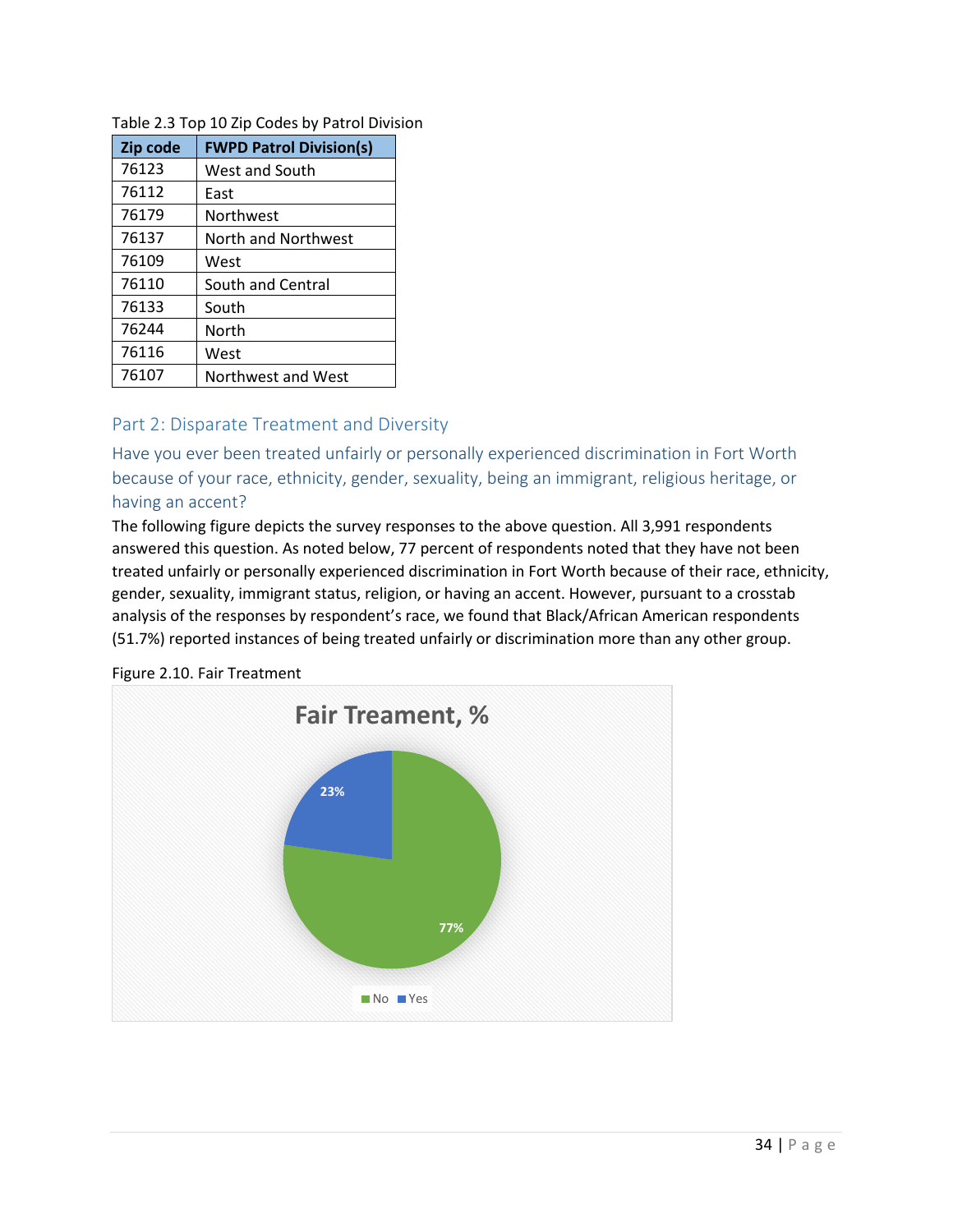Table 2.3 Top 10 Zip Codes by Patrol Division

| Zip code | FWPD Patrol Division(s) |
|---|---|
| 76123 | West and South |
| 76112 | East |
| 76179 | Northwest |
| 76137 | North and Northwest |
| 76109 | West |
| 76110 | South and Central |
| 76133 | South |
| 76244 | North |
| 76116 | West |
| 76107 | Northwest and West |

## Part 2: Disparate Treatment and Diversity

### Have you ever been treated unfairly or personally experienced discrimination in Fort Worth because of your race, ethnicity, gender, sexuality, being an immigrant, religious heritage, or having an accent?

The following figure depicts the survey responses to the above question. All 3,991 respondents answered this question. As noted below, 77 percent of respondents noted that they have not been treated unfairly or personally experienced discrimination in Fort Worth because of their race, ethnicity, gender, sexuality, immigrant status, religion, or having an accent. However, pursuant to a crosstab analysis of the responses by respondent's race, we found that Black/African American respondents (51.7%) reported instances of being treated unfairly or discrimination more than any other group.

Figure 2.10. Fair Treatment

Fair Treament, %

| Response | % |
|---|---|
| No | 77% |
| Yes | 23% |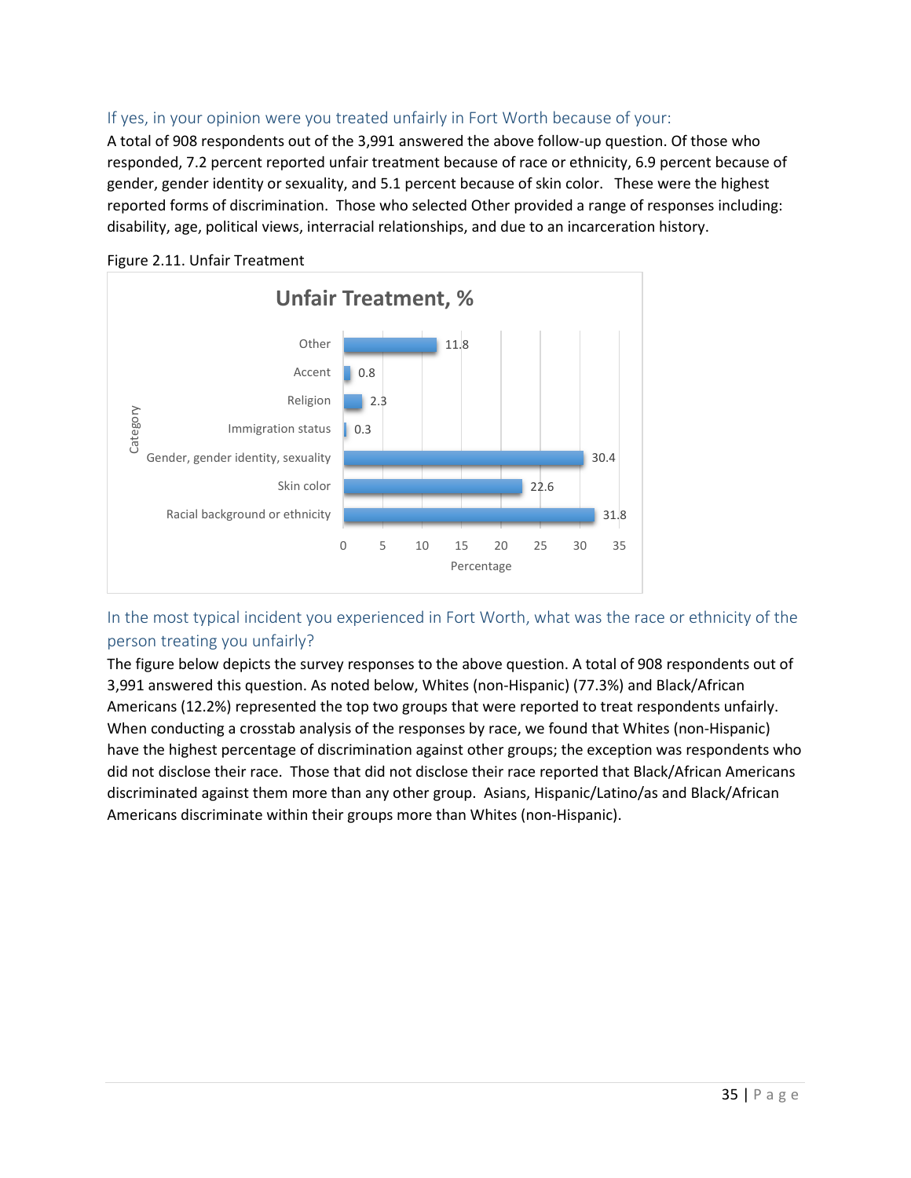### If yes, in your opinion were you treated unfairly in Fort Worth because of your:

A total of 908 respondents out of the 3,991 answered the above follow-up question. Of those who responded, 7.2 percent reported unfair treatment because of race or ethnicity, 6.9 percent because of gender, gender identity or sexuality, and 5.1 percent because of skin color. These were the highest reported forms of discrimination. Those who selected Other provided a range of responses including: disability, age, political views, interracial relationships, and due to an incarceration history.

Figure 2.11. Unfair Treatment

**Unfair Treatment, %**

| Category | Percentage |
| --- | --- |
| Other | 11.8 |
| Accent | 0.8 |
| Religion | 2.3 |
| Immigration status | 0.3 |
| Gender, gender identity, sexuality | 30.4 |
| Skin color | 22.6 |
| Racial background or ethnicity | 31.8 |

### In the most typical incident you experienced in Fort Worth, what was the race or ethnicity of the person treating you unfairly?

The figure below depicts the survey responses to the above question. A total of 908 respondents out of 3,991 answered this question. As noted below, Whites (non-Hispanic) (77.3%) and Black/African Americans (12.2%) represented the top two groups that were reported to treat respondents unfairly. When conducting a crosstab analysis of the responses by race, we found that Whites (non-Hispanic) have the highest percentage of discrimination against other groups; the exception was respondents who did not disclose their race. Those that did not disclose their race reported that Black/African Americans discriminated against them more than any other group. Asians, Hispanic/Latino/as and Black/African Americans discriminate within their groups more than Whites (non-Hispanic).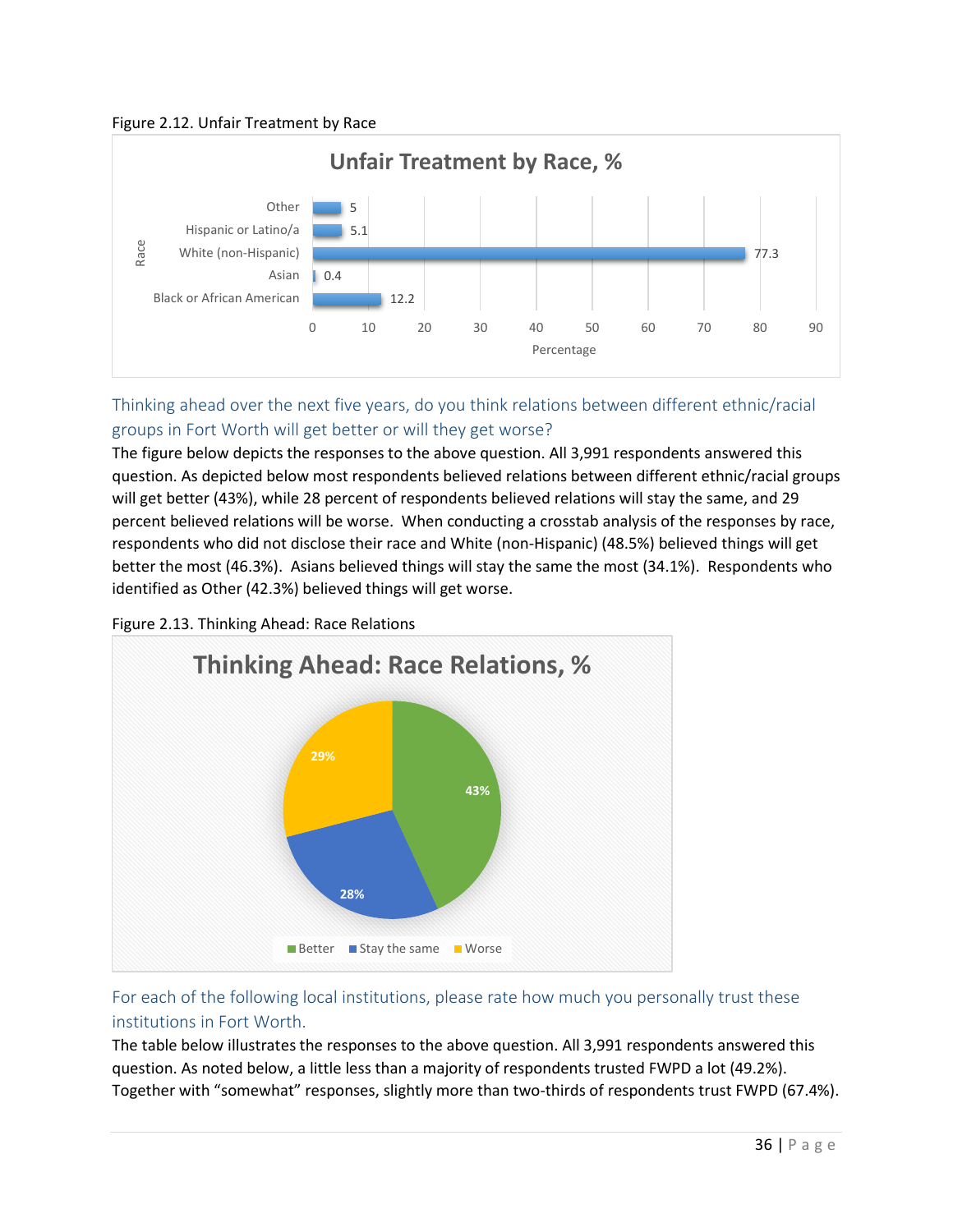Figure 2.12. Unfair Treatment by Race

**Unfair Treatment by Race, %**

| Race | Percentage |
|---|---|
| Other | 5 |
| Hispanic or Latino/a | 5.1 |
| White (non-Hispanic) | 77.3 |
| Asian | 0.4 |
| Black or African American | 12.2 |

### Thinking ahead over the next five years, do you think relations between different ethnic/racial groups in Fort Worth will get better or will they get worse?

The figure below depicts the responses to the above question. All 3,991 respondents answered this question. As depicted below most respondents believed relations between different ethnic/racial groups will get better (43%), while 28 percent of respondents believed relations will stay the same, and 29 percent believed relations will be worse. When conducting a crosstab analysis of the responses by race, respondents who did not disclose their race and White (non-Hispanic) (48.5%) believed things will get better the most (46.3%). Asians believed things will stay the same the most (34.1%). Respondents who identified as Other (42.3%) believed things will get worse.

Figure 2.13. Thinking Ahead: Race Relations

**Thinking Ahead: Race Relations, %**

| Response | % |
|---|---|
| Better | 43% |
| Stay the same | 28% |
| Worse | 29% |

### For each of the following local institutions, please rate how much you personally trust these institutions in Fort Worth.

The table below illustrates the responses to the above question. All 3,991 respondents answered this question. As noted below, a little less than a majority of respondents trusted FWPD a lot (49.2%). Together with "somewhat" responses, slightly more than two-thirds of respondents trust FWPD (67.4%).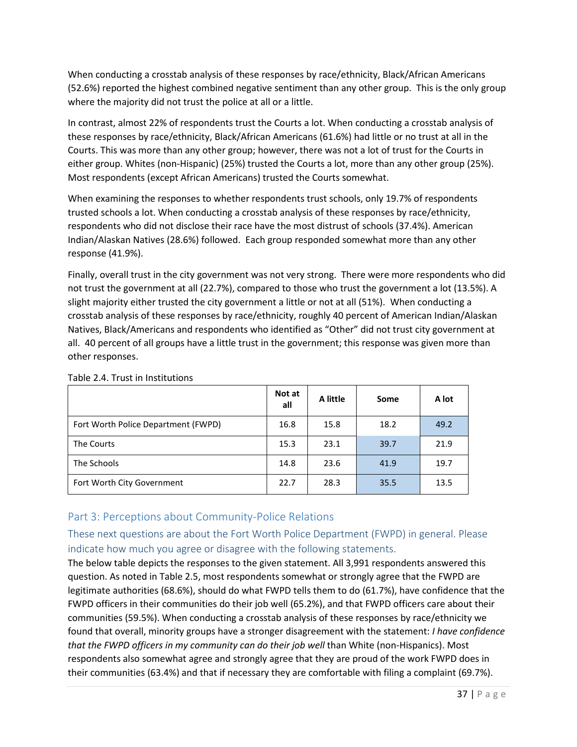When conducting a crosstab analysis of these responses by race/ethnicity, Black/African Americans (52.6%) reported the highest combined negative sentiment than any other group. This is the only group where the majority did not trust the police at all or a little.

In contrast, almost 22% of respondents trust the Courts a lot. When conducting a crosstab analysis of these responses by race/ethnicity, Black/African Americans (61.6%) had little or no trust at all in the Courts. This was more than any other group; however, there was not a lot of trust for the Courts in either group. Whites (non-Hispanic) (25%) trusted the Courts a lot, more than any other group (25%). Most respondents (except African Americans) trusted the Courts somewhat.

When examining the responses to whether respondents trust schools, only 19.7% of respondents trusted schools a lot. When conducting a crosstab analysis of these responses by race/ethnicity, respondents who did not disclose their race have the most distrust of schools (37.4%). American Indian/Alaskan Natives (28.6%) followed. Each group responded somewhat more than any other response (41.9%).

Finally, overall trust in the city government was not very strong. There were more respondents who did not trust the government at all (22.7%), compared to those who trust the government a lot (13.5%). A slight majority either trusted the city government a little or not at all (51%). When conducting a crosstab analysis of these responses by race/ethnicity, roughly 40 percent of American Indian/Alaskan Natives, Black/Americans and respondents who identified as "Other" did not trust city government at all. 40 percent of all groups have a little trust in the government; this response was given more than other responses.

Table 2.4. Trust in Institutions

| | Not at all | A little | Some | A lot |
|---|---|---|---|---|
| Fort Worth Police Department (FWPD) | 16.8 | 15.8 | 18.2 | 49.2 |
| The Courts | 15.3 | 23.1 | 39.7 | 21.9 |
| The Schools | 14.8 | 23.6 | 41.9 | 19.7 |
| Fort Worth City Government | 22.7 | 28.3 | 35.5 | 13.5 |

## Part 3: Perceptions about Community-Police Relations

### These next questions are about the Fort Worth Police Department (FWPD) in general. Please indicate how much you agree or disagree with the following statements.

The below table depicts the responses to the given statement. All 3,991 respondents answered this question. As noted in Table 2.5, most respondents somewhat or strongly agree that the FWPD are legitimate authorities (68.6%), should do what FWPD tells them to do (61.7%), have confidence that the FWPD officers in their communities do their job well (65.2%), and that FWPD officers care about their communities (59.5%). When conducting a crosstab analysis of these responses by race/ethnicity we found that overall, minority groups have a stronger disagreement with the statement: *I have confidence that the FWPD officers in my community can do their job well* than White (non-Hispanics). Most respondents also somewhat agree and strongly agree that they are proud of the work FWPD does in their communities (63.4%) and that if necessary they are comfortable with filing a complaint (69.7%).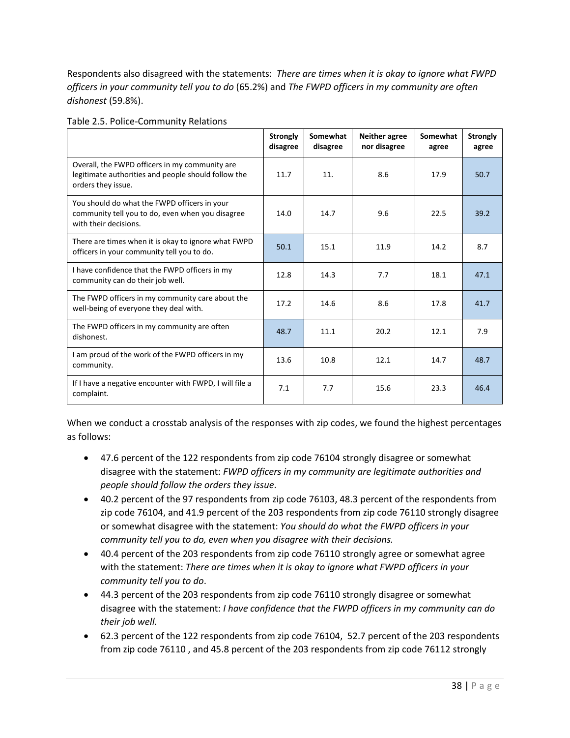Respondents also disagreed with the statements: *There are times when it is okay to ignore what FWPD officers in your community tell you to do* (65.2%) and *The FWPD officers in my community are often dishonest* (59.8%).

Table 2.5. Police-Community Relations

| | Strongly disagree | Somewhat disagree | Neither agree nor disagree | Somewhat agree | Strongly agree |
|---|---|---|---|---|---|
| Overall, the FWPD officers in my community are legitimate authorities and people should follow the orders they issue. | 11.7 | 11. | 8.6 | 17.9 | 50.7 |
| You should do what the FWPD officers in your community tell you to do, even when you disagree with their decisions. | 14.0 | 14.7 | 9.6 | 22.5 | 39.2 |
| There are times when it is okay to ignore what FWPD officers in your community tell you to do. | 50.1 | 15.1 | 11.9 | 14.2 | 8.7 |
| I have confidence that the FWPD officers in my community can do their job well. | 12.8 | 14.3 | 7.7 | 18.1 | 47.1 |
| The FWPD officers in my community care about the well-being of everyone they deal with. | 17.2 | 14.6 | 8.6 | 17.8 | 41.7 |
| The FWPD officers in my community are often dishonest. | 48.7 | 11.1 | 20.2 | 12.1 | 7.9 |
| I am proud of the work of the FWPD officers in my community. | 13.6 | 10.8 | 12.1 | 14.7 | 48.7 |
| If I have a negative encounter with FWPD, I will file a complaint. | 7.1 | 7.7 | 15.6 | 23.3 | 46.4 |

When we conduct a crosstab analysis of the responses with zip codes, we found the highest percentages as follows:

- 47.6 percent of the 122 respondents from zip code 76104 strongly disagree or somewhat disagree with the statement: *FWPD officers in my community are legitimate authorities and people should follow the orders they issue*.
- 40.2 percent of the 97 respondents from zip code 76103, 48.3 percent of the respondents from zip code 76104, and 41.9 percent of the 203 respondents from zip code 76110 strongly disagree or somewhat disagree with the statement: *You should do what the FWPD officers in your community tell you to do, even when you disagree with their decisions.*
- 40.4 percent of the 203 respondents from zip code 76110 strongly agree or somewhat agree with the statement: *There are times when it is okay to ignore what FWPD officers in your community tell you to do*.
- 44.3 percent of the 203 respondents from zip code 76110 strongly disagree or somewhat disagree with the statement: *I have confidence that the FWPD officers in my community can do their job well.*
- 62.3 percent of the 122 respondents from zip code 76104, 52.7 percent of the 203 respondents from zip code 76110 , and 45.8 percent of the 203 respondents from zip code 76112 strongly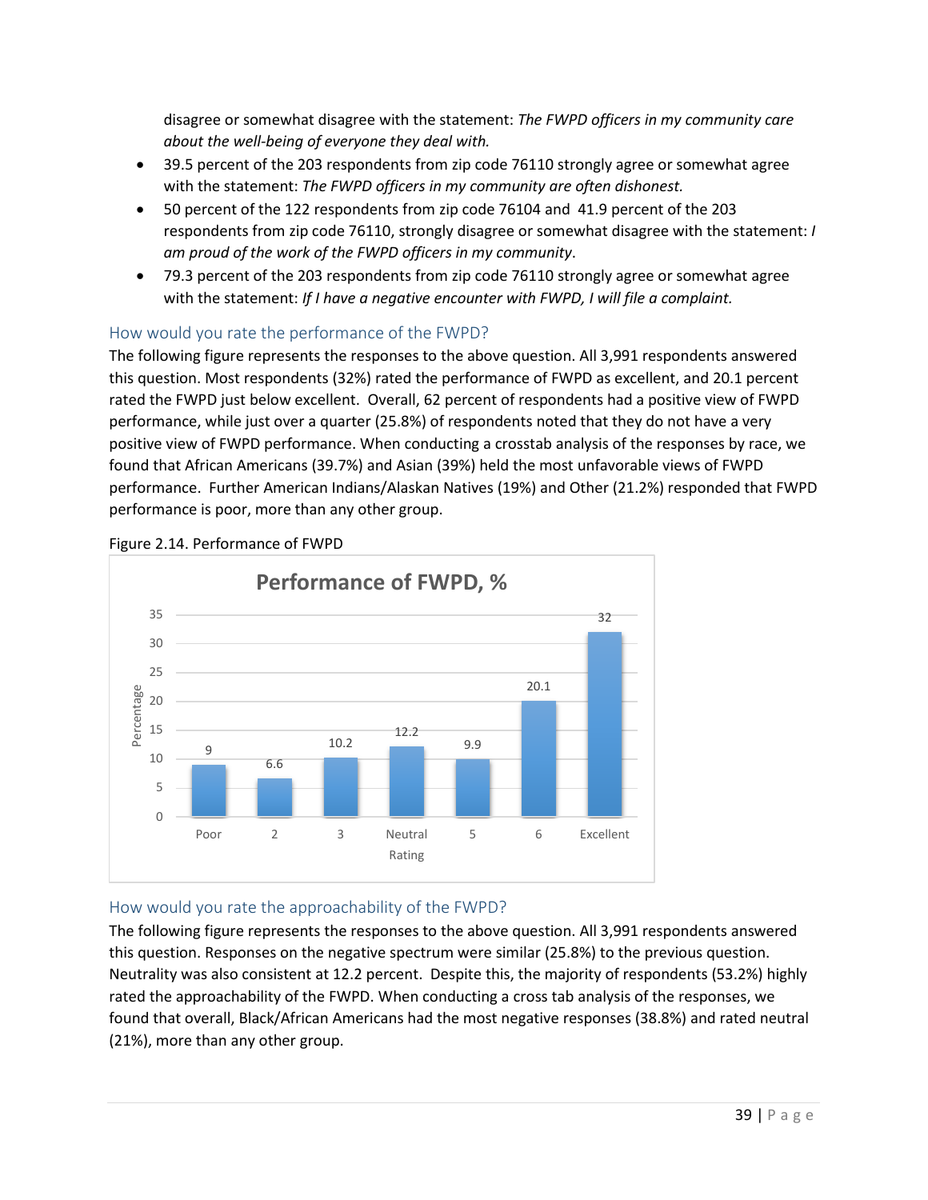disagree or somewhat disagree with the statement: *The FWPD officers in my community care about the well-being of everyone they deal with.*

- 39.5 percent of the 203 respondents from zip code 76110 strongly agree or somewhat agree with the statement: *The FWPD officers in my community are often dishonest.*
- 50 percent of the 122 respondents from zip code 76104 and 41.9 percent of the 203 respondents from zip code 76110, strongly disagree or somewhat disagree with the statement: *I am proud of the work of the FWPD officers in my community*.
- 79.3 percent of the 203 respondents from zip code 76110 strongly agree or somewhat agree with the statement: *If I have a negative encounter with FWPD, I will file a complaint.*

### How would you rate the performance of the FWPD?

The following figure represents the responses to the above question. All 3,991 respondents answered this question. Most respondents (32%) rated the performance of FWPD as excellent, and 20.1 percent rated the FWPD just below excellent. Overall, 62 percent of respondents had a positive view of FWPD performance, while just over a quarter (25.8%) of respondents noted that they do not have a very positive view of FWPD performance. When conducting a crosstab analysis of the responses by race, we found that African Americans (39.7%) and Asian (39%) held the most unfavorable views of FWPD performance. Further American Indians/Alaskan Natives (19%) and Other (21.2%) responded that FWPD performance is poor, more than any other group.

Figure 2.14. Performance of FWPD

**Performance of FWPD, %**

| Rating | Percentage |
|---|---|
| Poor | 9 |
| 2 | 6.6 |
| 3 | 10.2 |
| Neutral | 12.2 |
| 5 | 9.9 |
| 6 | 20.1 |
| Excellent | 32 |

### How would you rate the approachability of the FWPD?

The following figure represents the responses to the above question. All 3,991 respondents answered this question. Responses on the negative spectrum were similar (25.8%) to the previous question. Neutrality was also consistent at 12.2 percent. Despite this, the majority of respondents (53.2%) highly rated the approachability of the FWPD. When conducting a cross tab analysis of the responses, we found that overall, Black/African Americans had the most negative responses (38.8%) and rated neutral (21%), more than any other group.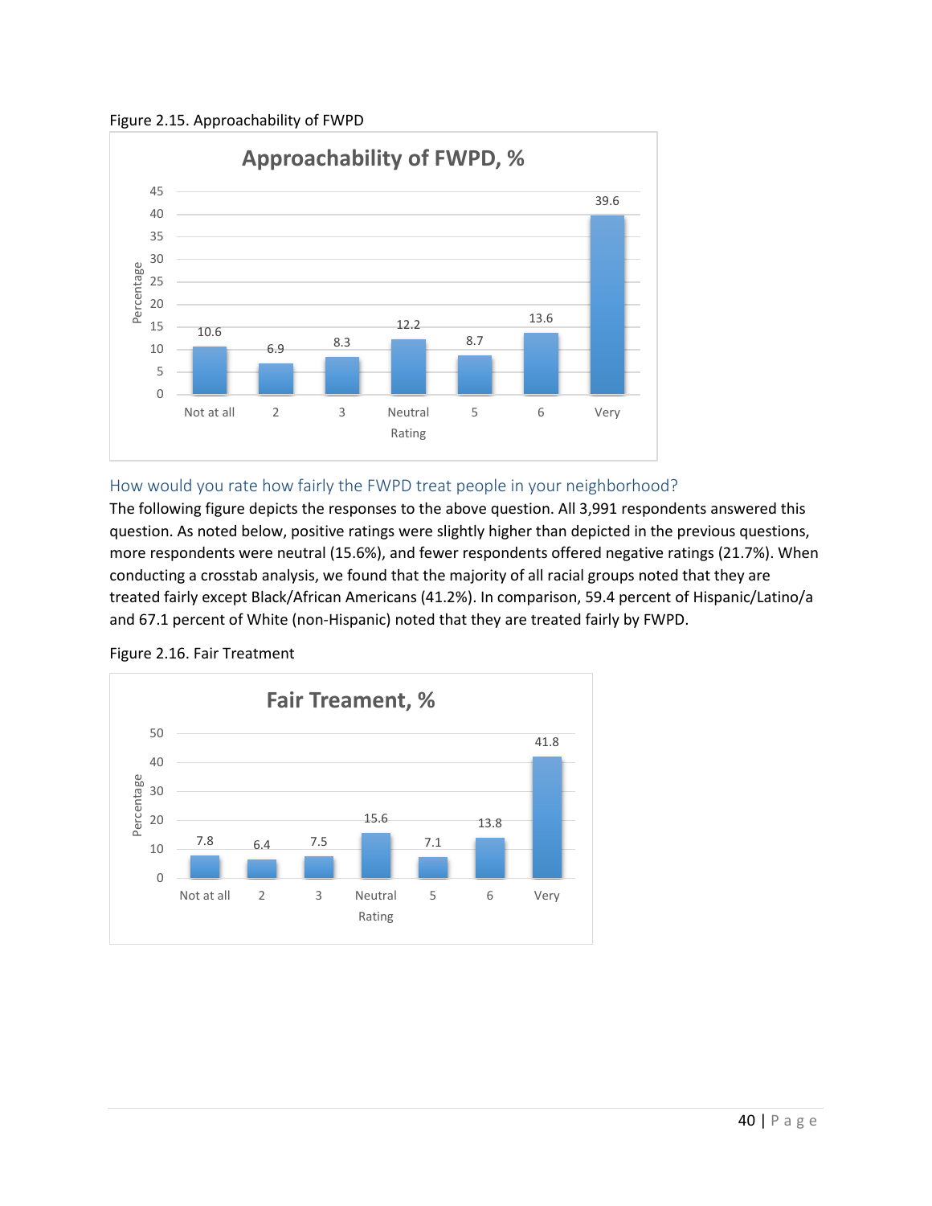Figure 2.15. Approachability of FWPD

| Rating | Approachability of FWPD, % |
|---|---|
| Not at all | 10.6 |
| 2 | 6.9 |
| 3 | 8.3 |
| Neutral | 12.2 |
| 5 | 8.7 |
| 6 | 13.6 |
| Very | 39.6 |

### How would you rate how fairly the FWPD treat people in your neighborhood?

The following figure depicts the responses to the above question. All 3,991 respondents answered this question. As noted below, positive ratings were slightly higher than depicted in the previous questions, more respondents were neutral (15.6%), and fewer respondents offered negative ratings (21.7%). When conducting a crosstab analysis, we found that the majority of all racial groups noted that they are treated fairly except Black/African Americans (41.2%). In comparison, 59.4 percent of Hispanic/Latino/a and 67.1 percent of White (non-Hispanic) noted that they are treated fairly by FWPD.

Figure 2.16. Fair Treatment

| Rating | Fair Treament, % |
|---|---|
| Not at all | 7.8 |
| 2 | 6.4 |
| 3 | 7.5 |
| Neutral | 15.6 |
| 5 | 7.1 |
| 6 | 13.8 |
| Very | 41.8 |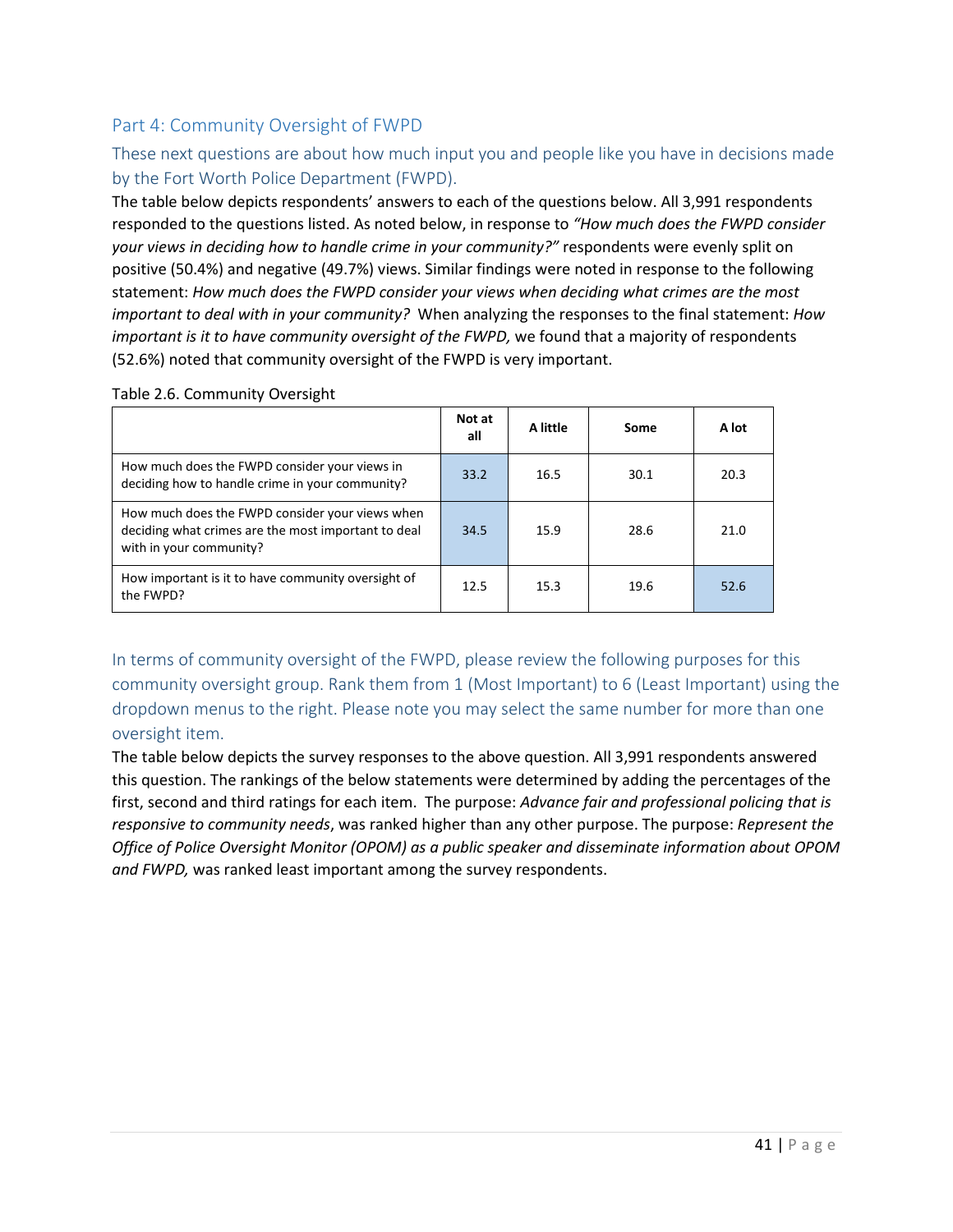## Part 4: Community Oversight of FWPD

### These next questions are about how much input you and people like you have in decisions made by the Fort Worth Police Department (FWPD).

The table below depicts respondents' answers to each of the questions below. All 3,991 respondents responded to the questions listed. As noted below, in response to *"How much does the FWPD consider your views in deciding how to handle crime in your community?"* respondents were evenly split on positive (50.4%) and negative (49.7%) views. Similar findings were noted in response to the following statement: *How much does the FWPD consider your views when deciding what crimes are the most important to deal with in your community?* When analyzing the responses to the final statement: *How important is it to have community oversight of the FWPD,* we found that a majority of respondents (52.6%) noted that community oversight of the FWPD is very important.

Table 2.6. Community Oversight

| | Not at all | A little | Some | A lot |
|---|---|---|---|---|
| How much does the FWPD consider your views in deciding how to handle crime in your community? | 33.2 | 16.5 | 30.1 | 20.3 |
| How much does the FWPD consider your views when deciding what crimes are the most important to deal with in your community? | 34.5 | 15.9 | 28.6 | 21.0 |
| How important is it to have community oversight of the FWPD? | 12.5 | 15.3 | 19.6 | 52.6 |

### In terms of community oversight of the FWPD, please review the following purposes for this community oversight group. Rank them from 1 (Most Important) to 6 (Least Important) using the dropdown menus to the right. Please note you may select the same number for more than one oversight item.

The table below depicts the survey responses to the above question. All 3,991 respondents answered this question. The rankings of the below statements were determined by adding the percentages of the first, second and third ratings for each item. The purpose: *Advance fair and professional policing that is responsive to community needs*, was ranked higher than any other purpose. The purpose: *Represent the Office of Police Oversight Monitor (OPOM) as a public speaker and disseminate information about OPOM and FWPD,* was ranked least important among the survey respondents.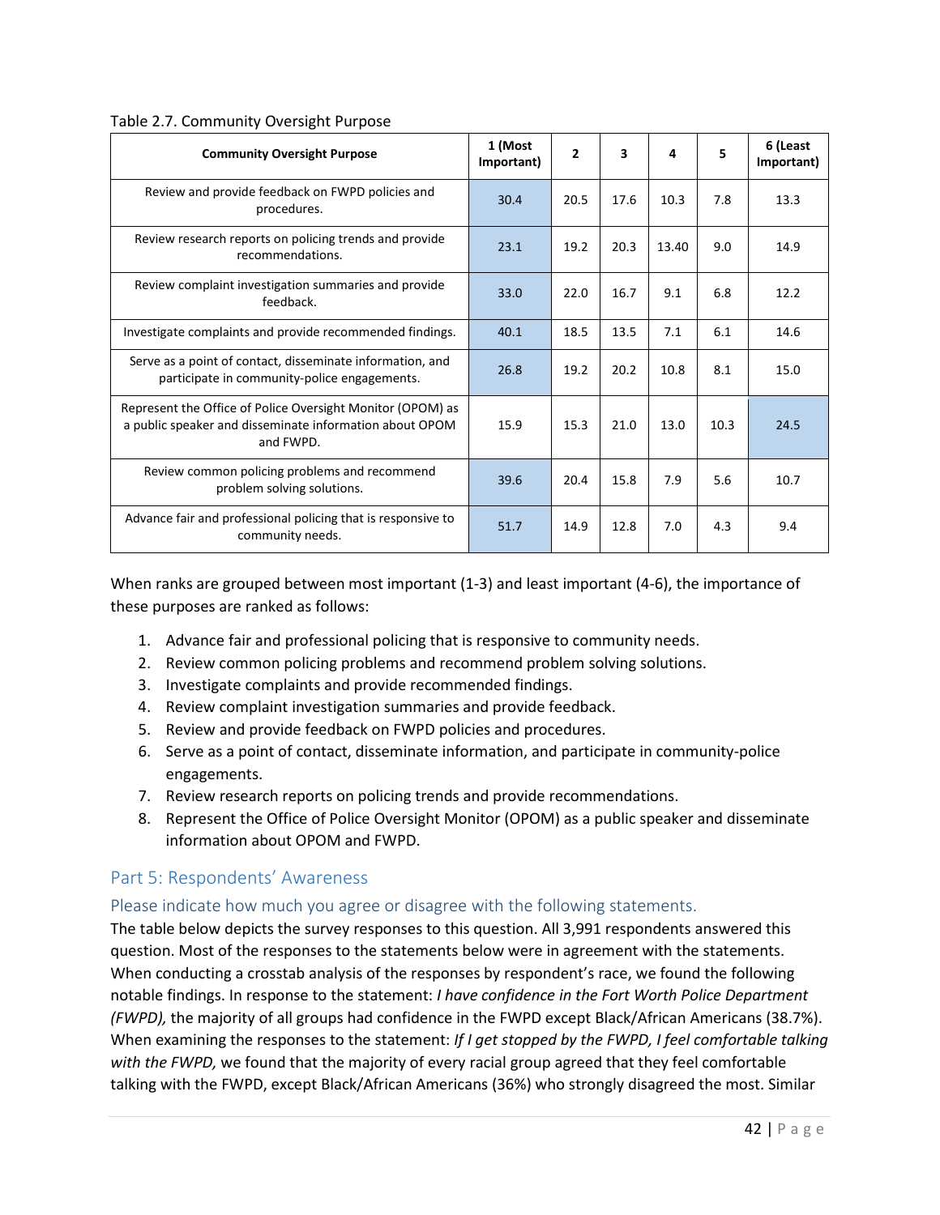Table 2.7. Community Oversight Purpose

| Community Oversight Purpose | 1 (Most Important) | 2 | 3 | 4 | 5 | 6 (Least Important) |
|---|---|---|---|---|---|---|
| Review and provide feedback on FWPD policies and procedures. | 30.4 | 20.5 | 17.6 | 10.3 | 7.8 | 13.3 |
| Review research reports on policing trends and provide recommendations. | 23.1 | 19.2 | 20.3 | 13.40 | 9.0 | 14.9 |
| Review complaint investigation summaries and provide feedback. | 33.0 | 22.0 | 16.7 | 9.1 | 6.8 | 12.2 |
| Investigate complaints and provide recommended findings. | 40.1 | 18.5 | 13.5 | 7.1 | 6.1 | 14.6 |
| Serve as a point of contact, disseminate information, and participate in community-police engagements. | 26.8 | 19.2 | 20.2 | 10.8 | 8.1 | 15.0 |
| Represent the Office of Police Oversight Monitor (OPOM) as a public speaker and disseminate information about OPOM and FWPD. | 15.9 | 15.3 | 21.0 | 13.0 | 10.3 | 24.5 |
| Review common policing problems and recommend problem solving solutions. | 39.6 | 20.4 | 15.8 | 7.9 | 5.6 | 10.7 |
| Advance fair and professional policing that is responsive to community needs. | 51.7 | 14.9 | 12.8 | 7.0 | 4.3 | 9.4 |

When ranks are grouped between most important (1-3) and least important (4-6), the importance of these purposes are ranked as follows:

1. Advance fair and professional policing that is responsive to community needs.
2. Review common policing problems and recommend problem solving solutions.
3. Investigate complaints and provide recommended findings.
4. Review complaint investigation summaries and provide feedback.
5. Review and provide feedback on FWPD policies and procedures.
6. Serve as a point of contact, disseminate information, and participate in community-police engagements.
7. Review research reports on policing trends and provide recommendations.
8. Represent the Office of Police Oversight Monitor (OPOM) as a public speaker and disseminate information about OPOM and FWPD.

## Part 5: Respondents' Awareness

### Please indicate how much you agree or disagree with the following statements.

The table below depicts the survey responses to this question. All 3,991 respondents answered this question. Most of the responses to the statements below were in agreement with the statements. When conducting a crosstab analysis of the responses by respondent's race, we found the following notable findings. In response to the statement: *I have confidence in the Fort Worth Police Department (FWPD),* the majority of all groups had confidence in the FWPD except Black/African Americans (38.7%). When examining the responses to the statement: *If I get stopped by the FWPD, I feel comfortable talking with the FWPD,* we found that the majority of every racial group agreed that they feel comfortable talking with the FWPD, except Black/African Americans (36%) who strongly disagreed the most. Similar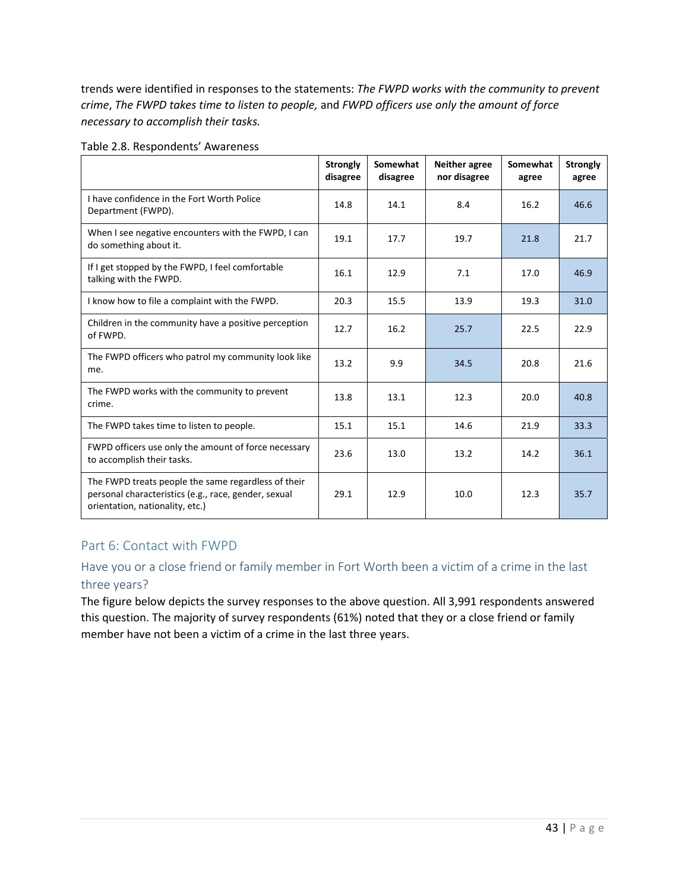trends were identified in responses to the statements: *The FWPD works with the community to prevent crime*, *The FWPD takes time to listen to people,* and *FWPD officers use only the amount of force necessary to accomplish their tasks.*

Table 2.8. Respondents' Awareness

| | Strongly disagree | Somewhat disagree | Neither agree nor disagree | Somewhat agree | Strongly agree |
|---|---|---|---|---|---|
| I have confidence in the Fort Worth Police Department (FWPD). | 14.8 | 14.1 | 8.4 | 16.2 | 46.6 |
| When I see negative encounters with the FWPD, I can do something about it. | 19.1 | 17.7 | 19.7 | 21.8 | 21.7 |
| If I get stopped by the FWPD, I feel comfortable talking with the FWPD. | 16.1 | 12.9 | 7.1 | 17.0 | 46.9 |
| I know how to file a complaint with the FWPD. | 20.3 | 15.5 | 13.9 | 19.3 | 31.0 |
| Children in the community have a positive perception of FWPD. | 12.7 | 16.2 | 25.7 | 22.5 | 22.9 |
| The FWPD officers who patrol my community look like me. | 13.2 | 9.9 | 34.5 | 20.8 | 21.6 |
| The FWPD works with the community to prevent crime. | 13.8 | 13.1 | 12.3 | 20.0 | 40.8 |
| The FWPD takes time to listen to people. | 15.1 | 15.1 | 14.6 | 21.9 | 33.3 |
| FWPD officers use only the amount of force necessary to accomplish their tasks. | 23.6 | 13.0 | 13.2 | 14.2 | 36.1 |
| The FWPD treats people the same regardless of their personal characteristics (e.g., race, gender, sexual orientation, nationality, etc.) | 29.1 | 12.9 | 10.0 | 12.3 | 35.7 |

## Part 6: Contact with FWPD

### Have you or a close friend or family member in Fort Worth been a victim of a crime in the last three years?

The figure below depicts the survey responses to the above question. All 3,991 respondents answered this question. The majority of survey respondents (61%) noted that they or a close friend or family member have not been a victim of a crime in the last three years.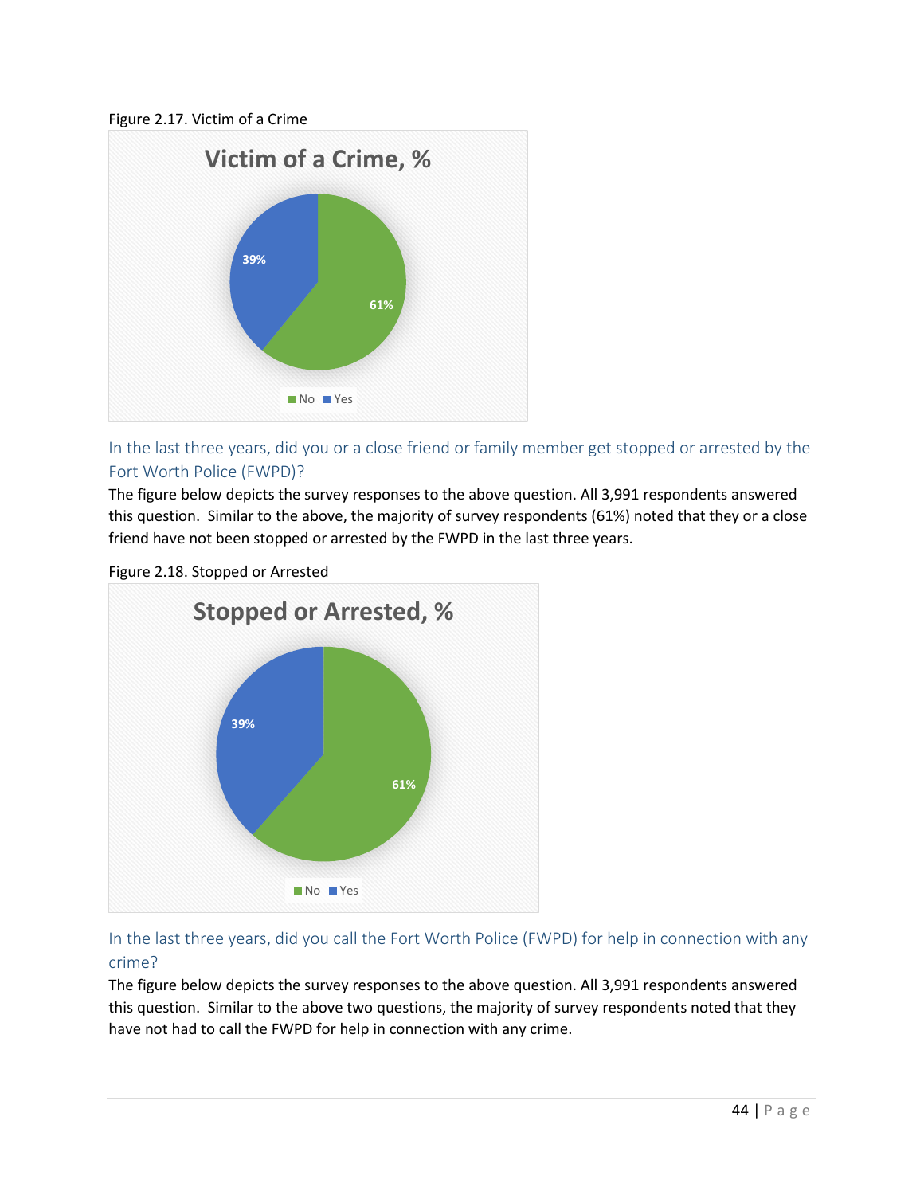Figure 2.17. Victim of a Crime

In the last three years, did you or a close friend or family member get stopped or arrested by the Fort Worth Police (FWPD)?

The figure below depicts the survey responses to the above question. All 3,991 respondents answered this question. Similar to the above, the majority of survey respondents (61%) noted that they or a close friend have not been stopped or arrested by the FWPD in the last three years.

Figure 2.18. Stopped or Arrested

In the last three years, did you call the Fort Worth Police (FWPD) for help in connection with any crime?

The figure below depicts the survey responses to the above question. All 3,991 respondents answered this question. Similar to the above two questions, the majority of survey respondents noted that they have not had to call the FWPD for help in connection with any crime.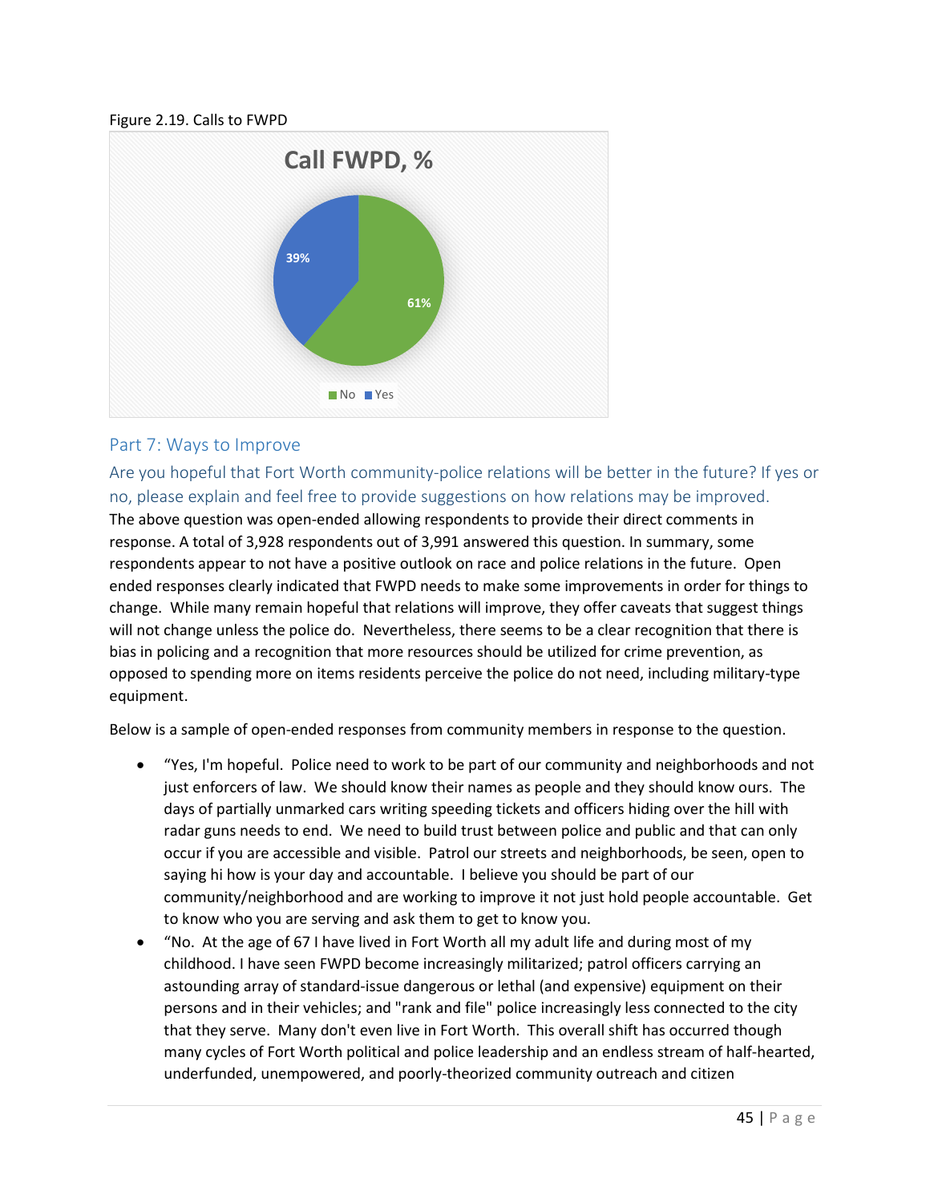Figure 2.19. Calls to FWPD

Call FWPD, %

| Response | % |
|---|---|
| No | 61% |
| Yes | 39% |

## Part 7: Ways to Improve

### Are you hopeful that Fort Worth community-police relations will be better in the future? If yes or no, please explain and feel free to provide suggestions on how relations may be improved.

The above question was open-ended allowing respondents to provide their direct comments in response. A total of 3,928 respondents out of 3,991 answered this question. In summary, some respondents appear to not have a positive outlook on race and police relations in the future. Open ended responses clearly indicated that FWPD needs to make some improvements in order for things to change. While many remain hopeful that relations will improve, they offer caveats that suggest things will not change unless the police do. Nevertheless, there seems to be a clear recognition that there is bias in policing and a recognition that more resources should be utilized for crime prevention, as opposed to spending more on items residents perceive the police do not need, including military-type equipment.

Below is a sample of open-ended responses from community members in response to the question.

- "Yes, I'm hopeful. Police need to work to be part of our community and neighborhoods and not just enforcers of law. We should know their names as people and they should know ours. The days of partially unmarked cars writing speeding tickets and officers hiding over the hill with radar guns needs to end. We need to build trust between police and public and that can only occur if you are accessible and visible. Patrol our streets and neighborhoods, be seen, open to saying hi how is your day and accountable. I believe you should be part of our community/neighborhood and are working to improve it not just hold people accountable. Get to know who you are serving and ask them to get to know you.
- "No. At the age of 67 I have lived in Fort Worth all my adult life and during most of my childhood. I have seen FWPD become increasingly militarized; patrol officers carrying an astounding array of standard-issue dangerous or lethal (and expensive) equipment on their persons and in their vehicles; and "rank and file" police increasingly less connected to the city that they serve. Many don't even live in Fort Worth. This overall shift has occurred though many cycles of Fort Worth political and police leadership and an endless stream of half-hearted, underfunded, unempowered, and poorly-theorized community outreach and citizen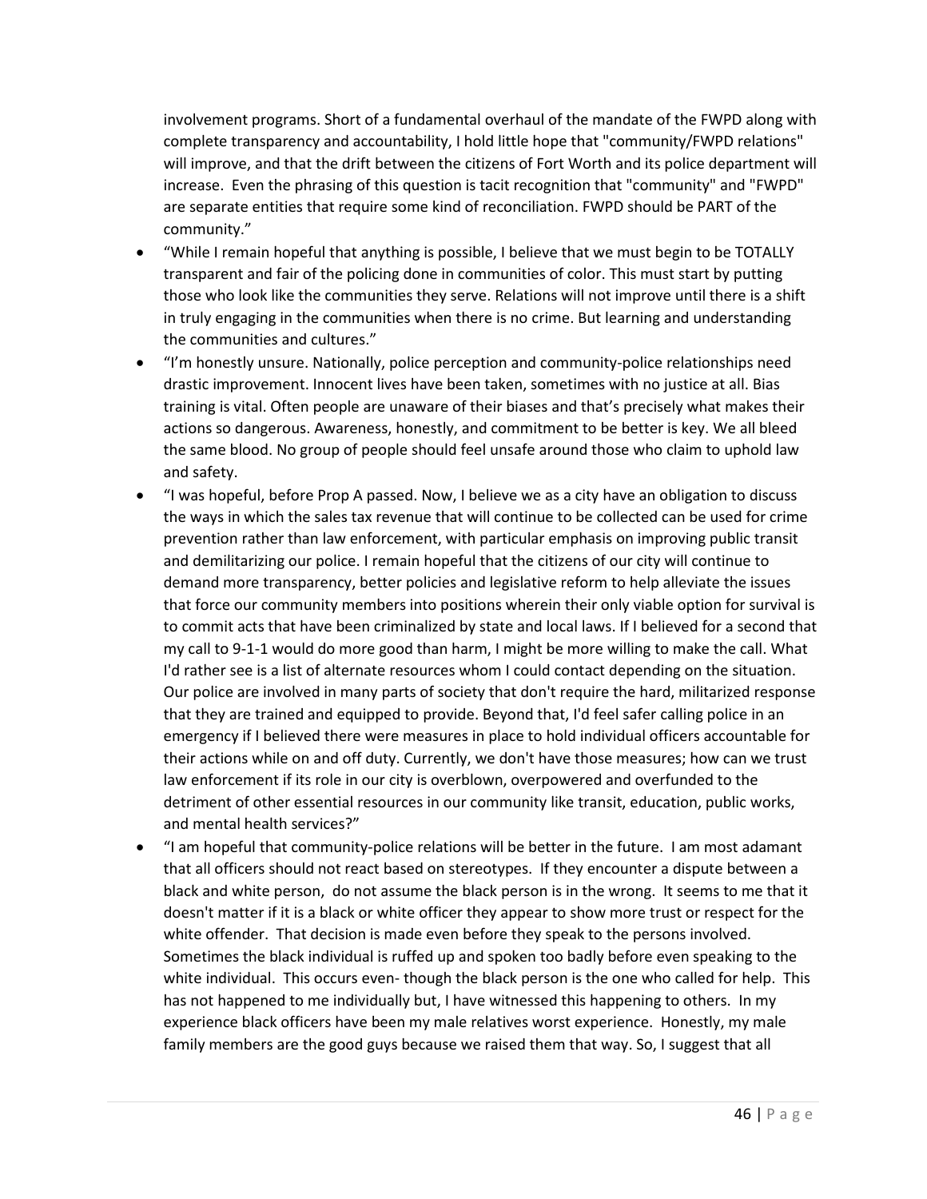involvement programs. Short of a fundamental overhaul of the mandate of the FWPD along with complete transparency and accountability, I hold little hope that "community/FWPD relations" will improve, and that the drift between the citizens of Fort Worth and its police department will increase. Even the phrasing of this question is tacit recognition that "community" and "FWPD" are separate entities that require some kind of reconciliation. FWPD should be PART of the community."

- "While I remain hopeful that anything is possible, I believe that we must begin to be TOTALLY transparent and fair of the policing done in communities of color. This must start by putting those who look like the communities they serve. Relations will not improve until there is a shift in truly engaging in the communities when there is no crime. But learning and understanding the communities and cultures."
- "I'm honestly unsure. Nationally, police perception and community-police relationships need drastic improvement. Innocent lives have been taken, sometimes with no justice at all. Bias training is vital. Often people are unaware of their biases and that's precisely what makes their actions so dangerous. Awareness, honestly, and commitment to be better is key. We all bleed the same blood. No group of people should feel unsafe around those who claim to uphold law and safety.
- "I was hopeful, before Prop A passed. Now, I believe we as a city have an obligation to discuss the ways in which the sales tax revenue that will continue to be collected can be used for crime prevention rather than law enforcement, with particular emphasis on improving public transit and demilitarizing our police. I remain hopeful that the citizens of our city will continue to demand more transparency, better policies and legislative reform to help alleviate the issues that force our community members into positions wherein their only viable option for survival is to commit acts that have been criminalized by state and local laws. If I believed for a second that my call to 9-1-1 would do more good than harm, I might be more willing to make the call. What I'd rather see is a list of alternate resources whom I could contact depending on the situation. Our police are involved in many parts of society that don't require the hard, militarized response that they are trained and equipped to provide. Beyond that, I'd feel safer calling police in an emergency if I believed there were measures in place to hold individual officers accountable for their actions while on and off duty. Currently, we don't have those measures; how can we trust law enforcement if its role in our city is overblown, overpowered and overfunded to the detriment of other essential resources in our community like transit, education, public works, and mental health services?"
- "I am hopeful that community-police relations will be better in the future. I am most adamant that all officers should not react based on stereotypes. If they encounter a dispute between a black and white person, do not assume the black person is in the wrong. It seems to me that it doesn't matter if it is a black or white officer they appear to show more trust or respect for the white offender. That decision is made even before they speak to the persons involved. Sometimes the black individual is ruffed up and spoken too badly before even speaking to the white individual. This occurs even- though the black person is the one who called for help. This has not happened to me individually but, I have witnessed this happening to others. In my experience black officers have been my male relatives worst experience. Honestly, my male family members are the good guys because we raised them that way. So, I suggest that all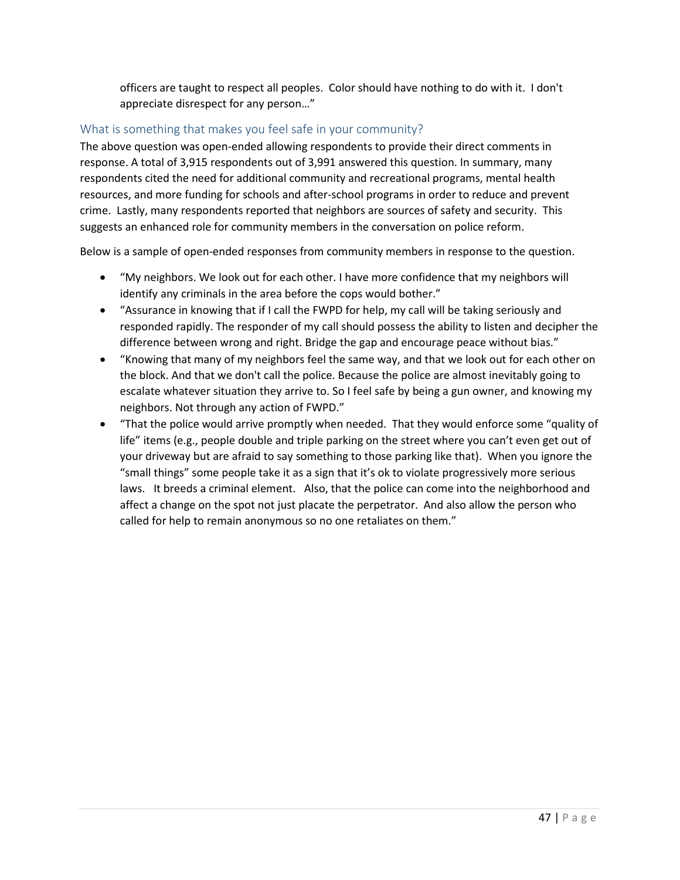officers are taught to respect all peoples. Color should have nothing to do with it. I don't appreciate disrespect for any person…"

### What is something that makes you feel safe in your community?

The above question was open-ended allowing respondents to provide their direct comments in response. A total of 3,915 respondents out of 3,991 answered this question. In summary, many respondents cited the need for additional community and recreational programs, mental health resources, and more funding for schools and after-school programs in order to reduce and prevent crime. Lastly, many respondents reported that neighbors are sources of safety and security. This suggests an enhanced role for community members in the conversation on police reform.

Below is a sample of open-ended responses from community members in response to the question.

- "My neighbors. We look out for each other. I have more confidence that my neighbors will identify any criminals in the area before the cops would bother."
- "Assurance in knowing that if I call the FWPD for help, my call will be taking seriously and responded rapidly. The responder of my call should possess the ability to listen and decipher the difference between wrong and right. Bridge the gap and encourage peace without bias."
- "Knowing that many of my neighbors feel the same way, and that we look out for each other on the block. And that we don't call the police. Because the police are almost inevitably going to escalate whatever situation they arrive to. So I feel safe by being a gun owner, and knowing my neighbors. Not through any action of FWPD."
- "That the police would arrive promptly when needed. That they would enforce some "quality of life" items (e.g., people double and triple parking on the street where you can't even get out of your driveway but are afraid to say something to those parking like that). When you ignore the "small things" some people take it as a sign that it's ok to violate progressively more serious laws. It breeds a criminal element. Also, that the police can come into the neighborhood and affect a change on the spot not just placate the perpetrator. And also allow the person who called for help to remain anonymous so no one retaliates on them."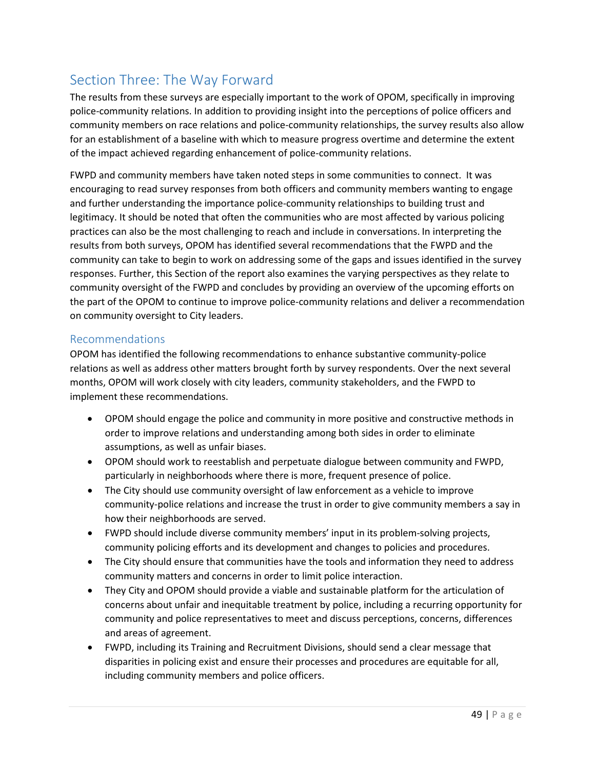## Section Three: The Way Forward

The results from these surveys are especially important to the work of OPOM, specifically in improving police-community relations. In addition to providing insight into the perceptions of police officers and community members on race relations and police-community relationships, the survey results also allow for an establishment of a baseline with which to measure progress overtime and determine the extent of the impact achieved regarding enhancement of police-community relations.

FWPD and community members have taken noted steps in some communities to connect. It was encouraging to read survey responses from both officers and community members wanting to engage and further understanding the importance police-community relationships to building trust and legitimacy. It should be noted that often the communities who are most affected by various policing practices can also be the most challenging to reach and include in conversations. In interpreting the results from both surveys, OPOM has identified several recommendations that the FWPD and the community can take to begin to work on addressing some of the gaps and issues identified in the survey responses. Further, this Section of the report also examines the varying perspectives as they relate to community oversight of the FWPD and concludes by providing an overview of the upcoming efforts on the part of the OPOM to continue to improve police-community relations and deliver a recommendation on community oversight to City leaders.

### Recommendations

OPOM has identified the following recommendations to enhance substantive community-police relations as well as address other matters brought forth by survey respondents. Over the next several months, OPOM will work closely with city leaders, community stakeholders, and the FWPD to implement these recommendations.

- OPOM should engage the police and community in more positive and constructive methods in order to improve relations and understanding among both sides in order to eliminate assumptions, as well as unfair biases.
- OPOM should work to reestablish and perpetuate dialogue between community and FWPD, particularly in neighborhoods where there is more, frequent presence of police.
- The City should use community oversight of law enforcement as a vehicle to improve community-police relations and increase the trust in order to give community members a say in how their neighborhoods are served.
- FWPD should include diverse community members' input in its problem-solving projects, community policing efforts and its development and changes to policies and procedures.
- The City should ensure that communities have the tools and information they need to address community matters and concerns in order to limit police interaction.
- They City and OPOM should provide a viable and sustainable platform for the articulation of concerns about unfair and inequitable treatment by police, including a recurring opportunity for community and police representatives to meet and discuss perceptions, concerns, differences and areas of agreement.
- FWPD, including its Training and Recruitment Divisions, should send a clear message that disparities in policing exist and ensure their processes and procedures are equitable for all, including community members and police officers.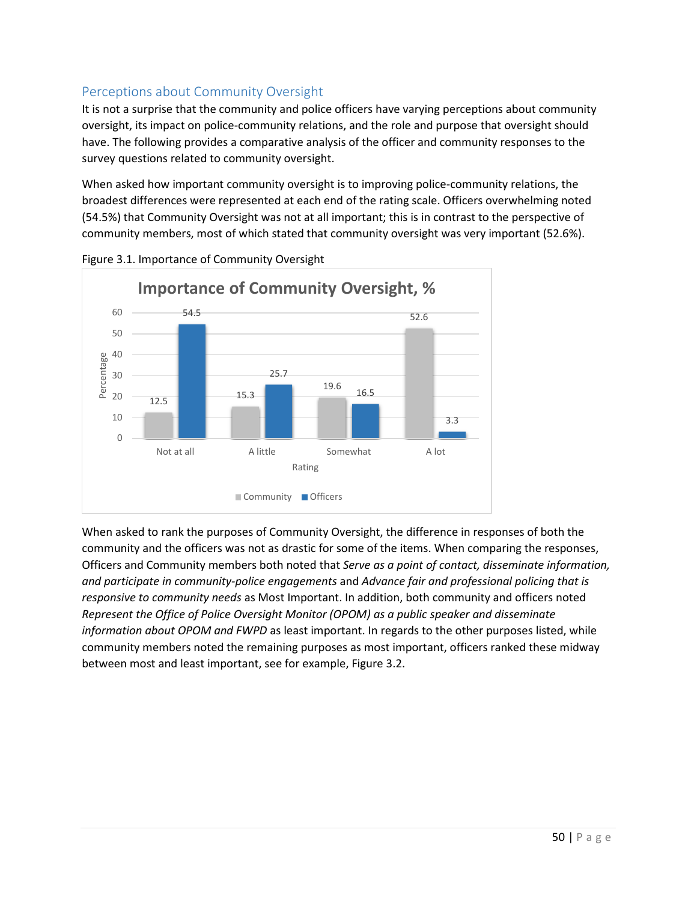## Perceptions about Community Oversight

It is not a surprise that the community and police officers have varying perceptions about community oversight, its impact on police-community relations, and the role and purpose that oversight should have. The following provides a comparative analysis of the officer and community responses to the survey questions related to community oversight.

When asked how important community oversight is to improving police-community relations, the broadest differences were represented at each end of the rating scale. Officers overwhelming noted (54.5%) that Community Oversight was not at all important; this is in contrast to the perspective of community members, most of which stated that community oversight was very important (52.6%).

Figure 3.1. Importance of Community Oversight

**Importance of Community Oversight, %**

| Rating | Community | Officers |
|---|---|---|
| Not at all | 12.5 | 54.5 |
| A little | 15.3 | 25.7 |
| Somewhat | 19.6 | 16.5 |
| A lot | 52.6 | 3.3 |

When asked to rank the purposes of Community Oversight, the difference in responses of both the community and the officers was not as drastic for some of the items. When comparing the responses, Officers and Community members both noted that *Serve as a point of contact, disseminate information, and participate in community-police engagements* and *Advance fair and professional policing that is responsive to community needs* as Most Important. In addition, both community and officers noted *Represent the Office of Police Oversight Monitor (OPOM) as a public speaker and disseminate information about OPOM and FWPD* as least important. In regards to the other purposes listed, while community members noted the remaining purposes as most important, officers ranked these midway between most and least important, see for example, Figure 3.2.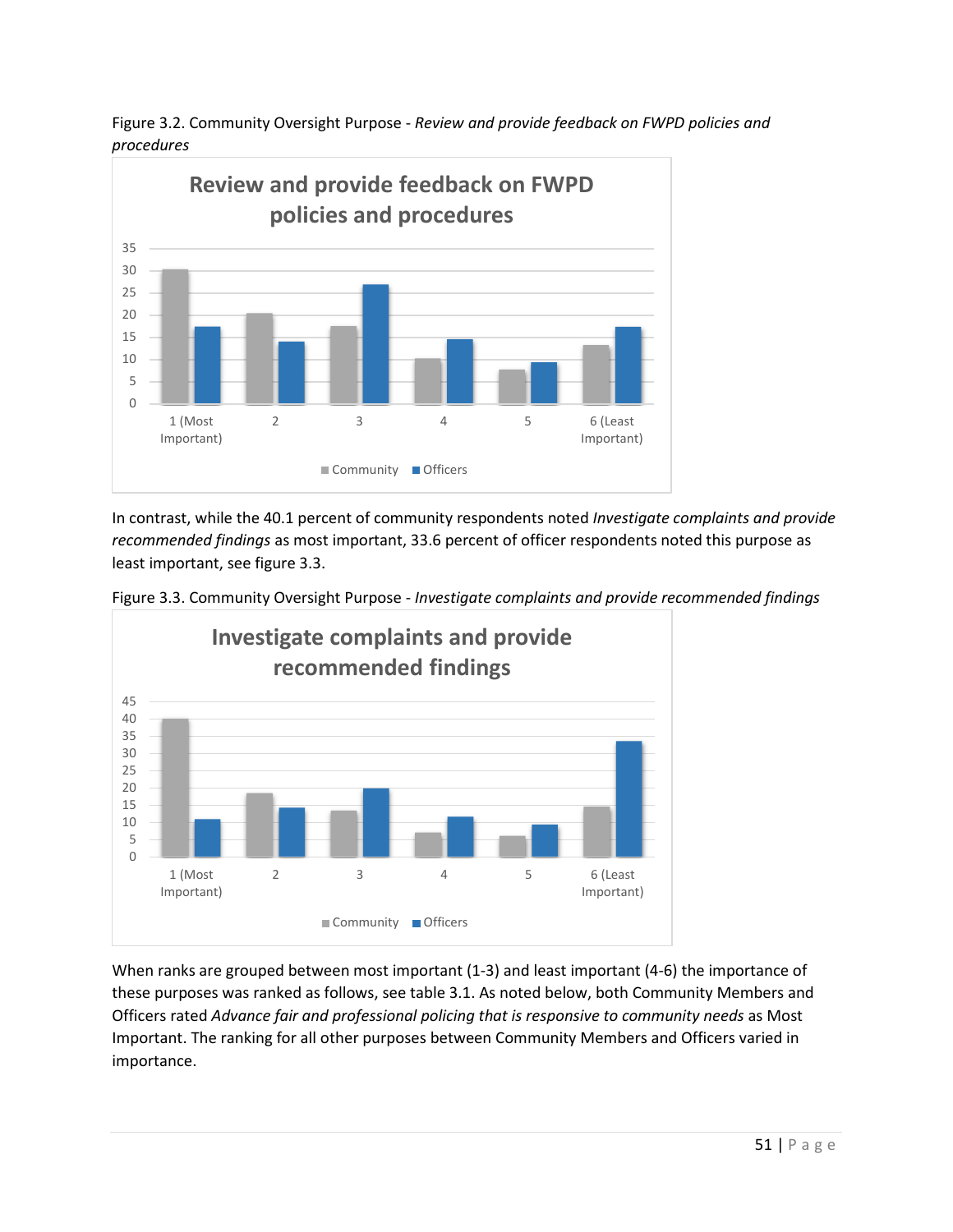Figure 3.2. Community Oversight Purpose - *Review and provide feedback on FWPD policies and procedures*

In contrast, while the 40.1 percent of community respondents noted *Investigate complaints and provide recommended findings* as most important, 33.6 percent of officer respondents noted this purpose as least important, see figure 3.3.

Figure 3.3. Community Oversight Purpose - *Investigate complaints and provide recommended findings*

When ranks are grouped between most important (1-3) and least important (4-6) the importance of these purposes was ranked as follows, see table 3.1. As noted below, both Community Members and Officers rated *Advance fair and professional policing that is responsive to community needs* as Most Important. The ranking for all other purposes between Community Members and Officers varied in importance.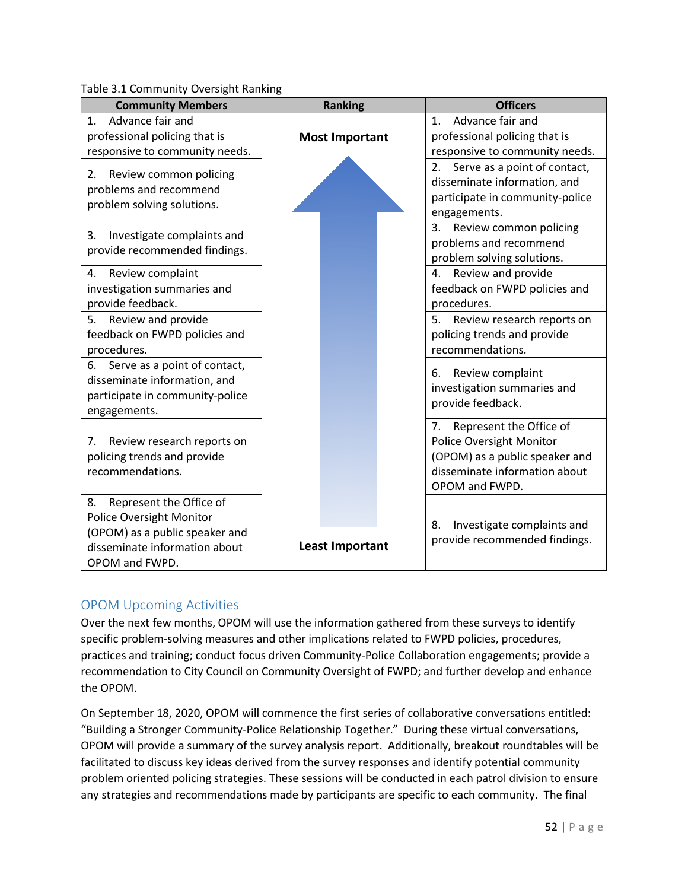Table 3.1 Community Oversight Ranking

| Community Members | Ranking | Officers |
|---|---|---|
| 1. Advance fair and professional policing that is responsive to community needs. | Most Important | 1. Advance fair and professional policing that is responsive to community needs. |
| 2. Review common policing problems and recommend problem solving solutions. | | 2. Serve as a point of contact, disseminate information, and participate in community-police engagements. |
| 3. Investigate complaints and provide recommended findings. | | 3. Review common policing problems and recommend problem solving solutions. |
| 4. Review complaint investigation summaries and provide feedback. | | 4. Review and provide feedback on FWPD policies and procedures. |
| 5. Review and provide feedback on FWPD policies and procedures. | | 5. Review research reports on policing trends and provide recommendations. |
| 6. Serve as a point of contact, disseminate information, and participate in community-police engagements. | | 6. Review complaint investigation summaries and provide feedback. |
| 7. Review research reports on policing trends and provide recommendations. | | 7. Represent the Office of Police Oversight Monitor (OPOM) as a public speaker and disseminate information about OPOM and FWPD. |
| 8. Represent the Office of Police Oversight Monitor (OPOM) as a public speaker and disseminate information about OPOM and FWPD. | Least Important | 8. Investigate complaints and provide recommended findings. |

## OPOM Upcoming Activities

Over the next few months, OPOM will use the information gathered from these surveys to identify specific problem-solving measures and other implications related to FWPD policies, procedures, practices and training; conduct focus driven Community-Police Collaboration engagements; provide a recommendation to City Council on Community Oversight of FWPD; and further develop and enhance the OPOM.

On September 18, 2020, OPOM will commence the first series of collaborative conversations entitled: "Building a Stronger Community-Police Relationship Together." During these virtual conversations, OPOM will provide a summary of the survey analysis report. Additionally, breakout roundtables will be facilitated to discuss key ideas derived from the survey responses and identify potential community problem oriented policing strategies. These sessions will be conducted in each patrol division to ensure any strategies and recommendations made by participants are specific to each community. The final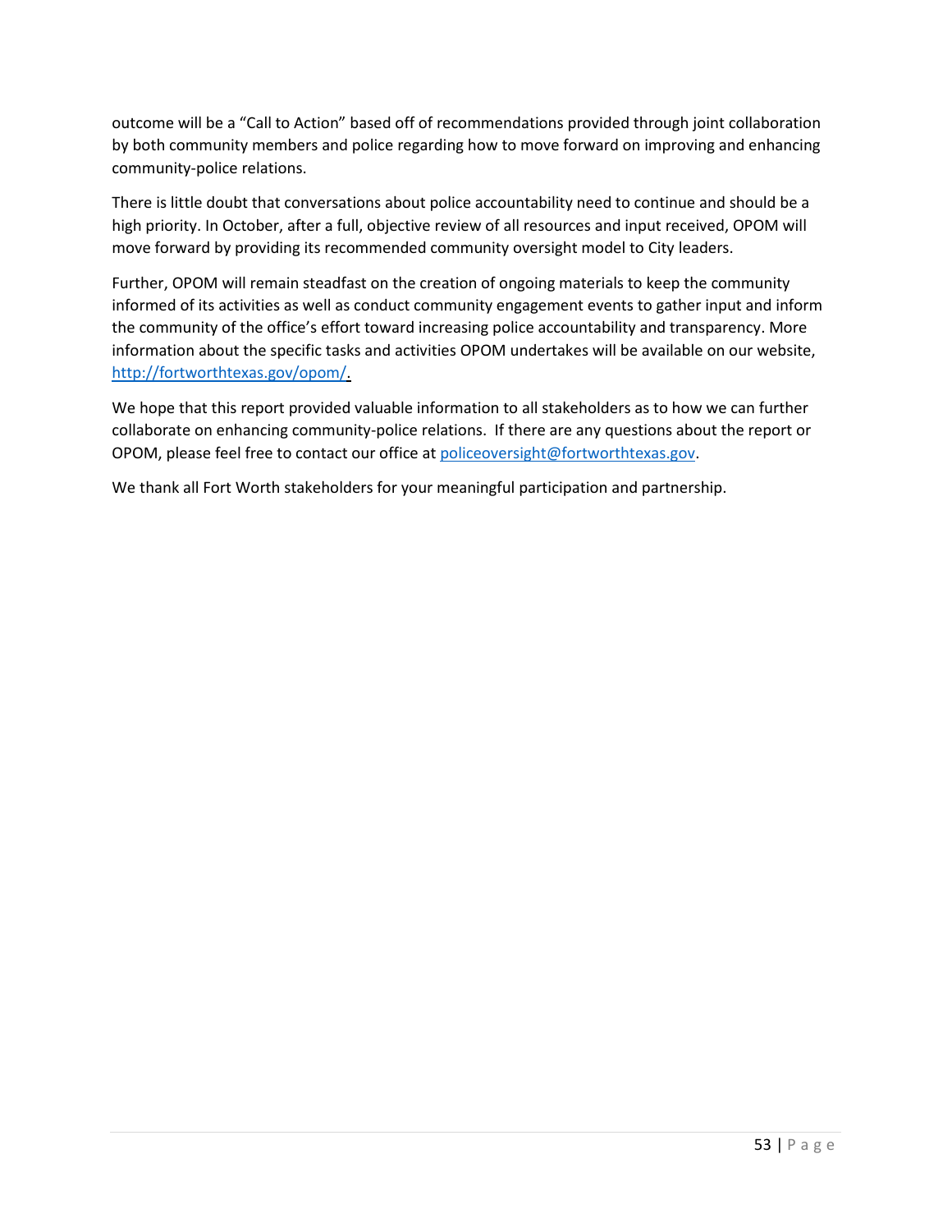outcome will be a "Call to Action" based off of recommendations provided through joint collaboration by both community members and police regarding how to move forward on improving and enhancing community-police relations.

There is little doubt that conversations about police accountability need to continue and should be a high priority. In October, after a full, objective review of all resources and input received, OPOM will move forward by providing its recommended community oversight model to City leaders.

Further, OPOM will remain steadfast on the creation of ongoing materials to keep the community informed of its activities as well as conduct community engagement events to gather input and inform the community of the office's effort toward increasing police accountability and transparency. More information about the specific tasks and activities OPOM undertakes will be available on our website, http://fortworthtexas.gov/opom/.

We hope that this report provided valuable information to all stakeholders as to how we can further collaborate on enhancing community-police relations. If there are any questions about the report or OPOM, please feel free to contact our office at policeoversight@fortworthtexas.gov.

We thank all Fort Worth stakeholders for your meaningful participation and partnership.